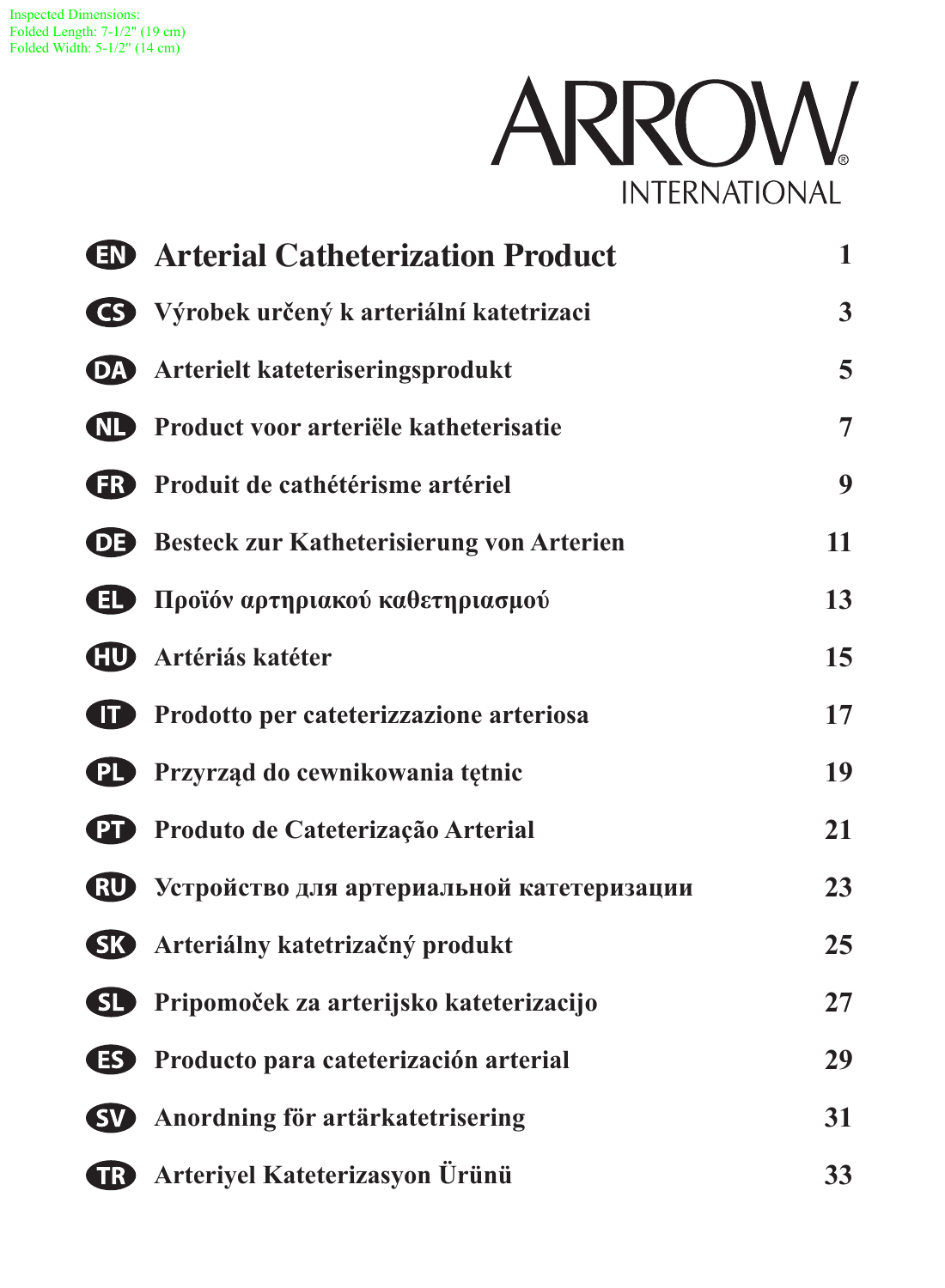Inspected Dimensions:
Folded Length: 7-1/2" (19 cm)
Folded Width: 5-1/2" (14 cm)

ARROW®
INTERNATIONAL

| | | |
|---|---|---|
| EN | **Arterial Catheterization Product** | 1 |
| CS | **Výrobek určený k arteriální katetrizaci** | 3 |
| DA | **Arterielt kateteriseringsprodukt** | 5 |
| NL | **Product voor arteriële katheterisatie** | 7 |
| FR | **Produit de cathétérisme artériel** | 9 |
| DE | **Besteck zur Katheterisierung von Arterien** | 11 |
| EL | **Προϊόν αρτηριακού καθετηριασμού** | 13 |
| HU | **Artériás katéter** | 15 |
| IT | **Prodotto per cateterizzazione arteriosa** | 17 |
| PL | **Przyrząd do cewnikowania tętnic** | 19 |
| PT | **Produto de Cateterização Arterial** | 21 |
| RU | **Устройство для артериальной катетеризации** | 23 |
| SK | **Arteriálny katetrizačný produkt** | 25 |
| SL | **Pripomoček za arterijsko kateterizacijo** | 27 |
| ES | **Producto para cateterización arterial** | 29 |
| SV | **Anordning för artärkatetrisering** | 31 |
| TR | **Arteriyel Kateterizasyon Ürünü** | 33 |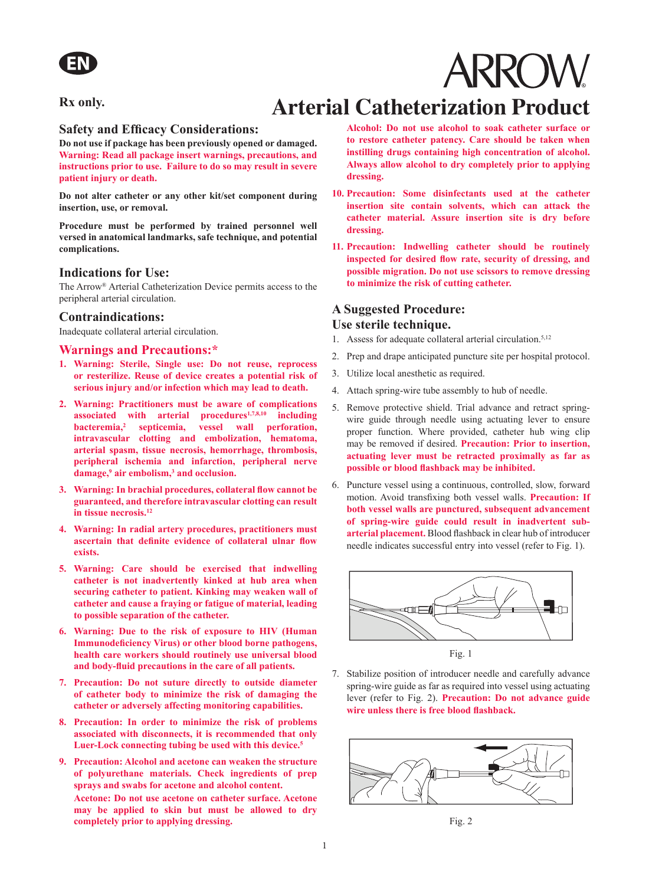EN

ARROW

**Rx only.**

# Arterial Catheterization Product

## Safety and Efficacy Considerations:

**Do not use if package has been previously opened or damaged.**
**Warning: Read all package insert warnings, precautions, and instructions prior to use. Failure to do so may result in severe patient injury or death.**

**Do not alter catheter or any other kit/set component during insertion, use, or removal.**

**Procedure must be performed by trained personnel well versed in anatomical landmarks, safe technique, and potential complications.**

## Indications for Use:

The Arrow® Arterial Catheterization Device permits access to the peripheral arterial circulation.

## Contraindications:

Inadequate collateral arterial circulation.

## Warnings and Precautions:*

1. **Warning: Sterile, Single use: Do not reuse, reprocess or resterilize. Reuse of device creates a potential risk of serious injury and/or infection which may lead to death.**
2. **Warning: Practitioners must be aware of complications associated with arterial procedures[1,7,8,10] including bacteremia,[2] septicemia, vessel wall perforation, intravascular clotting and embolization, hematoma, arterial spasm, tissue necrosis, hemorrhage, thrombosis, peripheral ischemia and infarction, peripheral nerve damage,[9] air embolism,[3] and occlusion.**
3. **Warning: In brachial procedures, collateral flow cannot be guaranteed, and therefore intravascular clotting can result in tissue necrosis.[12]**
4. **Warning: In radial artery procedures, practitioners must ascertain that definite evidence of collateral ulnar flow exists.**
5. **Warning: Care should be exercised that indwelling catheter is not inadvertently kinked at hub area when securing catheter to patient. Kinking may weaken wall of catheter and cause a fraying or fatigue of material, leading to possible separation of the catheter.**
6. **Warning: Due to the risk of exposure to HIV (Human Immunodeficiency Virus) or other blood borne pathogens, health care workers should routinely use universal blood and body-fluid precautions in the care of all patients.**
7. **Precaution: Do not suture directly to outside diameter of catheter body to minimize the risk of damaging the catheter or adversely affecting monitoring capabilities.**
8. **Precaution: In order to minimize the risk of problems associated with disconnects, it is recommended that only Luer-Lock connecting tubing be used with this device.[5]**
9. **Precaution: Alcohol and acetone can weaken the structure of polyurethane materials. Check ingredients of prep sprays and swabs for acetone and alcohol content.**

   **Acetone: Do not use acetone on catheter surface. Acetone may be applied to skin but must be allowed to dry completely prior to applying dressing.**

   **Alcohol: Do not use alcohol to soak catheter surface or to restore catheter patency. Care should be taken when instilling drugs containing high concentration of alcohol. Always allow alcohol to dry completely prior to applying dressing.**
10. **Precaution: Some disinfectants used at the catheter insertion site contain solvents, which can attack the catheter material. Assure insertion site is dry before dressing.**
11. **Precaution: Indwelling catheter should be routinely inspected for desired flow rate, security of dressing, and possible migration. Do not use scissors to remove dressing to minimize the risk of cutting catheter.**

## A Suggested Procedure:
## Use sterile technique.

1. Assess for adequate collateral arterial circulation.[5,12]
2. Prep and drape anticipated puncture site per hospital protocol.
3. Utilize local anesthetic as required.
4. Attach spring-wire tube assembly to hub of needle.
5. Remove protective shield. Trial advance and retract spring-wire guide through needle using actuating lever to ensure proper function. Where provided, catheter hub wing clip may be removed if desired. **Precaution: Prior to insertion, actuating lever must be retracted proximally as far as possible or blood flashback may be inhibited.**
6. Puncture vessel using a continuous, controlled, slow, forward motion. Avoid transfixing both vessel walls. **Precaution: If both vessel walls are punctured, subsequent advancement of spring-wire guide could result in inadvertent sub-arterial placement.** Blood flashback in clear hub of introducer needle indicates successful entry into vessel (refer to Fig. 1).

Fig. 1

7. Stabilize position of introducer needle and carefully advance spring-wire guide as far as required into vessel using actuating lever (refer to Fig. 2). **Precaution: Do not advance guide wire unless there is free blood flashback.**

Fig. 2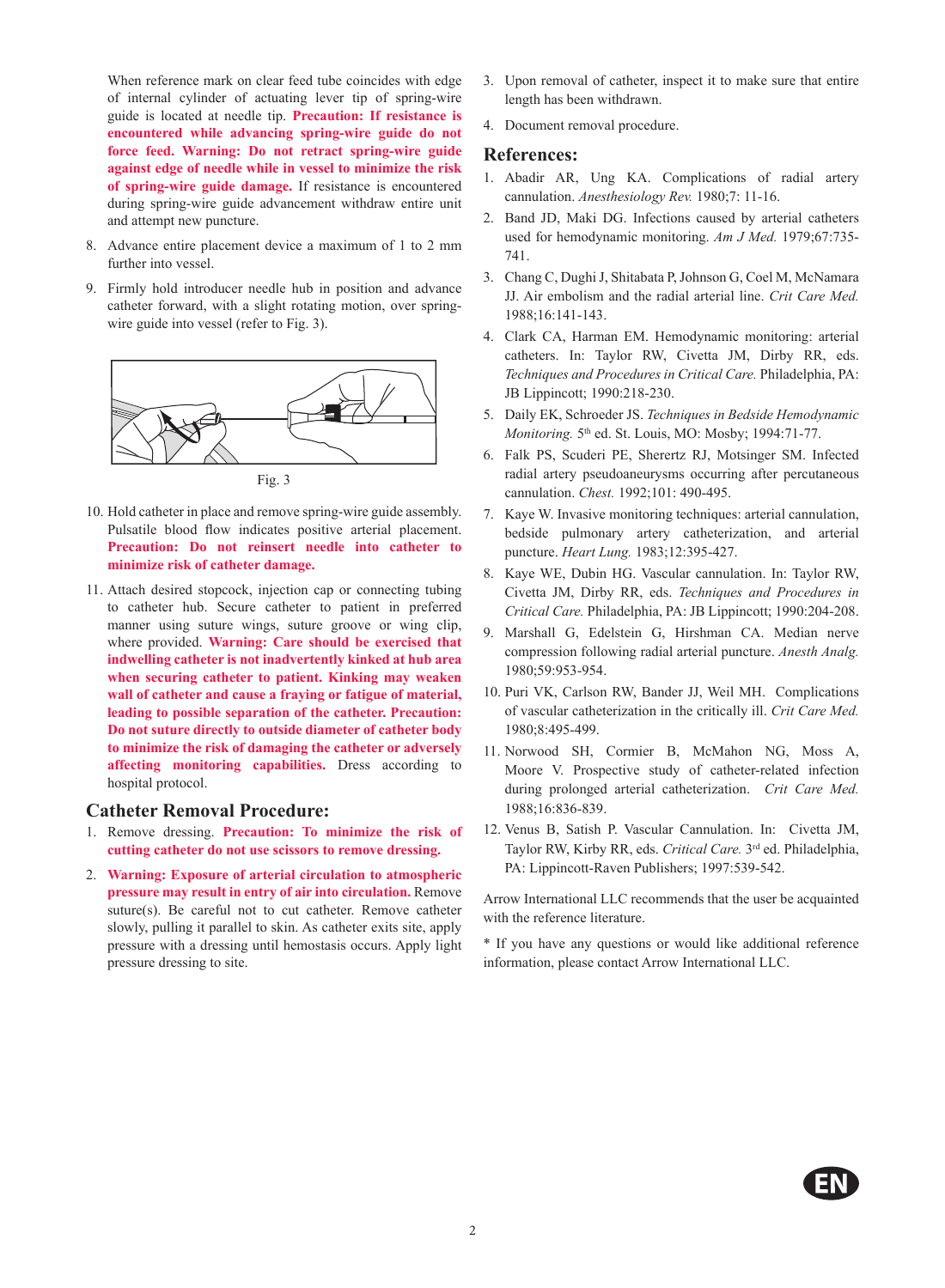When reference mark on clear feed tube coincides with edge of internal cylinder of actuating lever tip of spring-wire guide is located at needle tip. **Precaution: If resistance is encountered while advancing spring-wire guide do not force feed. Warning: Do not retract spring-wire guide against edge of needle while in vessel to minimize the risk of spring-wire guide damage.** If resistance is encountered during spring-wire guide advancement withdraw entire unit and attempt new puncture.

8. Advance entire placement device a maximum of 1 to 2 mm further into vessel.

9. Firmly hold introducer needle hub in position and advance catheter forward, with a slight rotating motion, over spring-wire guide into vessel (refer to Fig. 3).

Fig. 3

10. Hold catheter in place and remove spring-wire guide assembly. Pulsatile blood flow indicates positive arterial placement. **Precaution: Do not reinsert needle into catheter to minimize risk of catheter damage.**

11. Attach desired stopcock, injection cap or connecting tubing to catheter hub. Secure catheter to patient in preferred manner using suture wings, suture groove or wing clip, where provided. **Warning: Care should be exercised that indwelling catheter is not inadvertently kinked at hub area when securing catheter to patient. Kinking may weaken wall of catheter and cause a fraying or fatigue of material, leading to possible separation of the catheter. Precaution: Do not suture directly to outside diameter of catheter body to minimize the risk of damaging the catheter or adversely affecting monitoring capabilities.** Dress according to hospital protocol.

## Catheter Removal Procedure:

1. Remove dressing. **Precaution: To minimize the risk of cutting catheter do not use scissors to remove dressing.**

2. **Warning: Exposure of arterial circulation to atmospheric pressure may result in entry of air into circulation.** Remove suture(s). Be careful not to cut catheter. Remove catheter slowly, pulling it parallel to skin. As catheter exits site, apply pressure with a dressing until hemostasis occurs. Apply light pressure dressing to site.

3. Upon removal of catheter, inspect it to make sure that entire length has been withdrawn.

4. Document removal procedure.

## References:

1. Abadir AR, Ung KA. Complications of radial artery cannulation. *Anesthesiology Rev.* 1980;7: 11-16.
2. Band JD, Maki DG. Infections caused by arterial catheters used for hemodynamic monitoring. *Am J Med.* 1979;67:735-741.
3. Chang C, Dughi J, Shitabata P, Johnson G, Coel M, McNamara JJ. Air embolism and the radial arterial line. *Crit Care Med.* 1988;16:141-143.
4. Clark CA, Harman EM. Hemodynamic monitoring: arterial catheters. In: Taylor RW, Civetta JM, Dirby RR, eds. *Techniques and Procedures in Critical Care.* Philadelphia, PA: JB Lippincott; 1990:218-230.
5. Daily EK, Schroeder JS. *Techniques in Bedside Hemodynamic Monitoring.* 5th ed. St. Louis, MO: Mosby; 1994:71-77.
6. Falk PS, Scuderi PE, Sherertz RJ, Motsinger SM. Infected radial artery pseudoaneurysms occurring after percutaneous cannulation. *Chest.* 1992;101: 490-495.
7. Kaye W. Invasive monitoring techniques: arterial cannulation, bedside pulmonary artery catheterization, and arterial puncture. *Heart Lung.* 1983;12:395-427.
8. Kaye WE, Dubin HG. Vascular cannulation. In: Taylor RW, Civetta JM, Dirby RR, eds. *Techniques and Procedures in Critical Care.* Philadelphia, PA: JB Lippincott; 1990:204-208.
9. Marshall G, Edelstein G, Hirshman CA. Median nerve compression following radial arterial puncture. *Anesth Analg.* 1980;59:953-954.
10. Puri VK, Carlson RW, Bander JJ, Weil MH. Complications of vascular catheterization in the critically ill. *Crit Care Med.* 1980;8:495-499.
11. Norwood SH, Cormier B, McMahon NG, Moss A, Moore V. Prospective study of catheter-related infection during prolonged arterial catheterization. *Crit Care Med.* 1988;16:836-839.
12. Venus B, Satish P. Vascular Cannulation. In: Civetta JM, Taylor RW, Kirby RR, eds. *Critical Care.* 3rd ed. Philadelphia, PA: Lippincott-Raven Publishers; 1997:539-542.

Arrow International LLC recommends that the user be acquainted with the reference literature.

* If you have any questions or would like additional reference information, please contact Arrow International LLC.

EN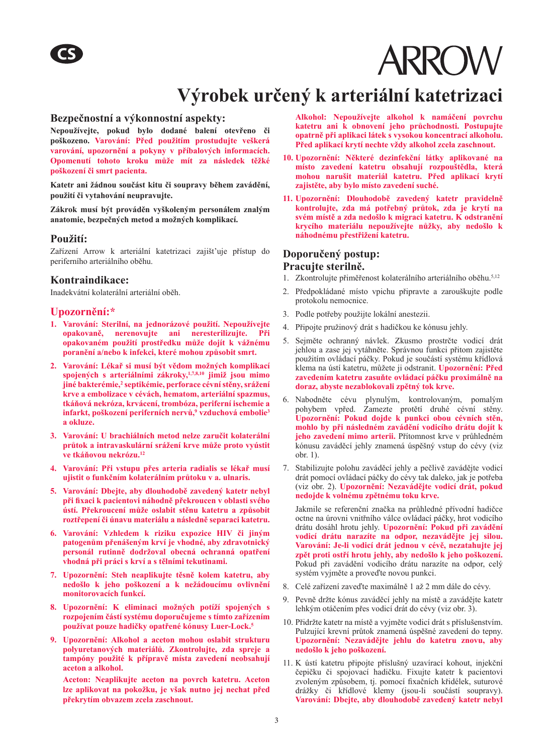CS

ARROW

# Výrobek určený k arteriální katetrizaci

## Bezpečnostní a výkonnostní aspekty:

**Nepoužívejte, pokud bylo dodané balení otevřeno či poškozeno. Varování: Před použitím prostudujte veškerá varování, upozornění a pokyny v příbalových informacích. Opomenutí tohoto kroku může mít za následek těžké poškození či smrt pacienta.**

**Katetr ani žádnou součást kitu či soupravy během zavádění, použití či vytahování neupravujte.**

**Zákrok musí být prováděn vyškoleným personálem znalým anatomie, bezpečných metod a možných komplikací.**

## Použití:

Zařízení Arrow k arteriální katetrizaci zajišťuje přístup do periferního arteriálního oběhu.

## Kontraindikace:

Inadekvátní kolaterální arteriální oběh.

## Upozornění:*

1. **Varování: Sterilní, na jednorázové použití. Nepoužívejte opakovaně, nerenovujte ani neresterilizujte. Při opakovaném použití prostředku může dojít k vážnému poranění a/nebo k infekci, které mohou způsobit smrt.**
2. **Varování: Lékař si musí být vědom možných komplikací spojených s arteriálními zákroky,[1,7,8,10] jimiž jsou mimo jiné bakterémie,[2] septikémie, perforace cévní stěny, srážení krve a embolizace v cévách, hematom, arteriální spazmus, tkáňová nekróza, krvácení, trombóza, periferní ischemie a infarkt, poškození periferních nervů,[9] vzduchová embolie[3] a okluze.**
3. **Varování: U brachiálních metod nelze zaručit kolaterální průtok a intravaskulární srážení krve může proto vyústit ve tkáňovou nekrózu.[12]**
4. **Varování: Při vstupu přes arteria radialis se lékař musí ujistit o funkčním kolaterálním průtoku v a. ulnaris.**
5. **Varování: Dbejte, aby dlouhodobě zavedený katetr nebyl při fixaci k pacientovi náhodně překroucen v oblasti svého ústí. Překroucení může oslabit stěnu katetru a způsobit roztřepení či únavu materiálu a následně separaci katetru.**
6. **Varování: Vzhledem k riziku expozice HIV či jiným patogenům přenášeným krví je vhodné, aby zdravotnický personál rutinně dodržoval obecná ochranná opatření vhodná při práci s krví a s tělními tekutinami.**
7. **Upozornění: Steh neaplikujte těsně kolem katetru, aby nedošlo k jeho poškození a k nežádoucímu ovlivnění monitorovacích funkcí.**
8. **Upozornění: K eliminaci možných potíží spojených s rozpojením částí systému doporučujeme s tímto zařízením používat pouze hadičky opatřené kónusy Luer-Lock.[5]**
9. **Upozornění: Alkohol a aceton mohou oslabit strukturu polyuretanových materiálů. Zkontrolujte, zda spreje a tampóny použité k přípravě místa zavedení neobsahují aceton a alkohol.**

   **Aceton: Neaplikujte aceton na povrch katetru. Aceton lze aplikovat na pokožku, je však nutno jej nechat před překrytím obvazem zcela zaschnout.**

   **Alkohol: Nepoužívejte alkohol k namáčení povrchu katetru ani k obnovení jeho průchodnosti. Postupujte opatrně při aplikaci látek s vysokou koncentrací alkoholu. Před aplikací krytí nechte vždy alkohol zcela zaschnout.**
10. **Upozornění: Některé dezinfekční látky aplikované na místo zavedení katetru obsahují rozpouštědla, která mohou narušit materiál katetru. Před aplikací krytí zajistěte, aby bylo místo zavedení suché.**
11. **Upozornění: Dlouhodobě zavedený katetr pravidelně kontrolujte, zda má potřebný průtok, zda je krytí na svém místě a zda nedošlo k migraci katetru. K odstranění krycího materiálu nepoužívejte nůžky, aby nedošlo k náhodnému přestřižení katetru.**

## Doporučený postup:
### Pracujte sterilně.

1. Zkontrolujte přiměřenost kolaterálního arteriálního oběhu.[5,12]
2. Předpokládané místo vpichu připravte a zarouškujte podle protokolu nemocnice.
3. Podle potřeby použijte lokální anestezii.
4. Připojte pružinový drát s hadičkou ke kónusu jehly.
5. Sejměte ochranný návlek. Zkusmo prostrčte vodicí drát jehlou a zase jej vytáhněte. Správnou funkci přitom zajistěte použitím ovládací páčky. Pokud je součástí systému křídlová klema na ústí katetru, můžete ji odstranit. **Upozornění: Před zavedením katetru zasuňte ovládací páčku proximálně na doraz, abyste nezablokovali zpětný tok krve.**
6. Nabodněte cévu plynulým, kontrolovaným, pomalým pohybem vpřed. Zamezte protětí druhé cévní stěny. **Upozornění: Pokud dojde k punkci obou cévních stěn, mohlo by při následném zavádění vodicího drátu dojít k jeho zavedení mimo arterii.** Přítomnost krve v průhledném kónusu zaváděcí jehly znamená úspěšný vstup do cévy (viz obr. 1).
7. Stabilizujte polohu zaváděcí jehly a pečlivě zavádějte vodicí drát pomocí ovládací páčky do cévy tak daleko, jak je potřeba (viz obr. 2). **Upozornění: Nezavádějte vodicí drát, pokud nedojde k volnému zpětnému toku krve.**

   Jakmile se referenční značka na průhledné přívodní hadičce octne na úrovni vnitřního válce ovládací páčky, hrot vodicího drátu dosáhl hrotu jehly. **Upozornění: Pokud při zavádění vodicí drátu narazíte na odpor, nezavádějte jej silou. Varování: Je-li vodicí drát jednou v cévě, nezatahujte jej zpět proti ostří hrotu jehly, aby nedošlo k jeho poškození.** Pokud při zavádění vodicího drátu narazíte na odpor, celý systém vyjměte a proveďte novou punkci.
8. Celé zařízení zaveďte maximálně 1 až 2 mm dále do cévy.
9. Pevně držte kónus zaváděcí jehly na místě a zavádějte katetr lehkým otáčením přes vodicí drát do cévy (viz obr. 3).
10. Přidržte katetr na místě a vyjměte vodicí drát s příslušenstvím. Pulzující krevní průtok znamená úspěšné zavedení do tepny. **Upozornění: Nezavádějte jehlu do katetru znovu, aby nedošlo k jeho poškození.**
11. K ústí katetru připojte příslušný uzavírací kohout, injekční čepičku či spojovací hadičku. Fixujte katetr k pacientovi zvoleným způsobem, tj. pomocí fixačních křidélek, suturové drážky či křídlové klemy (jsou-li součástí soupravy). **Varování: Dbejte, aby dlouhodobě zavedený katetr nebyl**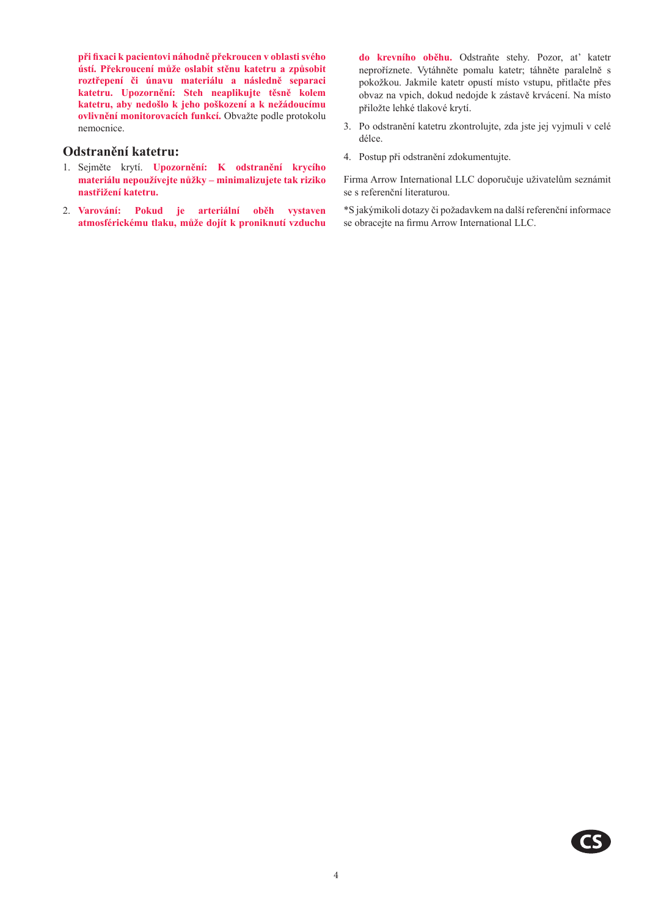**při fixaci k pacientovi náhodně překroucen v oblasti svého ústí. Překroucení může oslabit stěnu katetru a způsobit roztřepení či únavu materiálu a následně separaci katetru. Upozornění: Steh neaplikujte těsně kolem katetru, aby nedošlo k jeho poškození a k nežádoucímu ovlivnění monitorovacích funkcí.** Obvažte podle protokolu nemocnice.

## Odstranění katetru:

1. Sejměte krytí. **Upozornění: K odstranění krycího materiálu nepoužívejte nůžky – minimalizujete tak riziko nastřižení katetru.**
2. **Varování: Pokud je arteriální oběh vystaven atmosférickému tlaku, může dojít k proniknutí vzduchu do krevního oběhu.** Odstraňte stehy. Pozor, at' katetr neprořízněte. Vytáhněte pomalu katetr; táhněte paralelně s pokožkou. Jakmile katetr opustí místo vstupu, přitlačte přes obvaz na vpich, dokud nedojde k zástavě krvácení. Na místo přiložte lehké tlakové krytí.
3. Po odstranění katetru zkontrolujte, zda jste jej vyjmuli v celé délce.
4. Postup při odstranění zdokumentujte.

Firma Arrow International LLC doporučuje uživatelům seznámit se s referenční literaturou.

*S jakýmikoli dotazy či požadavkem na další referenční informace se obracejte na firmu Arrow International LLC.

CS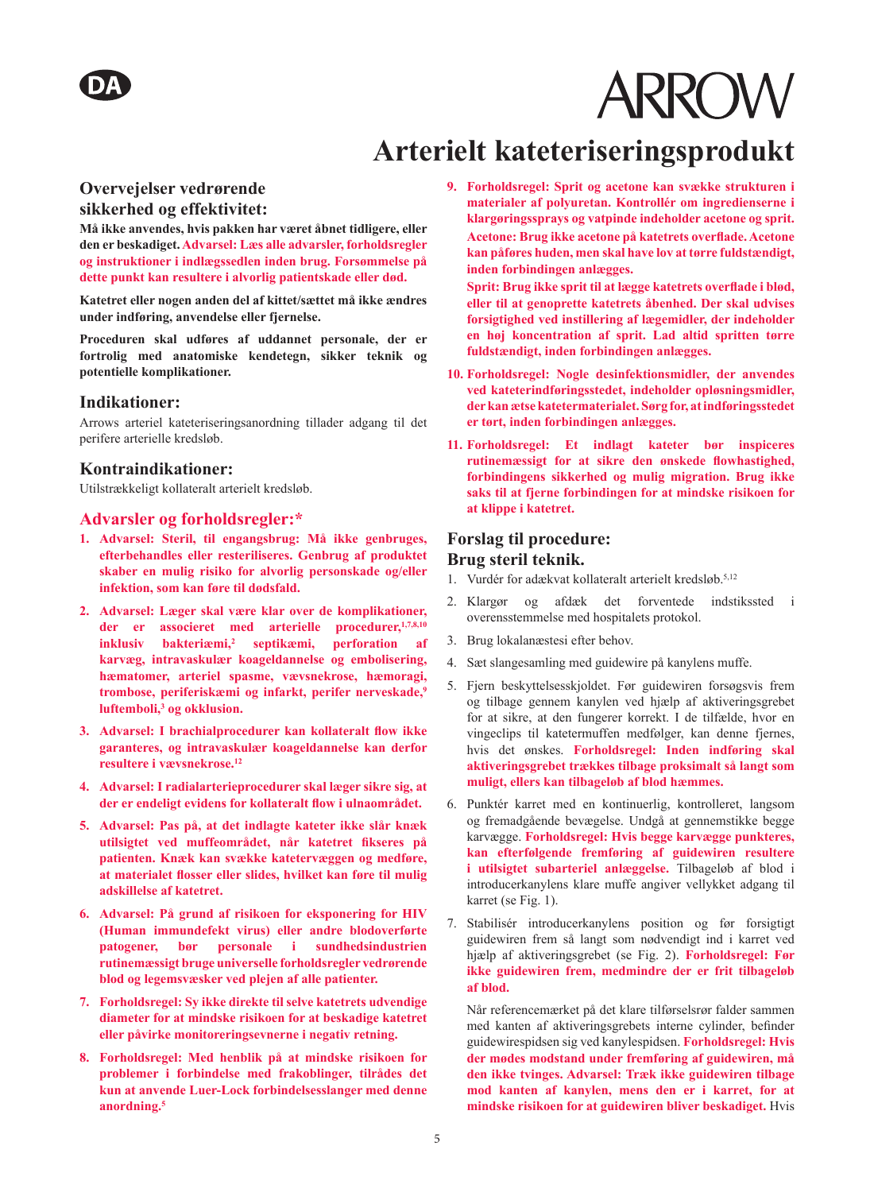DA

ARROW

# Arterielt kateteriseringsprodukt

## Overvejelser vedrørende sikkerhed og effektivitet:

**Må ikke anvendes, hvis pakken har været åbnet tidligere, eller den er beskadiget. Advarsel: Læs alle advarsler, forholdsregler og instruktioner i indlægssedlen inden brug. Forsømmelse på dette punkt kan resultere i alvorlig patientskade eller død.**

**Katetret eller nogen anden del af kittet/sættet må ikke ændres under indføring, anvendelse eller fjernelse.**

**Proceduren skal udføres af uddannet personale, der er fortrolig med anatomiske kendetegn, sikker teknik og potentielle komplikationer.**

## Indikationer:

Arrows arteriel kateteriseringsanordning tillader adgang til det perifere arterielle kredsløb.

## Kontraindikationer:

Utilstrækkeligt kollateralt arterielt kredsløb.

## Advarsler og forholdsregler:*

1. **Advarsel: Steril, til engangsbrug: Må ikke genbruges, efterbehandles eller resteriliseres. Genbrug af produktet skaber en mulig risiko for alvorlig personskade og/eller infektion, som kan føre til dødsfald.**

2. **Advarsel: Læger skal være klar over de komplikationer, der er associeret med arterielle procedurer,[1,7,8,10] inklusiv bakteriæmi,[2] septikæmi, perforation af karvæg, intravaskulær koageldannelse og embolisering, hæmatomer, arteriel spasme, vævsnekrose, hæmoragi, trombose, periferiskæmi og infarkt, perifer nerveskade,[9] luftemboli,[3] og okklusion.**

3. **Advarsel: I brachialprocedurer kan kollateralt flow ikke garanteres, og intravaskulær koageldannelse kan derfor resultere i vævsnekrose.[12]**

4. **Advarsel: I radialarterieprocedurer skal læger sikre sig, at der er endeligt evidens for kollateralt flow i ulnaområdet.**

5. **Advarsel: Pas på, at det indlagte kateter ikke slår knæk utilsigtet ved muffeområdet, når katetret fikseres på patienten. Knæk kan svække katetervæggen og medføre, at materialet flosser eller slides, hvilket kan føre til mulig adskillelse af katetret.**

6. **Advarsel: På grund af risikoen for eksponering for HIV (Human immundefekt virus) eller andre blodoverførte patogener, bør personale i sundhedsindustrien rutinemæssigt bruge universelle forholdsregler vedrørende blod og legemsvæsker ved plejen af alle patienter.**

7. **Forholdsregel: Sy ikke direkte til selve katetrets udvendige diameter for at mindske risikoen for at beskadige katetret eller påvirke monitoreringsevnerne i negativ retning.**

8. **Forholdsregel: Med henblik på at mindske risikoen for problemer i forbindelse med frakoblinger, tilrådes det kun at anvende Luer-Lock forbindelsesslanger med denne anordning.[5]**

9. **Forholdsregel: Sprit og acetone kan svække strukturen i materialer af polyuretan. Kontrollér om ingredienserne i klargøringssprays og vatpinde indeholder acetone og sprit.**
   **Acetone: Brug ikke acetone på katetrets overflade. Acetone kan påføres huden, men skal have lov at tørre fuldstændigt, inden forbindingen anlægges.**
   **Sprit: Brug ikke sprit til at lægge katetrets overflade i blød, eller til at genoprette katetrets åbenhed. Der skal udvises forsigtighed ved instillering af lægemidler, der indeholder en høj koncentration af sprit. Lad altid spritten tørre fuldstændigt, inden forbindingen anlægges.**

10. **Forholdsregel: Nogle desinfektionsmidler, der anvendes ved kateterindføringsstedet, indeholder opløsningsmidler, der kan ætse katetermaterialet. Sørg for, at indføringsstedet er tørt, inden forbindingen anlægges.**

11. **Forholdsregel: Et indlagt kateter bør inspiceres rutinemæssigt for at sikre den ønskede flowhastighed, forbindingens sikkerhed og mulig migration. Brug ikke saks til at fjerne forbindingen for at mindske risikoen for at klippe i katetret.**

## Forslag til procedure:
## Brug steril teknik.

1. Vurdér for adækvat kollateralt arterielt kredsløb.[5,12]
2. Klargør og afdæk det forventede indstikssted i overensstemmelse med hospitalets protokol.
3. Brug lokalanæstesi efter behov.
4. Sæt slangesamling med guidewire på kanylens muffe.
5. Fjern beskyttelsesskjoldet. Før guidewiren forsøgsvis frem og tilbage gennem kanylen ved hjælp af aktiveringsgrebet for at sikre, at den fungerer korrekt. I de tilfælde, hvor en vingeclips til katetermuffen medfølger, kan denne fjernes, hvis det ønskes. **Forholdsregel: Inden indføring skal aktiveringsgrebet trækkes tilbage proksimalt så langt som muligt, ellers kan tilbageløb af blod hæmmes.**
6. Punktér karret med en kontinuerlig, kontrolleret, langsom og fremadgående bevægelse. Undgå at gennemstikke begge karvægge. **Forholdsregel: Hvis begge karvægge punkteres, kan efterfølgende fremføring af guidewiren resultere i utilsigtet subarteriel anlæggelse.** Tilbageløb af blod i introducerkanylens klare muffe angiver vellykket adgang til karret (se Fig. 1).
7. Stabilisér introducerkanylens position og før forsigtigt guidewiren frem så langt som nødvendigt ind i karret ved hjælp af aktiveringsgrebet (se Fig. 2). **Forholdsregel: Før ikke guidewiren frem, medmindre der er frit tilbageløb af blod.**

   Når referencemærket på det klare tilførselsrør falder sammen med kanten af aktiveringsgrebets interne cylinder, befinder guidewirespidsen sig ved kanylespidsen. **Forholdsregel: Hvis der mødes modstand under fremføring af guidewiren, må den ikke tvinges. Advarsel: Træk ikke guidewiren tilbage mod kanten af kanylen, mens den er i karret, for at mindske risikoen for at guidewiren bliver beskadiget.** Hvis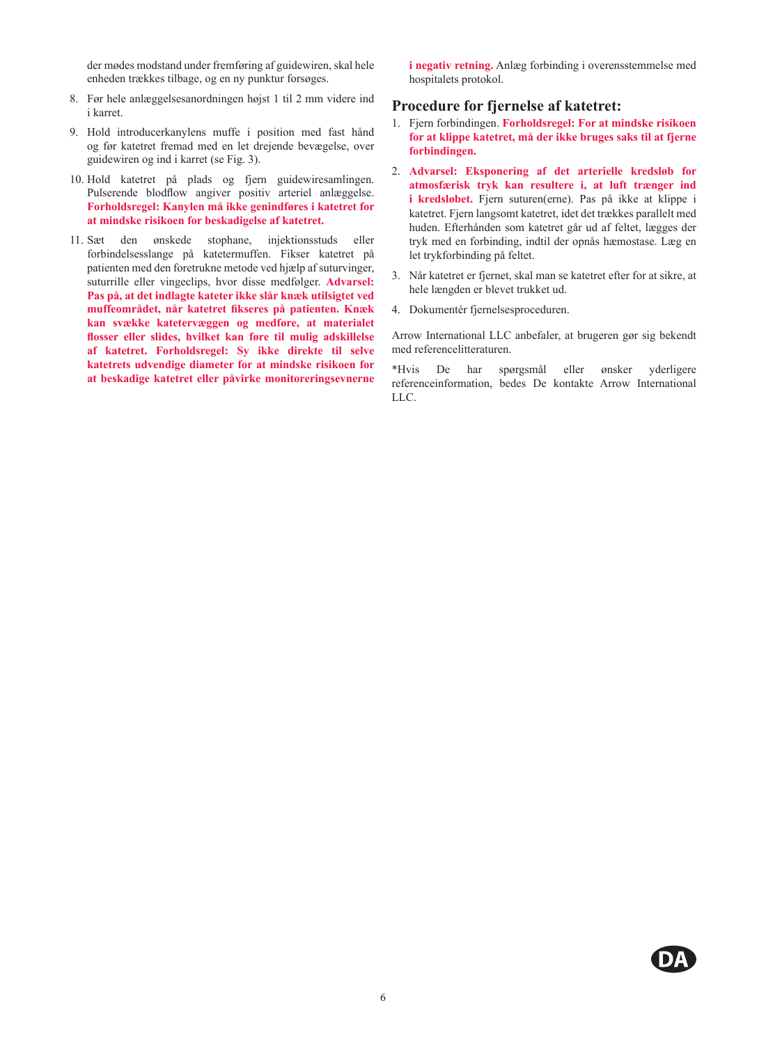der mødes modstand under fremføring af guidewiren, skal hele enheden trækkes tilbage, og en ny punktur forsøges.

8. Før hele anlæggelsesanordningen højst 1 til 2 mm videre ind i karret.

9. Hold introducerkanylens muffe i position med fast hånd og før katetret fremad med en let drejende bevægelse, over guidewiren og ind i karret (se Fig. 3).

10. Hold katetret på plads og fjern guidewiresamlingen. Pulserende blodflow angiver positiv arteriel anlæggelse. **Forholdsregel: Kanylen må ikke genindføres i katetret for at mindske risikoen for beskadigelse af katetret.**

11. Sæt den ønskede stophane, injektionsstuds eller forbindelsesslange på katetermuffen. Fikser katetret på patienten med den foretrukne metode ved hjælp af suturvinger, suturrille eller vingeclips, hvor disse medfølger. **Advarsel: Pas på, at det indlagte kateter ikke slår knæk utilsigtet ved muffeområdet, når katetret fikseres på patienten. Knæk kan svække katetervæggen og medføre, at materialet flosser eller slides, hvilket kan føre til mulig adskillelse af katetret. Forholdsregel: Sy ikke direkte til selve katetrets udvendige diameter for at mindske risikoen for at beskadige katetret eller påvirke monitoreringsevnerne i negativ retning.** Anlæg forbinding i overensstemmelse med hospitalets protokol.

## Procedure for fjernelse af katetret:

1. Fjern forbindingen. **Forholdsregel: For at mindske risikoen for at klippe katetret, må der ikke bruges saks til at fjerne forbindingen.**

2. **Advarsel: Eksponering af det arterielle kredsløb for atmosfærisk tryk kan resultere i, at luft trænger ind i kredsløbet.** Fjern suturen(erne). Pas på ikke at klippe i katetret. Fjern langsomt katetret, idet det trækkes parallelt med huden. Efterhånden som katetret går ud af feltet, lægges der tryk med en forbinding, indtil der opnås hæmostase. Læg en let trykforbinding på feltet.

3. Når katetret er fjernet, skal man se katetret efter for at sikre, at hele længden er blevet trukket ud.

4. Dokumentér fjernelsesproceduren.

Arrow International LLC anbefaler, at brugeren gør sig bekendt med referencelitteraturen.

*Hvis De har spørgsmål eller ønsker yderligere referenceinformation, bedes De kontakte Arrow International LLC.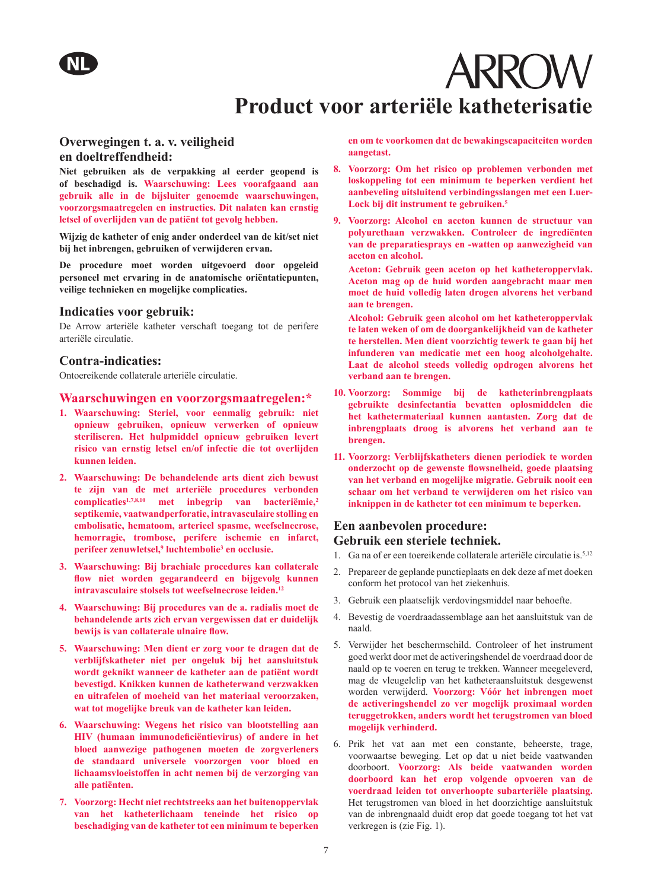NL

ARROW

# Product voor arteriële katheterisatie

## Overwegingen t. a. v. veiligheid en doeltreffendheid:

**Niet gebruiken als de verpakking al eerder geopend is of beschadigd is. Waarschuwing: Lees voorafgaand aan gebruik alle in de bijsluiter genoemde waarschuwingen, voorzorgsmaatregelen en instructies. Dit nalaten kan ernstig letsel of overlijden van de patiënt tot gevolg hebben.**

**Wijzig de katheter of enig ander onderdeel van de kit/set niet bij het inbrengen, gebruiken of verwijderen ervan.**

**De procedure moet worden uitgevoerd door opgeleid personeel met ervaring in de anatomische oriëntatiepunten, veilige technieken en mogelijke complicaties.**

## Indicaties voor gebruik:

De Arrow arteriële katheter verschaft toegang tot de perifere arteriële circulatie.

## Contra-indicaties:

Ontoereikende collaterale arteriële circulatie.

## Waarschuwingen en voorzorgsmaatregelen:*

1. **Waarschuwing: Steriel, voor eenmalig gebruik: niet opnieuw gebruiken, opnieuw verwerken of opnieuw steriliseren. Het hulpmiddel opnieuw gebruiken levert risico van ernstig letsel en/of infectie die tot overlijden kunnen leiden.**

2. **Waarschuwing: De behandelende arts dient zich bewust te zijn van de met arteriële procedures verbonden complicaties[1,7,8,10] met inbegrip van bacteriëmie,[2] septikemie, vaatwandperforatie, intravasculaire stolling en embolisatie, hematoom, arterieel spasme, weefselnecrose, hemorragie, trombose, perifere ischemie en infarct, perifeer zenuwletsel,[9] luchtembolie[3] en occlusie.**

3. **Waarschuwing: Bij brachiale procedures kan collaterale flow niet worden gegarandeerd en bijgevolg kunnen intravasculaire stolsels tot weefselnecrose leiden.[12]**

4. **Waarschuwing: Bij procedures van de a. radialis moet de behandelende arts zich ervan vergewissen dat er duidelijk bewijs is van collaterale ulnaire flow.**

5. **Waarschuwing: Men dient er zorg voor te dragen dat de verblijfskatheter niet per ongeluk bij het aansluitstuk wordt geknikt wanneer de katheter aan de patiënt wordt bevestigd. Knikken kunnen de katheterwand verzwakken en uitrafelen of moeheid van het materiaal veroorzaken, wat tot mogelijke breuk van de katheter kan leiden.**

6. **Waarschuwing: Wegens het risico van blootstelling aan HIV (humaan immunodeficiëntievirus) of andere in het bloed aanwezige pathogenen moeten de zorgverleners de standaard universele voorzorgen voor bloed en lichaamsvloeistoffen in acht nemen bij de verzorging van alle patiënten.**

7. **Voorzorg: Hecht niet rechtstreeks aan het buitenoppervlak van het katheterlichaam teneinde het risico op beschadiging van de katheter tot een minimum te beperken en om te voorkomen dat de bewakingscapaciteiten worden aangetast.**

8. **Voorzorg: Om het risico op problemen verbonden met loskoppeling tot een minimum te beperken verdient het aanbeveling uitsluitend verbindingsslangen met een Luer-Lock bij dit instrument te gebruiken.[5]**

9. **Voorzorg: Alcohol en aceton kunnen de structuur van polyurethaan verzwakken. Controleer de ingrediënten van de preparatiesprays en -watten op aanwezigheid van aceton en alcohol.**

   **Aceton: Gebruik geen aceton op het katheteroppervlak. Aceton mag op de huid worden aangebracht maar men moet de huid volledig laten drogen alvorens het verband aan te brengen.**

   **Alcohol: Gebruik geen alcohol om het katheteroppervlak te laten weken of om de doorgankelijkheid van de katheter te herstellen. Men dient voorzichtig tewerk te gaan bij het infunderen van medicatie met een hoog alcoholgehalte. Laat de alcohol steeds volledig opdrogen alvorens het verband aan te brengen.**

10. **Voorzorg: Sommige bij de katheterinbrengplaats gebruikte desinfectantia bevatten oplosmiddelen die het kathetermateriaal kunnen aantasten. Zorg dat de inbrengplaats droog is alvorens het verband aan te brengen.**

11. **Voorzorg: Verblijfskatheters dienen periodiek te worden onderzocht op de gewenste flowsnelheid, goede plaatsing van het verband en mogelijke migratie. Gebruik nooit een schaar om het verband te verwijderen om het risico van inknippen in de katheter tot een minimum te beperken.**

## Een aanbevolen procedure: Gebruik een steriele techniek.

1. Ga na of er een toereikende collaterale arteriële circulatie is.[5,12]

2. Prepareer de geplande punctieplaats en dek deze af met doeken conform het protocol van het ziekenhuis.

3. Gebruik een plaatselijk verdovingsmiddel naar behoefte.

4. Bevestig de voerdraadassemblage aan het aansluitstuk van de naald.

5. Verwijder het beschermschild. Controleer of het instrument goed werkt door met de activeringshendel de voerdraad door de naald op te voeren en terug te trekken. Wanneer meegeleverd, mag de vleugelclip van het katheteraansluitstuk desgewenst worden verwijderd. **Voorzorg: Vóór het inbrengen moet de activeringshendel zo ver mogelijk proximaal worden teruggetrokken, anders wordt het terugstromen van bloed mogelijk verhinderd.**

6. Prik het vat aan met een constante, beheerste, trage, voorwaartse beweging. Let op dat u niet beide vaatwanden doorboort. **Voorzorg: Als beide vaatwanden worden doorboord kan het erop volgende opvoeren van de voerdraad leiden tot onverhoopte subarteriële plaatsing.** Het terugstromen van bloed in het doorzichtige aansluitstuk van de inbrengnaald duidt erop dat goede toegang tot het vat verkregen is (zie Fig. 1).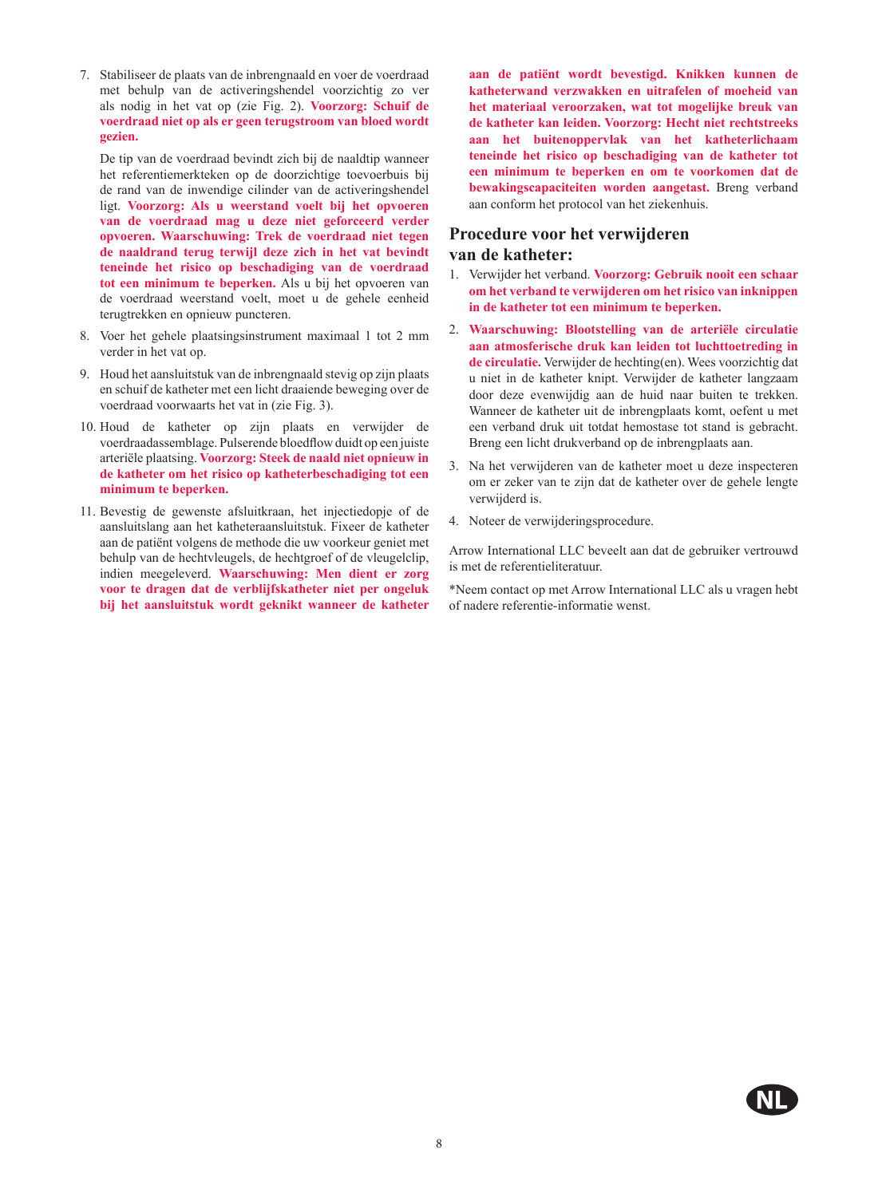7. Stabiliseer de plaats van de inbrengnaald en voer de voerdraad met behulp van de activeringshendel voorzichtig zo ver als nodig in het vat op (zie Fig. 2). **Voorzorg: Schuif de voerdraad niet op als er geen terugstroom van bloed wordt gezien.**

   De tip van de voerdraad bevindt zich bij de naaldtip wanneer het referentiemerkteken op de doorzichtige toevoerbuis bij de rand van de inwendige cilinder van de activeringshendel ligt. **Voorzorg: Als u weerstand voelt bij het opvoeren van de voerdraad mag u deze niet geforceerd verder opvoeren. Waarschuwing: Trek de voerdraad niet tegen de naaldrand terug terwijl deze zich in het vat bevindt teneinde het risico op beschadiging van de voerdraad tot een minimum te beperken.** Als u bij het opvoeren van de voerdraad weerstand voelt, moet u de gehele eenheid terugtrekken en opnieuw puncteren.

8. Voer het gehele plaatsingsinstrument maximaal 1 tot 2 mm verder in het vat op.

9. Houd het aansluitstuk van de inbrengnaald stevig op zijn plaats en schuif de katheter met een licht draaiende beweging over de voerdraad voorwaarts het vat in (zie Fig. 3).

10. Houd de katheter op zijn plaats en verwijder de voerdraadassemblage. Pulserende bloedflow duidt op een juiste arteriële plaatsing. **Voorzorg: Steek de naald niet opnieuw in de katheter om het risico op katheterbeschadiging tot een minimum te beperken.**

11. Bevestig de gewenste afsluitkraan, het injectiedopje of de aansluitslang aan het katheteraansluitstuk. Fixeer de katheter aan de patiënt volgens de methode die uw voorkeur geniet met behulp van de hechtvleugels, de hechtgroef of de vleugelclip, indien meegeleverd. **Waarschuwing: Men dient er zorg voor te dragen dat de verblijfskatheter niet per ongeluk bij het aansluitstuk wordt geknikt wanneer de katheter aan de patiënt wordt bevestigd. Knikken kunnen de katheterwand verzwakken en uitrafelen of moeheid van het materiaal veroorzaken, wat tot mogelijke breuk van de katheter kan leiden. Voorzorg: Hecht niet rechtstreeks aan het buitenoppervlak van het katheterlichaam teneinde het risico op beschadiging van de katheter tot een minimum te beperken en om te voorkomen dat de bewakingscapaciteiten worden aangetast.** Breng verband aan conform het protocol van het ziekenhuis.

## Procedure voor het verwijderen van de katheter:

1. Verwijder het verband. **Voorzorg: Gebruik nooit een schaar om het verband te verwijderen om het risico van inknippen in de katheter tot een minimum te beperken.**

2. **Waarschuwing: Blootstelling van de arteriële circulatie aan atmosferische druk kan leiden tot luchttoetreding in de circulatie.** Verwijder de hechting(en). Wees voorzichtig dat u niet in de katheter knipt. Verwijder de katheter langzaam door deze evenwijdig aan de huid naar buiten te trekken. Wanneer de katheter uit de inbrengplaats komt, oefent u met een verband druk uit totdat hemostase tot stand is gebracht. Breng een licht drukverband op de inbrengplaats aan.

3. Na het verwijderen van de katheter moet u deze inspecteren om er zeker van te zijn dat de katheter over de gehele lengte verwijderd is.

4. Noteer de verwijderingsprocedure.

Arrow International LLC beveelt aan dat de gebruiker vertrouwd is met de referentieliteratuur.

*Neem contact op met Arrow International LLC als u vragen hebt of nadere referentie-informatie wenst.

NL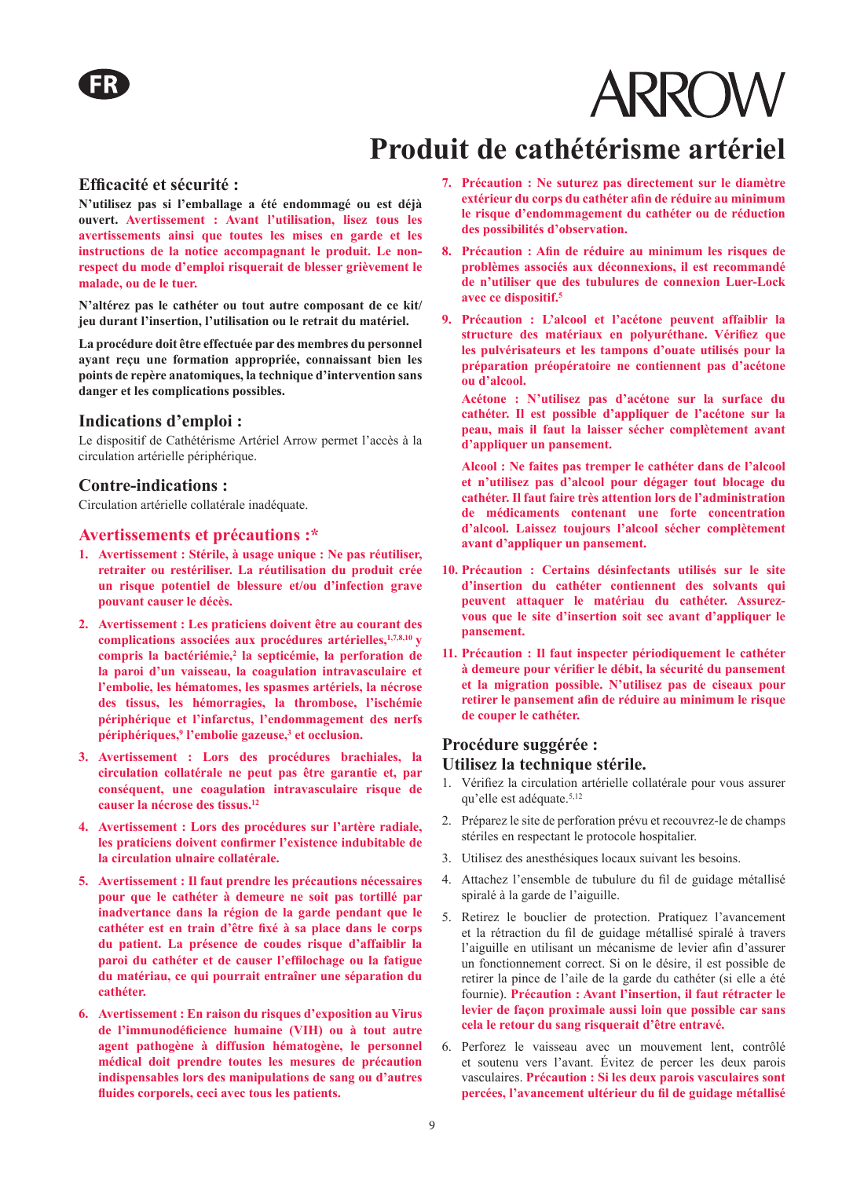FR

ARROW

# Produit de cathétérisme artériel

## Efficacité et sécurité :

**N'utilisez pas si l'emballage a été endommagé ou est déjà ouvert. Avertissement : Avant l'utilisation, lisez tous les avertissements ainsi que toutes les mises en garde et les instructions de la notice accompagnant le produit. Le non-respect du mode d'emploi risquerait de blesser grièvement le malade, ou de le tuer.**

**N'altérez pas le cathéter ou tout autre composant de ce kit/jeu durant l'insertion, l'utilisation ou le retrait du matériel.**

**La procédure doit être effectuée par des membres du personnel ayant reçu une formation appropriée, connaissant bien les points de repère anatomiques, la technique d'intervention sans danger et les complications possibles.**

## Indications d'emploi :

Le dispositif de Cathétérisme Artériel Arrow permet l'accès à la circulation artérielle périphérique.

## Contre-indications :

Circulation artérielle collatérale inadéquate.

## Avertissements et précautions :*

1. **Avertissement : Stérile, à usage unique : Ne pas réutiliser, retraiter ou restériliser. La réutilisation du produit crée un risque potentiel de blessure et/ou d'infection grave pouvant causer le décès.**
2. **Avertissement : Les praticiens doivent être au courant des complications associées aux procédures artérielles,[1,7,8,10] y compris la bactériémie,[2] la septicémie, la perforation de la paroi d'un vaisseau, la coagulation intravasculaire et l'embolie, les hématomes, les spasmes artériels, la nécrose des tissus, les hémorragies, la thrombose, l'ischémie périphérique et l'infarctus, l'endommagement des nerfs périphériques,[9] l'embolie gazeuse,[3] et occlusion.**
3. **Avertissement : Lors des procédures brachiales, la circulation collatérale ne peut pas être garantie et, par conséquent, une coagulation intravasculaire risque de causer la nécrose des tissus.[12]**
4. **Avertissement : Lors des procédures sur l'artère radiale, les praticiens doivent confirmer l'existence indubitable de la circulation ulnaire collatérale.**
5. **Avertissement : Il faut prendre les précautions nécessaires pour que le cathéter à demeure ne soit pas tortillé par inadvertance dans la région de la garde pendant que le cathéter est en train d'être fixé à sa place dans le corps du patient. La présence de coudes risque d'affaiblir la paroi du cathéter et de causer l'effilochage ou la fatigue du matériau, ce qui pourrait entraîner une séparation du cathéter.**
6. **Avertissement : En raison du risques d'exposition au Virus de l'immunodéficience humaine (VIH) ou à tout autre agent pathogène à diffusion hématogène, le personnel médical doit prendre toutes les mesures de précaution indispensables lors des manipulations de sang ou d'autres fluides corporels, ceci avec tous les patients.**
7. **Précaution : Ne suturez pas directement sur le diamètre extérieur du corps du cathéter afin de réduire au minimum le risque d'endommagement du cathéter ou de réduction des possibilités d'observation.**
8. **Précaution : Afin de réduire au minimum les risques de problèmes associés aux déconnexions, il est recommandé de n'utiliser que des tubulures de connexion Luer-Lock avec ce dispositif.[5]**
9. **Précaution : L'alcool et l'acétone peuvent affaiblir la structure des matériaux en polyuréthane. Vérifiez que les pulvérisateurs et les tampons d'ouate utilisés pour la préparation préopératoire ne contiennent pas d'acétone ou d'alcool.**

   **Acétone : N'utilisez pas d'acétone sur la surface du cathéter. Il est possible d'appliquer de l'acétone sur la peau, mais il faut la laisser sécher complètement avant d'appliquer un pansement.**

   **Alcool : Ne faites pas tremper le cathéter dans de l'alcool et n'utilisez pas d'alcool pour dégager tout blocage du cathéter. Il faut faire très attention lors de l'administration de médicaments contenant une forte concentration d'alcool. Laissez toujours l'alcool sécher complètement avant d'appliquer un pansement.**
10. **Précaution : Certains désinfectants utilisés sur le site d'insertion du cathéter contiennent des solvants qui peuvent attaquer le matériau du cathéter. Assurez-vous que le site d'insertion soit sec avant d'appliquer le pansement.**
11. **Précaution : Il faut inspecter périodiquement le cathéter à demeure pour vérifier le débit, la sécurité du pansement et la migration possible. N'utilisez pas de ciseaux pour retirer le pansement afin de réduire au minimum le risque de couper le cathéter.**

## Procédure suggérée :
## Utilisez la technique stérile.

1. Vérifiez la circulation artérielle collatérale pour vous assurer qu'elle est adéquate.[5,12]
2. Préparez le site de perforation prévu et recouvrez-le de champs stériles en respectant le protocole hospitalier.
3. Utilisez des anesthésiques locaux suivant les besoins.
4. Attachez l'ensemble de tubulure du fil de guidage métallisé spiralé à la garde de l'aiguille.
5. Retirez le bouclier de protection. Pratiquez l'avancement et la rétraction du fil de guidage métallisé spiralé à travers l'aiguille en utilisant un mécanisme de levier afin d'assurer un fonctionnement correct. Si on le désire, il est possible de retirer la pince de l'aile de la garde du cathéter (si elle a été fournie). **Précaution : Avant l'insertion, il faut rétracter le levier de façon proximale aussi loin que possible car sans cela le retour du sang risquerait d'être entravé.**
6. Perforez le vaisseau avec un mouvement lent, contrôlé et soutenu vers l'avant. Évitez de percer les deux parois vasculaires. **Précaution : Si les deux parois vasculaires sont percées, l'avancement ultérieur du fil de guidage métallisé**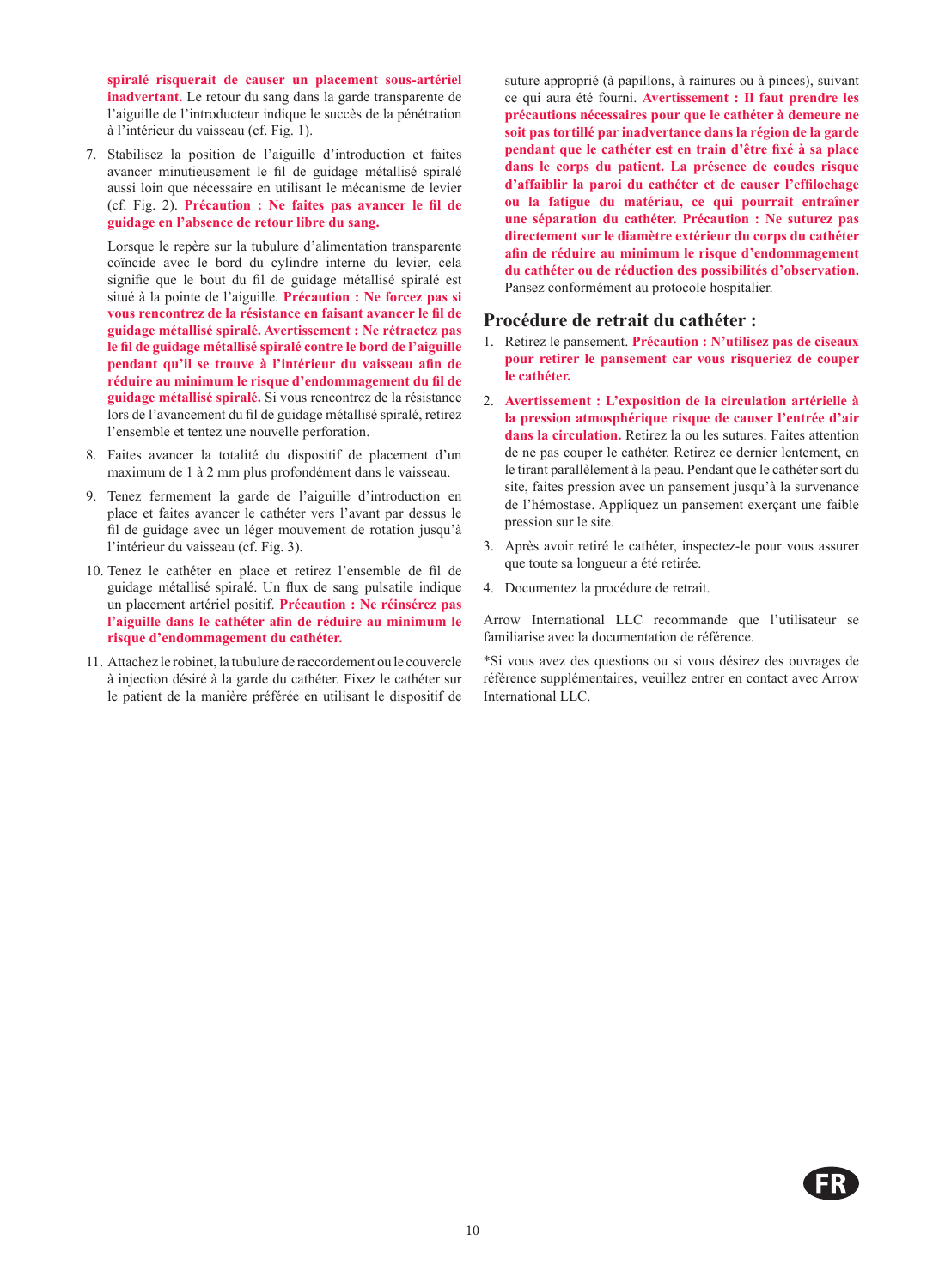**spiralé risquerait de causer un placement sous-artériel inadvertant.** Le retour du sang dans la garde transparente de l'aiguille de l'introducteur indique le succès de la pénétration à l'intérieur du vaisseau (cf. Fig. 1).

7. Stabilisez la position de l'aiguille d'introduction et faites avancer minutieusement le fil de guidage métallisé spiralé aussi loin que nécessaire en utilisant le mécanisme de levier (cf. Fig. 2). **Précaution : Ne faites pas avancer le fil de guidage en l'absence de retour libre du sang.**

   Lorsque le repère sur la tubulure d'alimentation transparente coïncide avec le bord du cylindre interne du levier, cela signifie que le bout du fil de guidage métallisé spiralé est situé à la pointe de l'aiguille. **Précaution : Ne forcez pas si vous rencontrez de la résistance en faisant avancer le fil de guidage métallisé spiralé. Avertissement : Ne rétractez pas le fil de guidage métallisé spiralé contre le bord de l'aiguille pendant qu'il se trouve à l'intérieur du vaisseau afin de réduire au minimum le risque d'endommagement du fil de guidage métallisé spiralé.** Si vous rencontrez de la résistance lors de l'avancement du fil de guidage métallisé spiralé, retirez l'ensemble et tentez une nouvelle perforation.

8. Faites avancer la totalité du dispositif de placement d'un maximum de 1 à 2 mm plus profondément dans le vaisseau.

9. Tenez fermement la garde de l'aiguille d'introduction en place et faites avancer le cathéter vers l'avant par dessus le fil de guidage avec un léger mouvement de rotation jusqu'à l'intérieur du vaisseau (cf. Fig. 3).

10. Tenez le cathéter en place et retirez l'ensemble de fil de guidage métallisé spiralé. Un flux de sang pulsatile indique un placement artériel positif. **Précaution : Ne réinsérez pas l'aiguille dans le cathéter afin de réduire au minimum le risque d'endommagement du cathéter.**

11. Attachez le robinet, la tubulure de raccordement ou le couvercle à injection désiré à la garde du cathéter. Fixez le cathéter sur le patient de la manière préférée en utilisant le dispositif de suture approprié (à papillons, à rainures ou à pinces), suivant ce qui aura été fourni. **Avertissement : Il faut prendre les précautions nécessaires pour que le cathéter à demeure ne soit pas tortillé par inadvertance dans la région de la garde pendant que le cathéter est en train d'être fixé à sa place dans le corps du patient. La présence de coudes risque d'affaiblir la paroi du cathéter et de causer l'effilochage ou la fatigue du matériau, ce qui pourrait entraîner une séparation du cathéter. Précaution : Ne suturez pas directement sur le diamètre extérieur du corps du cathéter afin de réduire au minimum le risque d'endommagement du cathéter ou de réduction des possibilités d'observation.** Pansez conformément au protocole hospitalier.

## Procédure de retrait du cathéter :

1. Retirez le pansement. **Précaution : N'utilisez pas de ciseaux pour retirer le pansement car vous risqueriez de couper le cathéter.**

2. **Avertissement : L'exposition de la circulation artérielle à la pression atmosphérique risque de causer l'entrée d'air dans la circulation.** Retirez la ou les sutures. Faites attention de ne pas couper le cathéter. Retirez ce dernier lentement, en le tirant parallèlement à la peau. Pendant que le cathéter sort du site, faites pression avec un pansement jusqu'à la survenance de l'hémostase. Appliquez un pansement exerçant une faible pression sur le site.

3. Après avoir retiré le cathéter, inspectez-le pour vous assurer que toute sa longueur a été retirée.

4. Documentez la procédure de retrait.

Arrow International LLC recommande que l'utilisateur se familiarise avec la documentation de référence.

*Si vous avez des questions ou si vous désirez des ouvrages de référence supplémentaires, veuillez entrer en contact avec Arrow International LLC.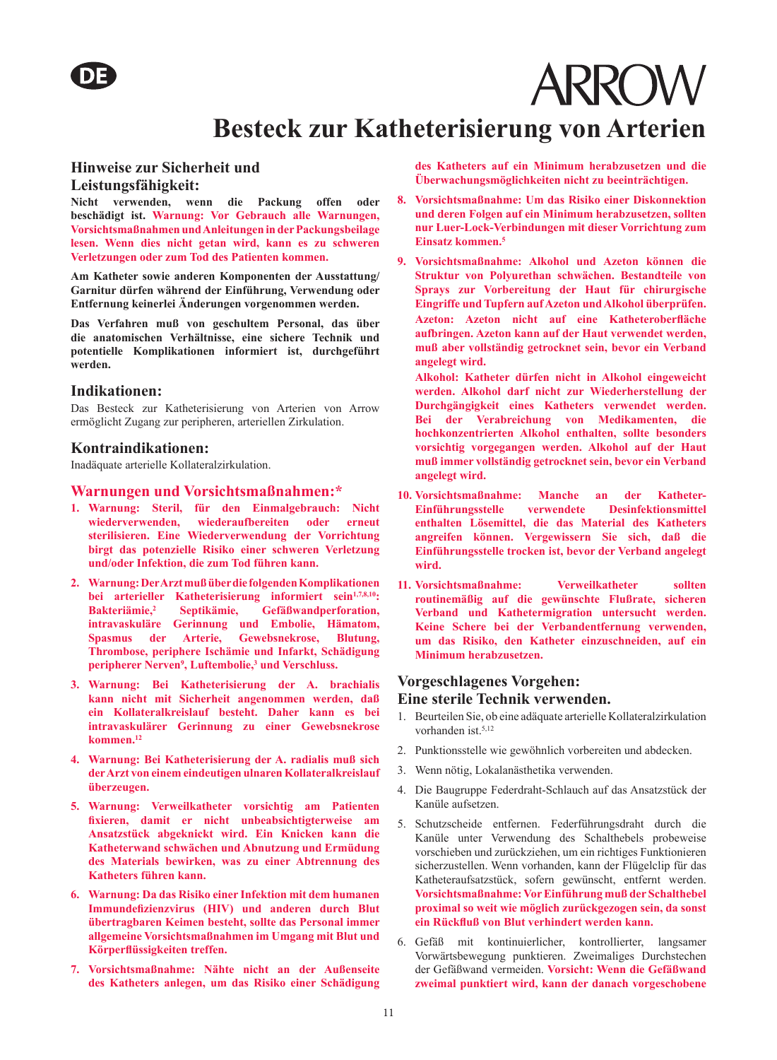DE

ARROW

# Besteck zur Katheterisierung von Arterien

## Hinweise zur Sicherheit und Leistungsfähigkeit:

**Nicht verwenden, wenn die Packung offen oder beschädigt ist. Warnung: Vor Gebrauch alle Warnungen, Vorsichtsmaßnahmen und Anleitungen in der Packungsbeilage lesen. Wenn dies nicht getan wird, kann es zu schweren Verletzungen oder zum Tod des Patienten kommen.**

**Am Katheter sowie anderen Komponenten der Ausstattung/Garnitur dürfen während der Einführung, Verwendung oder Entfernung keinerlei Änderungen vorgenommen werden.**

**Das Verfahren muß von geschultem Personal, das über die anatomischen Verhältnisse, eine sichere Technik und potentielle Komplikationen informiert ist, durchgeführt werden.**

## Indikationen:

Das Besteck zur Katheterisierung von Arterien von Arrow ermöglicht Zugang zur peripheren, arteriellen Zirkulation.

## Kontraindikationen:

Inadäquate arterielle Kollateralzirkulation.

## Warnungen und Vorsichtsmaßnahmen:*

1. **Warnung: Steril, für den Einmalgebrauch: Nicht wiederverwenden, wiederaufbereiten oder erneut sterilisieren. Eine Wiederverwendung der Vorrichtung birgt das potenzielle Risiko einer schweren Verletzung und/oder Infektion, die zum Tod führen kann.**

2. **Warnung: Der Arzt muß über die folgenden Komplikationen bei arterieller Katheterisierung informiert sein[1,7,8,10]: Bakteriämie,[2] Septikämie, Gefäßwandperforation, intravaskuläre Gerinnung und Embolie, Hämatom, Spasmus der Arterie, Gewebsnekrose, Blutung, Thrombose, periphere Ischämie und Infarkt, Schädigung peripherer Nerven[9], Luftembolie,[3] und Verschluss.**

3. **Warnung: Bei Katheterisierung der A. brachialis kann nicht mit Sicherheit angenommen werden, daß ein Kollateralkreislauf besteht. Daher kann es bei intravaskulärer Gerinnung zu einer Gewebsnekrose kommen.[12]**

4. **Warnung: Bei Katheterisierung der A. radialis muß sich der Arzt von einem eindeutigen ulnaren Kollateralkreislauf überzeugen.**

5. **Warnung: Verweilkatheter vorsichtig am Patienten fixieren, damit er nicht unbeabsichtigterweise am Ansatzstück abgeknickt wird. Ein Knicken kann die Katheterwand schwächen und Abnutzung und Ermüdung des Materials bewirken, was zu einer Abtrennung des Katheters führen kann.**

6. **Warnung: Da das Risiko einer Infektion mit dem humanen Immundefizienzvirus (HIV) und anderen durch Blut übertragbaren Keimen besteht, sollte das Personal immer allgemeine Vorsichtsmaßnahmen im Umgang mit Blut und Körperflüssigkeiten treffen.**

7. **Vorsichtsmaßnahme: Nähte nicht an der Außenseite des Katheters anlegen, um das Risiko einer Schädigung des Katheters auf ein Minimum herabzusetzen und die Überwachungsmöglichkeiten nicht zu beeinträchtigen.**

8. **Vorsichtsmaßnahme: Um das Risiko einer Diskonnektion und deren Folgen auf ein Minimum herabzusetzen, sollten nur Luer-Lock-Verbindungen mit dieser Vorrichtung zum Einsatz kommen.[5]**

9. **Vorsichtsmaßnahme: Alkohol und Azeton können die Struktur von Polyurethan schwächen. Bestandteile von Sprays zur Vorbereitung der Haut für chirurgische Eingriffe und Tupfern auf Azeton und Alkohol überprüfen.**
   **Azeton: Azeton nicht auf eine Katheteroberfläche aufbringen. Azeton kann auf der Haut verwendet werden, muß aber vollständig getrocknet sein, bevor ein Verband angelegt wird.**
   **Alkohol: Katheter dürfen nicht in Alkohol eingeweicht werden. Alkohol darf nicht zur Wiederherstellung der Durchgängigkeit eines Katheters verwendet werden. Bei der Verabreichung von Medikamenten, die hochkonzentrierten Alkohol enthalten, sollte besonders vorsichtig vorgegangen werden. Alkohol auf der Haut muß immer vollständig getrocknet sein, bevor ein Verband angelegt wird.**

10. **Vorsichtsmaßnahme: Manche an der Katheter-Einführungsstelle verwendete Desinfektionsmittel enthalten Lösemittel, die das Material des Katheters angreifen können. Vergewissern Sie sich, daß die Einführungsstelle trocken ist, bevor der Verband angelegt wird.**

11. **Vorsichtsmaßnahme: Verweilkatheter sollten routinemäßig auf die gewünschte Flußrate, sicheren Verband und Kathetermigration untersucht werden. Keine Schere bei der Verbandentfernung verwenden, um das Risiko, den Katheter einzuschneiden, auf ein Minimum herabzusetzen.**

## Vorgeschlagenes Vorgehen: Eine sterile Technik verwenden.

1. Beurteilen Sie, ob eine adäquate arterielle Kollateralzirkulation vorhanden ist.[5,12]

2. Punktionsstelle wie gewöhnlich vorbereiten und abdecken.

3. Wenn nötig, Lokalanästhetika verwenden.

4. Die Baugruppe Federdraht-Schlauch auf das Ansatzstück der Kanüle aufsetzen.

5. Schutzscheide entfernen. Federführungsdraht durch die Kanüle unter Verwendung des Schalthebels probeweise vorschieben und zurückziehen, um ein richtiges Funktionieren sicherzustellen. Wenn vorhanden, kann der Flügelclip für das Katheteraufsatzstück, sofern gewünscht, entfernt werden. **Vorsichtsmaßnahme: Vor Einführung muß der Schalthebel proximal so weit wie möglich zurückgezogen sein, da sonst ein Rückfluß von Blut verhindert werden kann.**

6. Gefäß mit kontinuierlicher, kontrollierter, langsamer Vorwärtsbewegung punktieren. Zweimaliges Durchstechen der Gefäßwand vermeiden. **Vorsicht: Wenn die Gefäßwand zweimal punktiert wird, kann der danach vorgeschobene**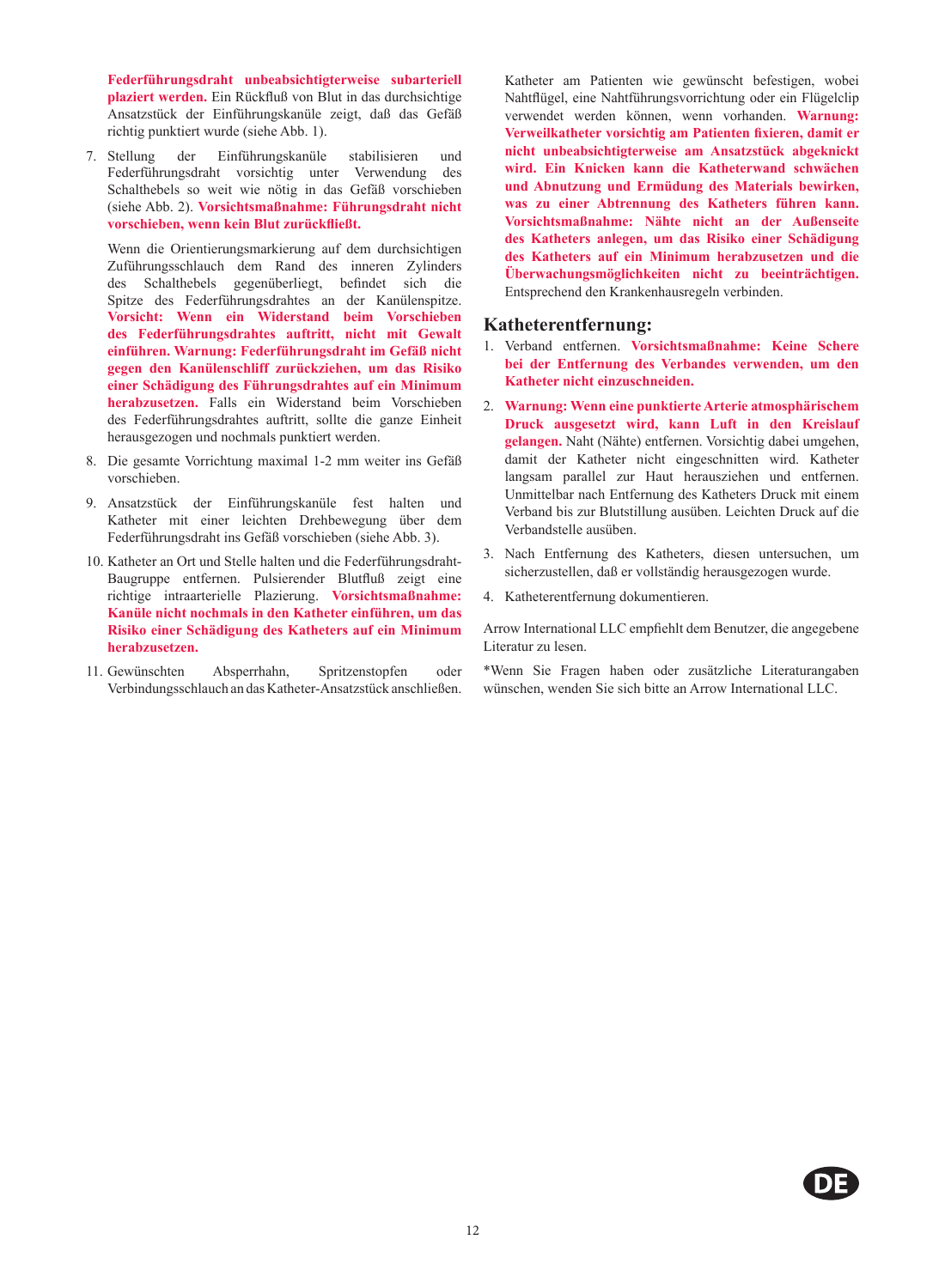**Federführungsdraht unbeabsichtigterweise subarteriell plaziert werden.** Ein Rückfluß von Blut in das durchsichtige Ansatzstück der Einführungskanüle zeigt, daß das Gefäß richtig punktiert wurde (siehe Abb. 1).

7. Stellung der Einführungskanüle stabilisieren und Federführungsdraht vorsichtig unter Verwendung des Schalthebels so weit wie nötig in das Gefäß vorschieben (siehe Abb. 2). **Vorsichtsmaßnahme: Führungsdraht nicht vorschieben, wenn kein Blut zurückfließt.**

   Wenn die Orientierungsmarkierung auf dem durchsichtigen Zuführungsschlauch dem Rand des inneren Zylinders des Schalthebels gegenüberliegt, befindet sich die Spitze des Federführungsdrahtes an der Kanülenspitze. **Vorsicht: Wenn ein Widerstand beim Vorschieben des Federführungsdrahtes auftritt, nicht mit Gewalt einführen. Warnung: Federführungsdraht im Gefäß nicht gegen den Kanülenschliff zurückziehen, um das Risiko einer Schädigung des Führungsdrahtes auf ein Minimum herabzusetzen.** Falls ein Widerstand beim Vorschieben des Federführungsdrahtes auftritt, sollte die ganze Einheit herausgezogen und nochmals punktiert werden.

8. Die gesamte Vorrichtung maximal 1-2 mm weiter ins Gefäß vorschieben.

9. Ansatzstück der Einführungskanüle fest halten und Katheter mit einer leichten Drehbewegung über dem Federführungsdraht ins Gefäß vorschieben (siehe Abb. 3).

10. Katheter an Ort und Stelle halten und die Federführungsdraht-Baugruppe entfernen. Pulsierender Blutfluß zeigt eine richtige intraarterielle Plazierung. **Vorsichtsmaßnahme: Kanüle nicht nochmals in den Katheter einführen, um das Risiko einer Schädigung des Katheters auf ein Minimum herabzusetzen.**

11. Gewünschten Absperrhahn, Spritzenstopfen oder Verbindungsschlauch an das Katheter-Ansatzstück anschließen. Katheter am Patienten wie gewünscht befestigen, wobei Nahtflügel, eine Nahtführungsvorrichtung oder ein Flügelclip verwendet werden können, wenn vorhanden. **Warnung: Verweilkatheter vorsichtig am Patienten fixieren, damit er nicht unbeabsichtigterweise am Ansatzstück abgeknickt wird. Ein Knicken kann die Katheterwand schwächen und Abnutzung und Ermüdung des Materials bewirken, was zu einer Abtrennung des Katheters führen kann. Vorsichtsmaßnahme: Nähte nicht an der Außenseite des Katheters anlegen, um das Risiko einer Schädigung des Katheters auf ein Minimum herabzusetzen und die Überwachungsmöglichkeiten nicht zu beeinträchtigen.** Entsprechend den Krankenhausregeln verbinden.

## Katheterentfernung:

1. Verband entfernen. **Vorsichtsmaßnahme: Keine Schere bei der Entfernung des Verbandes verwenden, um den Katheter nicht einzuschneiden.**

2. **Warnung: Wenn eine punktierte Arterie atmosphärischem Druck ausgesetzt wird, kann Luft in den Kreislauf gelangen.** Naht (Nähte) entfernen. Vorsichtig dabei umgehen, damit der Katheter nicht eingeschnitten wird. Katheter langsam parallel zur Haut herausziehen und entfernen. Unmittelbar nach Entfernung des Katheters Druck mit einem Verband bis zur Blutstillung ausüben. Leichten Druck auf die Verbandstelle ausüben.

3. Nach Entfernung des Katheters, diesen untersuchen, um sicherzustellen, daß er vollständig herausgezogen wurde.

4. Katheterentfernung dokumentieren.

Arrow International LLC empfiehlt dem Benutzer, die angegebene Literatur zu lesen.

*Wenn Sie Fragen haben oder zusätzliche Literaturangaben wünschen, wenden Sie sich bitte an Arrow International LLC.

DE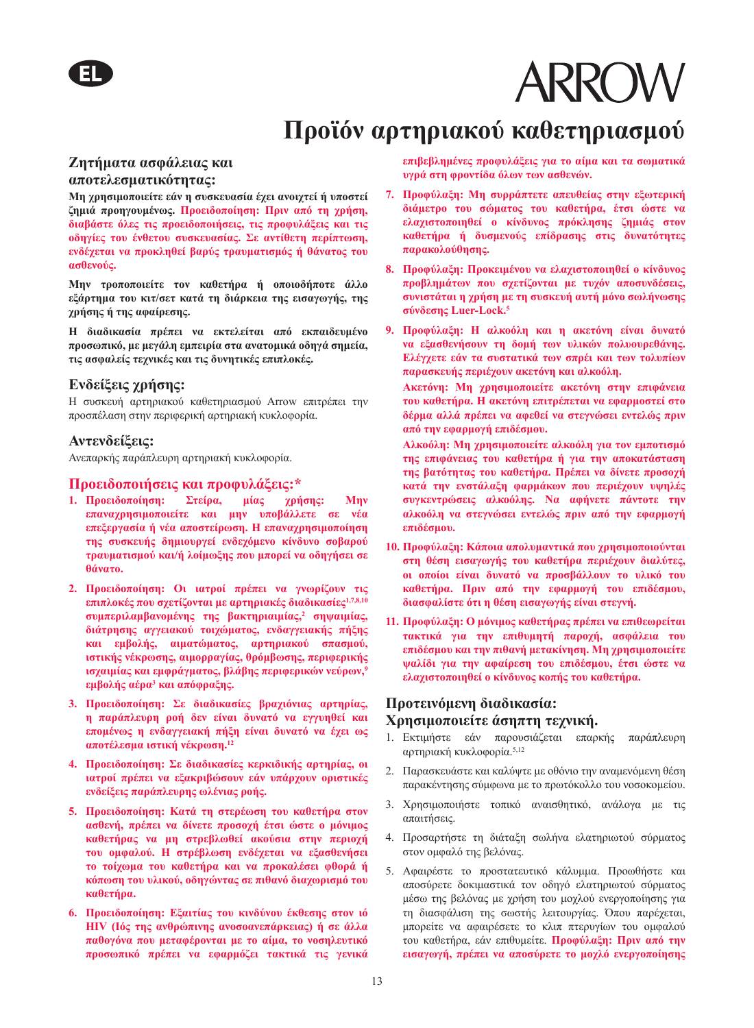EL

ARROW

# Προϊόν αρτηριακού καθετηριασμού

## Ζητήματα ασφάλειας και αποτελεσματικότητας:

**Μη χρησιμοποιείτε εάν η συσκευασία έχει ανοιχτεί ή υποστεί ζημιά προηγουμένως. Προειδοποίηση: Πριν από τη χρήση, διαβάστε όλες τις προειδοποιήσεις, τις προφυλάξεις και τις οδηγίες του ένθετου συσκευασίας. Σε αντίθετη περίπτωση, ενδέχεται να προκληθεί βαρύς τραυματισμός ή θάνατος του ασθενούς.**

**Μην τροποποιείτε τον καθετήρα ή οποιοδήποτε άλλο εξάρτημα του κιτ/σετ κατά τη διάρκεια της εισαγωγής, της χρήσης ή της αφαίρεσης.**

**Η διαδικασία πρέπει να εκτελείται από εκπαιδευμένο προσωπικό, με μεγάλη εμπειρία στα ανατομικά οδηγά σημεία, τις ασφαλείς τεχνικές και τις δυνητικές επιπλοκές.**

## Ενδείξεις χρήσης:

Η συσκευή αρτηριακού καθετηριασμού Arrow επιτρέπει την προσπέλαση στην περιφερική αρτηριακή κυκλοφορία.

## Αντενδείξεις:

Ανεπαρκής παράπλευρη αρτηριακή κυκλοφορία.

## Προειδοποιήσεις και προφυλάξεις:*

1. **Προειδοποίηση: Στείρα, μίας χρήσης: Μην επαναχρησιμοποιείτε και μην υποβάλλετε σε νέα επεξεργασία ή νέα αποστείρωση. Η επαναχρησιμοποίηση της συσκευής δημιουργεί ενδεχόμενο κίνδυνο σοβαρού τραυματισμού και/ή λοίμωξης που μπορεί να οδηγήσει σε θάνατο.**

2. **Προειδοποίηση: Οι ιατροί πρέπει να γνωρίζουν τις επιπλοκές που σχετίζονται με αρτηριακές διαδικασίες[1,7,8,10] συμπεριλαμβανομένης της βακτηριαιμίας,[2] σηψαιμίας, διάτρησης αγγειακού τοιχώματος, ενδαγγειακής πήξης και εμβολής, αιματώματος, αρτηριακού σπασμού, ιστικής νέκρωσης, αιμορραγίας, θρόμβωσης, περιφερικής ισχαιμίας και εμφράγματος, βλάβης περιφερικών νεύρων,[9] εμβολής αέρα[3] και απόφραξης.**

3. **Προειδοποίηση: Σε διαδικασίες βραχιόνιας αρτηρίας, η παράπλευρη ροή δεν είναι δυνατό να εγγυηθεί και επομένως η ενδαγγειακή πήξη είναι δυνατό να έχει ως αποτέλεσμα ιστική νέκρωση.[12]**

4. **Προειδοποίηση: Σε διαδικασίες κερκιδικής αρτηρίας, οι ιατροί πρέπει να εξακριβώσουν εάν υπάρχουν οριστικές ενδείξεις παράπλευρης ωλένιας ροής.**

5. **Προειδοποίηση: Κατά τη στερέωση του καθετήρα στον ασθενή, πρέπει να δίνετε προσοχή έτσι ώστε ο μόνιμος καθετήρας να μη στρεβλωθεί ακούσια στην περιοχή του ομφαλού. Η στρέβλωση ενδέχεται να εξασθενήσει το τοίχωμα του καθετήρα και να προκαλέσει φθορά ή κόπωση του υλικού, οδηγώντας σε πιθανό διαχωρισμό του καθετήρα.**

6. **Προειδοποίηση: Εξαιτίας του κινδύνου έκθεσης στον ιό HIV (Ιός της ανθρώπινης ανοσοανεπάρκειας) ή σε άλλα παθογόνα που μεταφέρονται με το αίμα, το νοσηλευτικό προσωπικό πρέπει να εφαρμόζει τακτικά τις γενικά επιβεβλημένες προφυλάξεις για το αίμα και τα σωματικά υγρά στη φροντίδα όλων των ασθενών.**

7. **Προφύλαξη: Μη συρράπτετε απευθείας στην εξωτερική διάμετρο του σώματος του καθετήρα, έτσι ώστε να ελαχιστοποιηθεί ο κίνδυνος πρόκλησης ζημιάς στον καθετήρα ή δυσμενούς επίδρασης στις δυνατότητες παρακολούθησης.**

8. **Προφύλαξη: Προκειμένου να ελαχιστοποιηθεί ο κίνδυνος προβλημάτων που σχετίζονται με τυχόν αποσυνδέσεις, συνιστάται η χρήση με τη συσκευή αυτή μόνο σωλήνωσης σύνδεσης Luer-Lock.[5]**

9. **Προφύλαξη: Η αλκοόλη και η ακετόνη είναι δυνατό να εξασθενήσουν τη δομή των υλικών πολυουρεθάνης. Ελέγχετε εάν τα συστατικά των σπρέι και των τολυπίων παρασκευής περιέχουν ακετόνη και αλκοόλη.**

   **Ακετόνη: Μη χρησιμοποιείτε ακετόνη στην επιφάνεια του καθετήρα. Η ακετόνη επιτρέπεται να εφαρμοστεί στο δέρμα αλλά πρέπει να αφεθεί να στεγνώσει εντελώς πριν από την εφαρμογή επιδέσμου.**

   **Αλκοόλη: Μη χρησιμοποιείτε αλκοόλη για τον εμποτισμό της επιφάνειας του καθετήρα ή για την αποκατάσταση της βατότητας του καθετήρα. Πρέπει να δίνετε προσοχή κατά την ενστάλαξη φαρμάκων που περιέχουν υψηλές συγκεντρώσεις αλκοόλης. Να αφήνετε πάντοτε την αλκοόλη να στεγνώσει εντελώς πριν από την εφαρμογή επιδέσμου.**

10. **Προφύλαξη: Κάποια απολυμαντικά που χρησιμοποιούνται στη θέση εισαγωγής του καθετήρα περιέχουν διαλύτες, οι οποίοι είναι δυνατό να προσβάλλουν το υλικό του καθετήρα. Πριν από την εφαρμογή του επιδέσμου, διασφαλίστε ότι η θέση εισαγωγής είναι στεγνή.**

11. **Προφύλαξη: Ο μόνιμος καθετήρας πρέπει να επιθεωρείται τακτικά για την επιθυμητή παροχή, ασφάλεια του επιδέσμου και την πιθανή μετακίνηση. Μη χρησιμοποιείτε ψαλίδι για την αφαίρεση του επιδέσμου, έτσι ώστε να ελαχιστοποιηθεί ο κίνδυνος κοπής του καθετήρα.**

## Προτεινόμενη διαδικασία: Χρησιμοποιείτε άσηπτη τεχνική.

1. Εκτιμήστε εάν παρουσιάζεται επαρκής παράπλευρη αρτηριακή κυκλοφορία.[5,12]

2. Παρασκευάστε και καλύψτε με οθόνιο την αναμενόμενη θέση παρακέντησης σύμφωνα με το πρωτόκολλο του νοσοκομείου.

3. Χρησιμοποιήστε τοπικό αναισθητικό, ανάλογα με τις απαιτήσεις.

4. Προσαρτήστε τη διάταξη σωλήνα ελατηριωτού σύρματος στον ομφαλό της βελόνας.

5. Αφαιρέστε το προστατευτικό κάλυμμα. Προωθήστε και αποσύρετε δοκιμαστικά τον οδηγό ελατηριωτού σύρματος μέσω της βελόνας με χρήση του μοχλού ενεργοποίησης για τη διασφάλιση της σωστής λειτουργίας. Όπου παρέχεται, μπορείτε να αφαιρέσετε το κλιπ πτερυγίων του ομφαλού του καθετήρα, εάν επιθυμείτε. **Προφύλαξη: Πριν από την εισαγωγή, πρέπει να αποσύρετε το μοχλό ενεργοποίησης**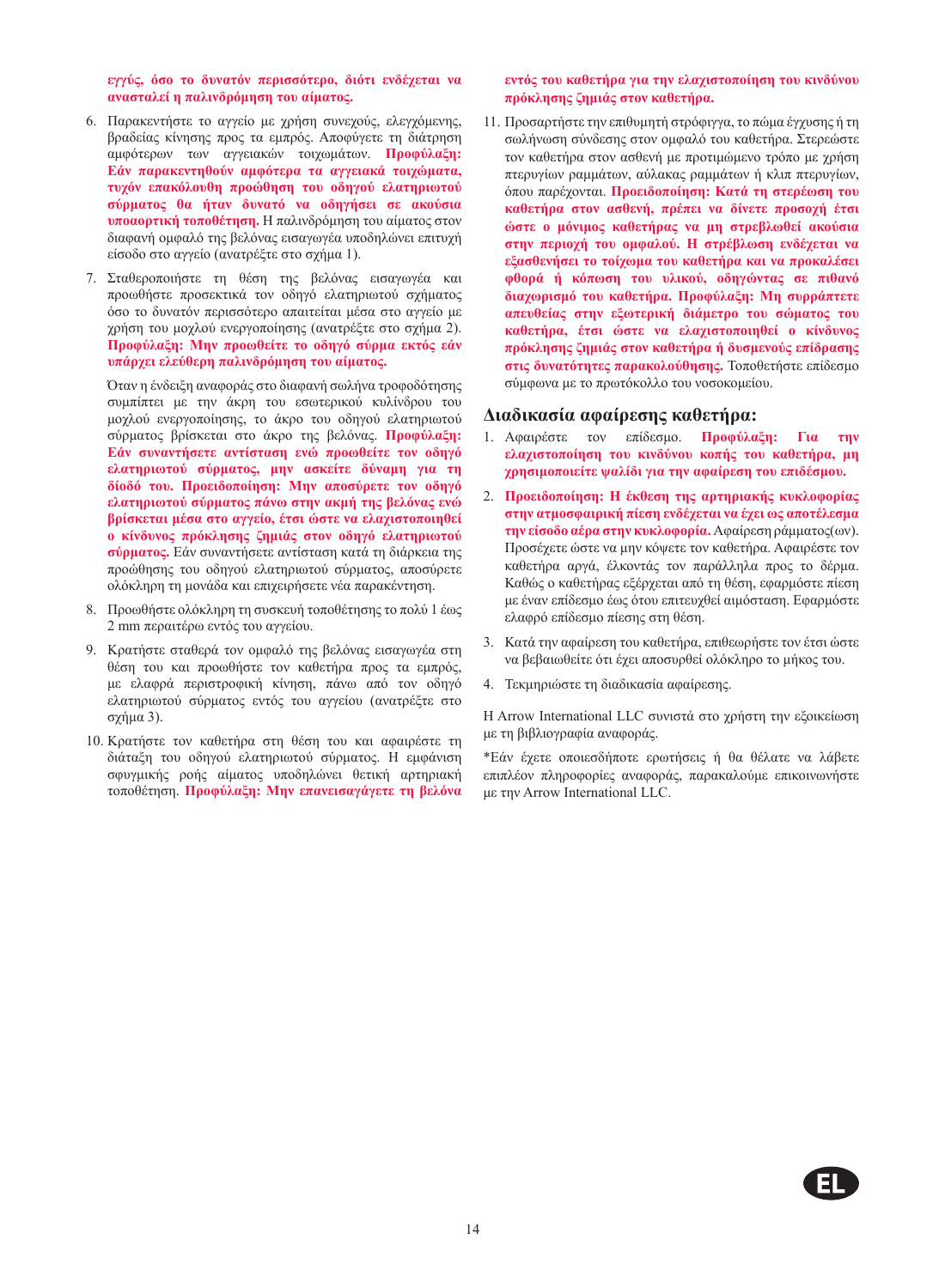**εγγύς, όσο το δυνατόν περισσότερο, διότι ενδέχεται να ανασταλεί η παλινδρόμηση του αίματος.**

6. Παρακεντήστε το αγγείο με χρήση συνεχούς, ελεγχόμενης, βραδείας κίνησης προς τα εμπρός. Αποφύγετε τη διάτρηση αμφότερων των αγγειακών τοιχωμάτων. **Προφύλαξη: Εάν παρακεντηθούν αμφότερα τα αγγειακά τοιχώματα, τυχόν επακόλουθη προώθηση του οδηγού ελατηριωτού σύρματος θα ήταν δυνατό να οδηγήσει σε ακούσια υποαορτική τοποθέτηση.** Η παλινδρόμηση του αίματος στον διαφανή ομφαλό της βελόνας εισαγωγέα υποδηλώνει επιτυχή είσοδο στο αγγείο (ανατρέξτε στο σχήμα 1).

7. Σταθεροποιήστε τη θέση της βελόνας εισαγωγέα και προωθήστε προσεκτικά τον οδηγό ελατηριωτού σχήματος όσο το δυνατόν περισσότερο απαιτείται μέσα στο αγγείο με χρήση του μοχλού ενεργοποίησης (ανατρέξτε στο σχήμα 2). **Προφύλαξη: Μην προωθείτε το οδηγό σύρμα εκτός εάν υπάρχει ελεύθερη παλινδρόμηση του αίματος.**

   Όταν η ένδειξη αναφοράς στο διαφανή σωλήνα τροφοδότησης συμπίπτει με την άκρη του εσωτερικού κυλίνδρου του μοχλού ενεργοποίησης, το άκρο του οδηγού ελατηριωτού σύρματος βρίσκεται στο άκρο της βελόνας. **Προφύλαξη: Εάν συναντήσετε αντίσταση ενώ προωθείτε τον οδηγό ελατηριωτού σύρματος, μην ασκείτε δύναμη για τη δίοδό του. Προειδοποίηση: Μην αποσύρετε τον οδηγό ελατηριωτού σύρματος πάνω στην ακμή της βελόνας ενώ βρίσκεται μέσα στο αγγείο, έτσι ώστε να ελαχιστοποιηθεί ο κίνδυνος πρόκλησης ζημιάς στον οδηγό ελατηριωτού σύρματος.** Εάν συναντήσετε αντίσταση κατά τη διάρκεια της προώθησης του οδηγού ελατηριωτού σύρματος, αποσύρετε ολόκληρη τη μονάδα και επιχειρήστε νέα παρακέντηση.

8. Προωθήστε ολόκληρη τη συσκευή τοποθέτησης το πολύ 1 έως 2 mm περαιτέρω εντός του αγγείου.

9. Κρατήστε σταθερά τον ομφαλό της βελόνας εισαγωγέα στη θέση του και προωθήστε τον καθετήρα προς τα εμπρός, με ελαφρά περιστροφική κίνηση, πάνω από τον οδηγό ελατηριωτού σύρματος εντός του αγγείου (ανατρέξτε στο σχήμα 3).

10. Κρατήστε τον καθετήρα στη θέση του και αφαιρέστε τη διάταξη του οδηγού ελατηριωτού σύρματος. Η εμφάνιση σφυγμικής ροής αίματος υποδηλώνει θετική αρτηριακή τοποθέτηση. **Προφύλαξη: Μην επανεισαγάγετε τη βελόνα εντός του καθετήρα για την ελαχιστοποίηση του κινδύνου πρόκλησης ζημιάς στον καθετήρα.**

11. Προσαρτήστε την επιθυμητή στρόφιγγα, το πώμα έγχυσης ή τη σωλήνωση σύνδεσης στον ομφαλό του καθετήρα. Στερεώστε τον καθετήρα στον ασθενή με προτιμώμενο τρόπο με χρήση πτερυγίων ραμμάτων, αύλακας ραμμάτων ή κλιπ πτερυγίων, όπου παρέχονται. **Προειδοποίηση: Κατά τη στερέωση του καθετήρα στον ασθενή, πρέπει να δίνετε προσοχή έτσι ώστε ο μόνιμος καθετήρας να μη στρεβλωθεί ακούσια στην περιοχή του ομφαλού. Η στρέβλωση ενδέχεται να εξασθενήσει το τοίχωμα του καθετήρα και να προκαλέσει φθορά ή κόπωση του υλικού, οδηγώντας σε πιθανό διαχωρισμό του καθετήρα. Προφύλαξη: Μη συρράπτετε απευθείας στην εξωτερική διάμετρο του σώματος του καθετήρα, έτσι ώστε να ελαχιστοποιηθεί ο κίνδυνος πρόκλησης ζημιάς στον καθετήρα ή δυσμενούς επίδρασης στις δυνατότητες παρακολούθησης.** Τοποθετήστε επίδεσμο σύμφωνα με το πρωτόκολλο του νοσοκομείου.

## Διαδικασία αφαίρεσης καθετήρα:

1. Αφαιρέστε τον επίδεσμο. **Προφύλαξη: Για την ελαχιστοποίηση του κινδύνου κοπής του καθετήρα, μη χρησιμοποιείτε ψαλίδι για την αφαίρεση του επιδέσμου.**

2. **Προειδοποίηση: Η έκθεση της αρτηριακής κυκλοφορίας στην ατμοσφαιρική πίεση ενδέχεται να έχει ως αποτέλεσμα την είσοδο αέρα στην κυκλοφορία.** Αφαίρεση ράμματος(ων). Προσέχετε ώστε να μην κόψετε τον καθετήρα. Αφαιρέστε τον καθετήρα αργά, έλκοντάς τον παράλληλα προς το δέρμα. Καθώς ο καθετήρας εξέρχεται από τη θέση, εφαρμόστε πίεση με έναν επίδεσμο έως ότου επιτευχθεί αιμόσταση. Εφαρμόστε ελαφρό επίδεσμο πίεσης στη θέση.

3. Κατά την αφαίρεση του καθετήρα, επιθεωρήστε τον έτσι ώστε να βεβαιωθείτε ότι έχει αποσυρθεί ολόκληρο το μήκος του.

4. Τεκμηριώστε τη διαδικασία αφαίρεσης.

Η Arrow International LLC συνιστά στο χρήστη την εξοικείωση με τη βιβλιογραφία αναφοράς.

*Εάν έχετε οποιεσδήποτε ερωτήσεις ή θα θέλατε να λάβετε επιπλέον πληροφορίες αναφοράς, παρακαλούμε επικοινωνήστε με την Arrow International LLC.

EL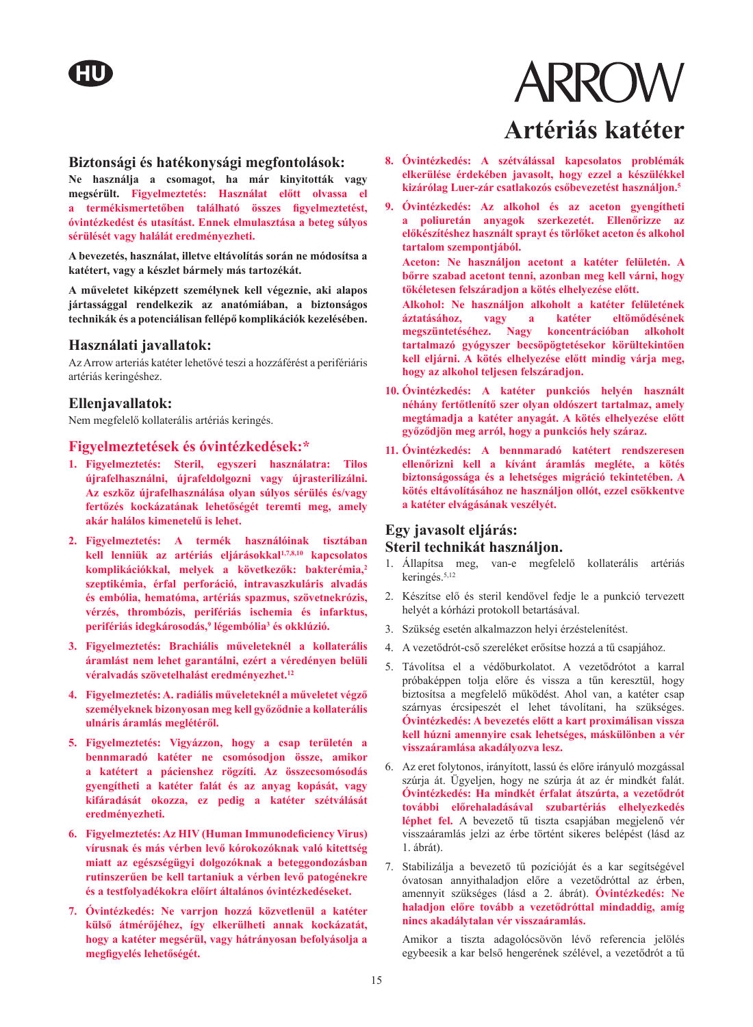HU

ARROW

# Artériás katéter

## Biztonsági és hatékonysági megfontolások:

**Ne használja a csomagot, ha már kinyitották vagy megsérült. Figyelmeztetés: Használat előtt olvassa el a termékismertetőben található összes figyelmeztetést, óvintézkedést és utasítást. Ennek elmulasztása a beteg súlyos sérülését vagy halálát eredményezheti.**

**A bevezetés, használat, illetve eltávolítás során ne módosítsa a katétert, vagy a készlet bármely más tartozékát.**

**A műveletet kiképzett személynek kell végeznie, aki alapos jártassággal rendelkezik az anatómiában, a biztonságos technikák és a potenciálisan fellépő komplikációk kezelésében.**

## Használati javallatok:

Az Arrow arteriás katéter lehetővé teszi a hozzáférést a perifériáris artériás keringéshez.

## Ellenjavallatok:

Nem megfelelő kollaterális artériás keringés.

## Figyelmeztetések és óvintézkedések:*

1. **Figyelmeztetés: Steril, egyszeri használatra: Tilos újrafelhasználni, újrafeldolgozni vagy újrasterilizálni. Az eszköz újrafelhasználása olyan súlyos sérülés és/vagy fertőzés kockázatának lehetőségét teremti meg, amely akár halálos kimenetelű is lehet.**

2. **Figyelmeztetés: A termék használóinak tisztában kell lenniük az artériás eljárásokkal[1,7,8,10] kapcsolatos komplikációkkal, melyek a következők: bakterémia,[2] szeptikémia, érfal perforáció, intravaszkuláris alvadás és embólia, hematóma, artériás spazmus, szövetnekrózis, vérzés, thrombózis, perifériás ischemia és infarktus, perifériás idegkárosodás,[9] légembólia[3] és okklúzió.**

3. **Figyelmeztetés: Brachiális műveleteknél a kollaterális áramlást nem lehet garantálni, ezért a véredényen belüli véralvadás szövetelhalást eredményezhet.[12]**

4. **Figyelmeztetés: A. radiális műveleteknél a műveletet végző személyeknek bizonyosan meg kell győződnie a kollaterális ulnáris áramlás meglétéről.**

5. **Figyelmeztetés: Vigyázzon, hogy a csap területén a bennmaradó katéter ne csomósodjon össze, amikor a katétert a pácienshez rögzíti. Az összecsomósodás gyengítheti a katéter falát és az anyag kopását, vagy kifáradását okozza, ez pedig a katéter szétválását eredményezheti.**

6. **Figyelmeztetés: Az HIV (Human Immunodeficiency Virus) vírusnak és más vérben levő kórokozóknak való kitettség miatt az egészségügyi dolgozóknak a beteggondozásban rutinszerűen be kell tartaniuk a vérben levő patogénekre és a testfolyadékokra előírt általános óvintézkedéseket.**

7. **Óvintézkedés: Ne varrjon hozzá közvetlenül a katéter külső átmérőjéhez, így elkerülheti annak kockázatát, hogy a katéter megsérül, vagy hátrányosan befolyásolja a megfigyelés lehetőségét.**

8. **Óvintézkedés: A szétválással kapcsolatos problémák elkerülése érdekében javasolt, hogy ezzel a készülékkel kizárólag Luer-zár csatlakozós csőbevezetést használjon.[5]**

9. **Óvintézkedés: Az alkohol és az aceton gyengítheti a poliuretán anyagok szerkezetét. Ellenőrizze az előkészítéshez használt sprayt és törlőket aceton és alkohol tartalom szempontjából.**

   **Aceton: Ne használjon acetont a katéter felületén. A bőrre szabad acetont tenni, azonban meg kell várni, hogy tökéletesen felszáradjon a kötés elhelyezése előtt.**

   **Alkohol: Ne használjon alkoholt a katéter felületének áztatásához, vagy a katéter eltömődésének megszüntetéséhez. Nagy koncentrációban alkoholt tartalmazó gyógyszer becsöpögtetésekor körültekintően kell eljárni. A kötés elhelyezése előtt mindig várja meg, hogy az alkohol teljesen felszáradjon.**

10. **Óvintézkedés: A katéter punkciós helyén használt néhány fertőtlenítő szer olyan oldószert tartalmaz, amely megtámadja a katéter anyagát. A kötés elhelyezése előtt győződjön meg arról, hogy a punkciós hely száraz.**

11. **Óvintézkedés: A bennmaradó katétert rendszeresen ellenőrizni kell a kívánt áramlás megléte, a kötés biztonságossága és a lehetséges migráció tekintetében. A kötés eltávolításához ne használjon ollót, ezzel csökkentve a katéter elvágásának veszélyét.**

## Egy javasolt eljárás:
## Steril technikát használjon.

1. Állapítsa meg, van-e megfelelő kollaterális artériás keringés.[5,12]

2. Készítse elő és steril kendővel fedje le a punkció tervezett helyét a kórházi protokoll betartásával.

3. Szükség esetén alkalmazzon helyi érzéstelenítést.

4. A vezetődrót-cső szereléket erősítse hozzá a tű csapjához.

5. Távolítsa el a védőburkolatot. A vezetődrótot a karral próbaképpen tolja előre és vissza a tűn keresztül, hogy biztosítsa a megfelelő működést. Ahol van, a katéter csap szárnyas érccsipeszét el lehet távolítani, ha szükséges. **Óvintézkedés: A bevezetés előtt a kart proximálisan vissza kell húzni amennyire csak lehetséges, máskülönben a vér visszaáramlása akadályozva lesz.**

6. Az eret folytonos, irányított, lassú és előre irányuló mozgással szúrja át. Ügyeljen, hogy ne szúrja át az ér mindkét falát. **Óvintézkedés: Ha mindkét érfalat átszúrta, a vezetődrót további előrehaladásával szubartériás elhelyezkedés léphet fel.** A bevezető tű tiszta csapjában megjelenő vér visszaáramlás jelzi az érbe történt sikeres belépést (lásd az 1. ábrát).

7. Stabilizálja a bevezető tű pozícióját és a kar segítségével óvatosan annyithaladjon előre a vezetődróttal az érben, amennyit szükséges (lásd a 2. ábrát). **Óvintézkedés: Ne haladjon előre tovább a vezetődróttal mindaddig, amíg nincs akadálytalan vér visszaáramlás.**

   Amikor a tiszta adagolócsövön lévő referencia jelölés egybeesik a kar belső hengerének szélével, a vezetődrót a tű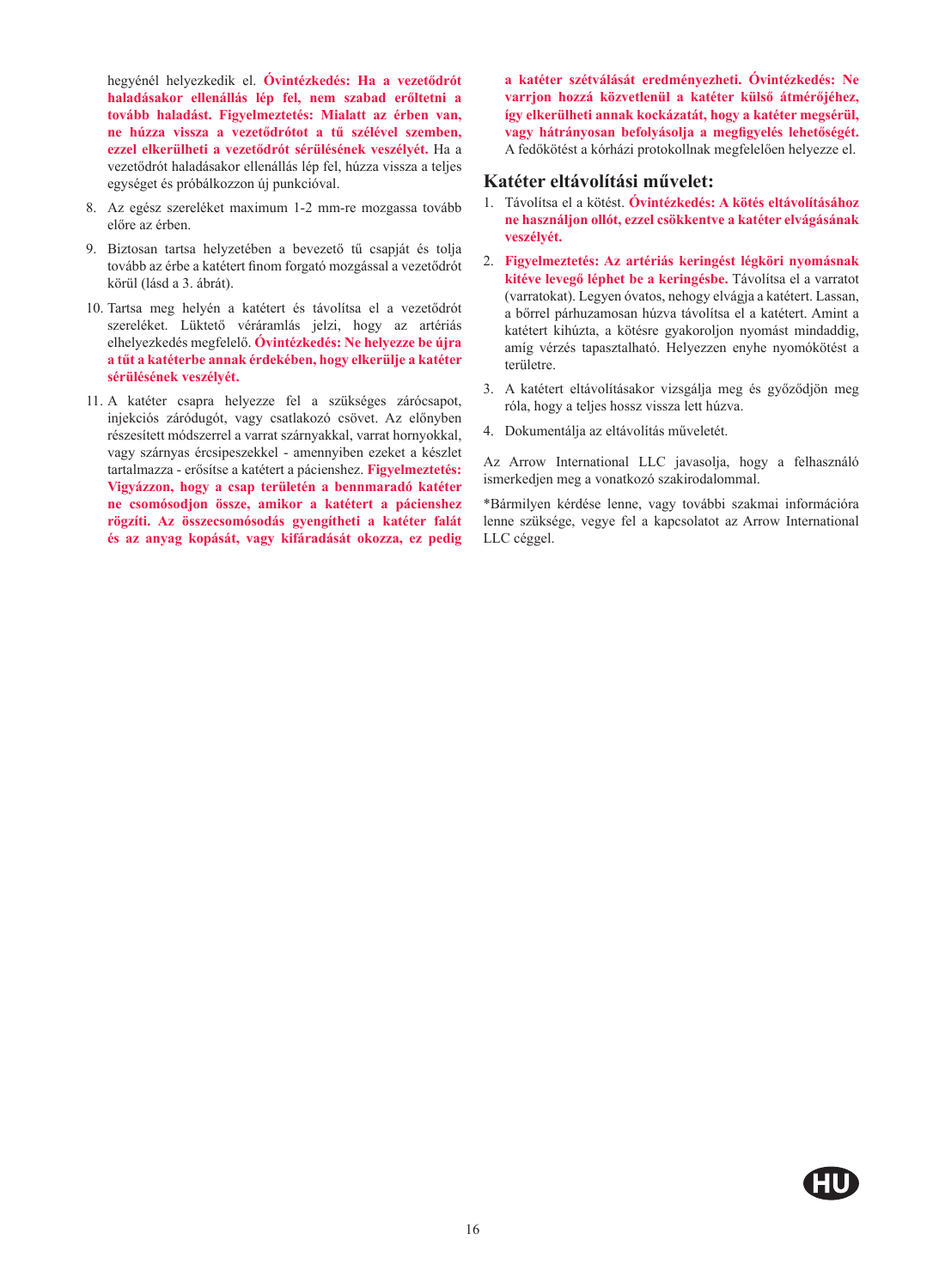hegyénél helyezkedik el. **Óvintézkedés: Ha a vezetődrót haladásakor ellenállás lép fel, nem szabad erőltetni a tovább haladást. Figyelmeztetés: Mialatt az érben van, ne húzza vissza a vezetődrótot a tű szélével szemben, ezzel elkerülheti a vezetődrót sérülésének veszélyét.** Ha a vezetődrót haladásakor ellenállás lép fel, húzza vissza a teljes egységet és próbálkozzon új punkcióval.

8. Az egész szereléket maximum 1-2 mm-re mozgassa tovább előre az érben.

9. Biztosan tartsa helyzetében a bevezető tű csapját és tolja tovább az érbe a katétert finom forgató mozgással a vezetődrót körül (lásd a 3. ábrát).

10. Tartsa meg helyén a katétert és távolítsa el a vezetődrót szereléket. Lüktető véráramlás jelzi, hogy az artériás elhelyezkedés megfelelő. **Óvintézkedés: Ne helyezze be újra a tűt a katéterbe annak érdekében, hogy elkerülje a katéter sérülésének veszélyét.**

11. A katéter csapra helyezze fel a szükséges zárócsapot, injekciós záródugót, vagy csatlakozó csövet. Az előnyben részesített módszerrel a varrat szárnyakkal, varrat hornyokkal, vagy szárnyas ércsipeszekkel - amennyiben ezeket a készlet tartalmazza - erősítse a katétert a pácienshez. **Figyelmeztetés: Vigyázzon, hogy a csap területén a bennmaradó katéter ne csomósodjon össze, amikor a katétert a pácienshez rögzíti. Az összecsomósodás gyengítheti a katéter falát és az anyag kopását, vagy kifáradását okozza, ez pedig a katéter szétválását eredményezheti. Óvintézkedés: Ne varrjon hozzá közvetlenül a katéter külső átmérőjéhez, így elkerülheti annak kockázatát, hogy a katéter megsérül, vagy hátrányosan befolyásolja a megfigyelés lehetőségét.** A fedőkötést a kórházi protokollnak megfelelően helyezze el.

## Katéter eltávolítási művelet:

1. Távolítsa el a kötést. **Óvintézkedés: A kötés eltávolításához ne használjon ollót, ezzel csökkentve a katéter elvágásának veszélyét.**

2. **Figyelmeztetés: Az artériás keringést légköri nyomásnak kitéve levegő léphet be a keringésbe.** Távolítsa el a varratot (varratokat). Legyen óvatos, nehogy elvágja a katétert. Lassan, a bőrrel párhuzamosan húzva távolítsa el a katétert. Amint a katétert kihúzta, a kötésre gyakoroljon nyomást mindaddig, amíg vérzés tapasztalható. Helyezzen enyhe nyomókötést a területre.

3. A katétert eltávolításakor vizsgálja meg és győződjön meg róla, hogy a teljes hossz vissza lett húzva.

4. Dokumentálja az eltávolítás műveletét.

Az Arrow International LLC javasolja, hogy a felhasználó ismerkedjen meg a vonatkozó szakirodalommal.

*Bármilyen kérdése lenne, vagy további szakmai információra lenne szüksége, vegye fel a kapcsolatot az Arrow International LLC céggel.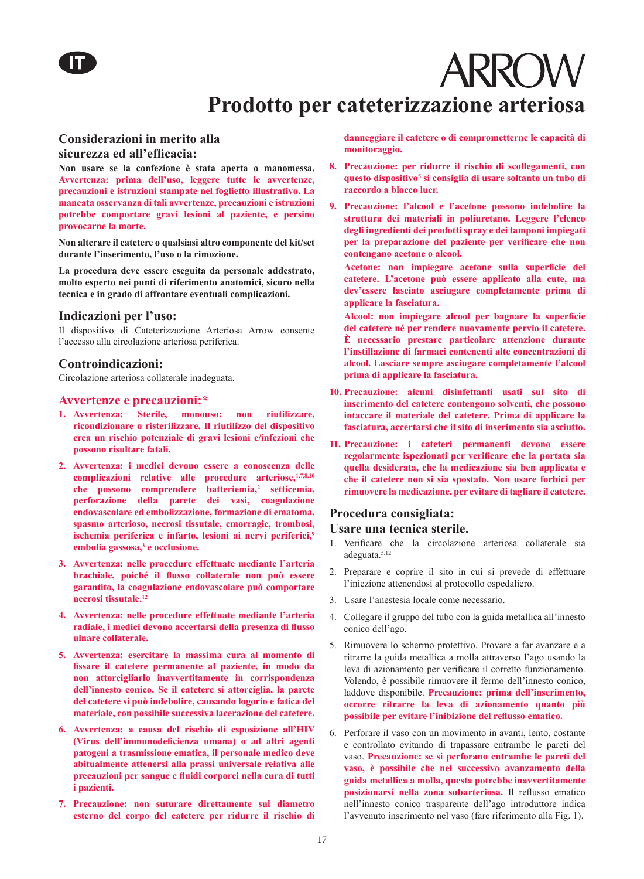IT

ARROW

# Prodotto per cateterizzazione arteriosa

## Considerazioni in merito alla sicurezza ed all'efficacia:

**Non usare se la confezione è stata aperta o manomessa. Avvertenza: prima dell'uso, leggere tutte le avvertenze, precauzioni e istruzioni stampate nel foglietto illustrativo. La mancata osservanza di tali avvertenze, precauzioni e istruzioni potrebbe comportare gravi lesioni al paziente, e persino provocarne la morte.**

**Non alterare il catetere o qualsiasi altro componente del kit/set durante l'inserimento, l'uso o la rimozione.**

**La procedura deve essere eseguita da personale addestrato, molto esperto nei punti di riferimento anatomici, sicuro nella tecnica e in grado di affrontare eventuali complicazioni.**

## Indicazioni per l'uso:

Il dispositivo di Cateterizzazione Arteriosa Arrow consente l'accesso alla circolazione arteriosa periferica.

## Controindicazioni:

Circolazione arteriosa collaterale inadeguata.

## Avvertenze e precauzioni:*

1. **Avvertenza: Sterile, monouso: non riutilizzare, ricondizionare o risterilizzare. Il riutilizzo del dispositivo crea un rischio potenziale di gravi lesioni e/infezioni che possono risultare fatali.**

2. **Avvertenza: i medici devono essere a conoscenza delle complicazioni relative alle procedure arteriose,[1,7,8,10] che possono comprendere batteriemia,[2] setticemia, perforazione della parete dei vasi, coagulazione endovascolare ed embolizzazione, formazione di ematoma, spasmo arterioso, necrosi tissutale, emorragie, trombosi, ischemia periferica e infarto, lesioni ai nervi periferici,[9] embolia gassosa,[3] e occlusione.**

3. **Avvertenza: nelle procedure effettuate mediante l'arteria brachiale, poiché il flusso collaterale non può essere garantito, la coagulazione endovascolare può comportare necrosi tissutale.[12]**

4. **Avvertenza: nelle procedure effettuate mediante l'arteria radiale, i medici devono accertarsi della presenza di flusso ulnare collaterale.**

5. **Avvertenza: esercitare la massima cura al momento di fissare il catetere permanente al paziente, in modo da non attorcigliarlo inavvertitamente in corrispondenza dell'innesto conico. Se il catetere si attorciglia, la parete del catetere si può indebolire, causando logorio e fatica del materiale, con possibile successiva lacerazione del catetere.**

6. **Avvertenza: a causa del rischio di esposizione all'HIV (Virus dell'immunodeficienza umana) o ad altri agenti patogeni a trasmissione ematica, il personale medico deve abitualmente attenersi alla prassi universale relativa alle precauzioni per sangue e fluidi corporei nella cura di tutti i pazienti.**

7. **Precauzione: non suturare direttamente sul diametro esterno del corpo del catetere per ridurre il rischio di danneggiare il catetere o di comprometterne le capacità di monitoraggio.**

8. **Precauzione: per ridurre il rischio di scollegamenti, con questo dispositivo[5] si consiglia di usare soltanto un tubo di raccordo a blocco luer.**

9. **Precauzione: l'alcool e l'acetone possono indebolire la struttura dei materiali in poliuretano. Leggere l'elenco degli ingredienti dei prodotti spray e dei tamponi impiegati per la preparazione del paziente per verificare che non contengano acetone o alcool.**

   **Acetone: non impiegare acetone sulla superficie del catetere. L'acetone può essere applicato alla cute, ma dev'essere lasciato asciugare completamente prima di applicare la fasciatura.**

   **Alcool: non impiegare alcool per bagnare la superficie del catetere né per rendere nuovamente pervio il catetere. È necessario prestare particolare attenzione durante l'instillazione di farmaci contenenti alte concentrazioni di alcool. Lasciare sempre asciugare completamente l'alcool prima di applicare la fasciatura.**

10. **Precauzione: alcuni disinfettanti usati sul sito di inserimento del catetere contengono solventi, che possono intaccare il materiale del catetere. Prima di applicare la fasciatura, accertarsi che il sito di inserimento sia asciutto.**

11. **Precauzione: i cateteri permanenti devono essere regolarmente ispezionati per verificare che la portata sia quella desiderata, che la medicazione sia ben applicata e che il catetere non si sia spostato. Non usare forbici per rimuovere la medicazione, per evitare di tagliare il catetere.**

## Procedura consigliata: Usare una tecnica sterile.

1. Verificare che la circolazione arteriosa collaterale sia adeguata.[5,12]

2. Preparare e coprire il sito in cui si prevede di effettuare l'iniezione attenendosi al protocollo ospedaliero.

3. Usare l'anestesia locale come necessario.

4. Collegare il gruppo del tubo con la guida metallica all'innesto conico dell'ago.

5. Rimuovere lo schermo protettivo. Provare a far avanzare e a ritrarre la guida metallica a molla attraverso l'ago usando la leva di azionamento per verificare il corretto funzionamento. Volendo, è possibile rimuovere il fermo dell'innesto conico, laddove disponibile. **Precauzione: prima dell'inserimento, occorre ritrarre la leva di azionamento quanto più possibile per evitare l'inibizione del reflusso ematico.**

6. Perforare il vaso con un movimento in avanti, lento, costante e controllato evitando di trapassare entrambe le pareti del vaso. **Precauzione: se si perforano entrambe le pareti del vaso, è possibile che nel successivo avanzamento della guida metallica a molla, questa potrebbe inavvertitamente posizionarsi nella zona subarteriosa.** Il reflusso ematico nell'innesto conico trasparente dell'ago introduttore indica l'avvenuto inserimento nel vaso (fare riferimento alla Fig. 1).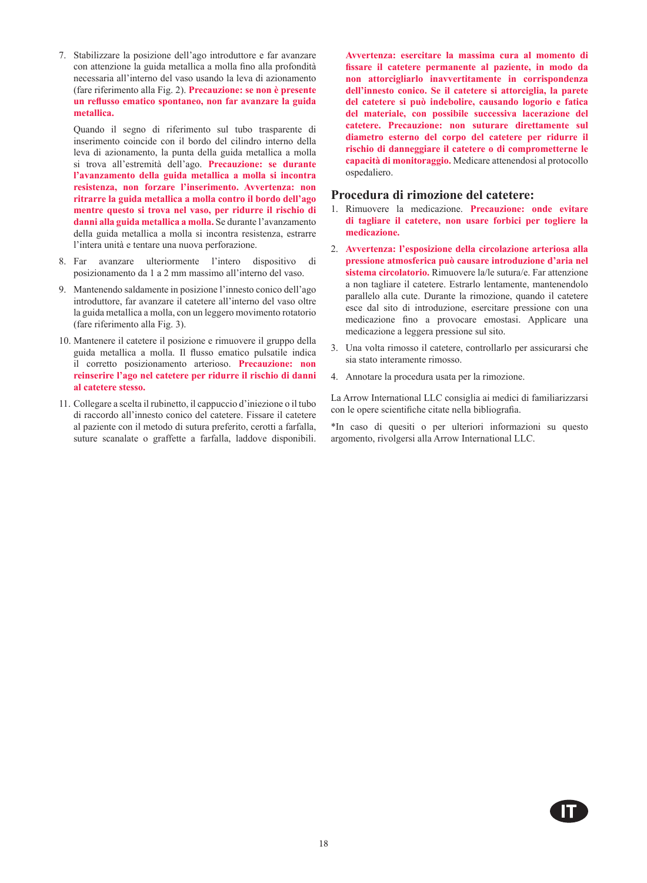7. Stabilizzare la posizione dell'ago introduttore e far avanzare con attenzione la guida metallica a molla fino alla profondità necessaria all'interno del vaso usando la leva di azionamento (fare riferimento alla Fig. 2). **Precauzione: se non è presente un reflusso ematico spontaneo, non far avanzare la guida metallica.**

   Quando il segno di riferimento sul tubo trasparente di inserimento coincide con il bordo del cilindro interno della leva di azionamento, la punta della guida metallica a molla si trova all'estremità dell'ago. **Precauzione: se durante l'avanzamento della guida metallica a molla si incontra resistenza, non forzare l'inserimento. Avvertenza: non ritrarre la guida metallica a molla contro il bordo dell'ago mentre questo si trova nel vaso, per ridurre il rischio di danni alla guida metallica a molla.** Se durante l'avanzamento della guida metallica a molla si incontra resistenza, estrarre l'intera unità e tentare una nuova perforazione.

8. Far avanzare ulteriormente l'intero dispositivo di posizionamento da 1 a 2 mm massimo all'interno del vaso.

9. Mantenendo saldamente in posizione l'innesto conico dell'ago introduttore, far avanzare il catetere all'interno del vaso oltre la guida metallica a molla, con un leggero movimento rotatorio (fare riferimento alla Fig. 3).

10. Mantenere il catetere il posizione e rimuovere il gruppo della guida metallica a molla. Il flusso ematico pulsatile indica il corretto posizionamento arterioso. **Precauzione: non reinserire l'ago nel catetere per ridurre il rischio di danni al catetere stesso.**

11. Collegare a scelta il rubinetto, il cappuccio d'iniezione o il tubo di raccordo all'innesto conico del catetere. Fissare il catetere al paziente con il metodo di sutura preferito, cerotti a farfalla, suture scanalate o graffette a farfalla, laddove disponibili. **Avvertenza: esercitare la massima cura al momento di fissare il catetere permanente al paziente, in modo da non attorcigliarlo inavvertitamente in corrispondenza dell'innesto conico. Se il catetere si attorciglia, la parete del catetere si può indebolire, causando logorio e fatica del materiale, con possibile successiva lacerazione del catetere. Precauzione: non suturare direttamente sul diametro esterno del corpo del catetere per ridurre il rischio di danneggiare il catetere o di comprometterne le capacità di monitoraggio.** Medicare attenendosi al protocollo ospedaliero.

## Procedura di rimozione del catetere:

1. Rimuovere la medicazione. **Precauzione: onde evitare di tagliare il catetere, non usare forbici per togliere la medicazione.**

2. **Avvertenza: l'esposizione della circolazione arteriosa alla pressione atmosferica può causare introduzione d'aria nel sistema circolatorio.** Rimuovere la/le sutura/e. Far attenzione a non tagliare il catetere. Estrarlo lentamente, mantenendolo parallelo alla cute. Durante la rimozione, quando il catetere esce dal sito di introduzione, esercitare pressione con una medicazione fino a provocare emostasi. Applicare una medicazione a leggera pressione sul sito.

3. Una volta rimosso il catetere, controllarlo per assicurarsi che sia stato interamente rimosso.

4. Annotare la procedura usata per la rimozione.

La Arrow International LLC consiglia ai medici di familiarizzarsi con le opere scientifiche citate nella bibliografia.

*In caso di quesiti o per ulteriori informazioni su questo argomento, rivolgersi alla Arrow International LLC.

IT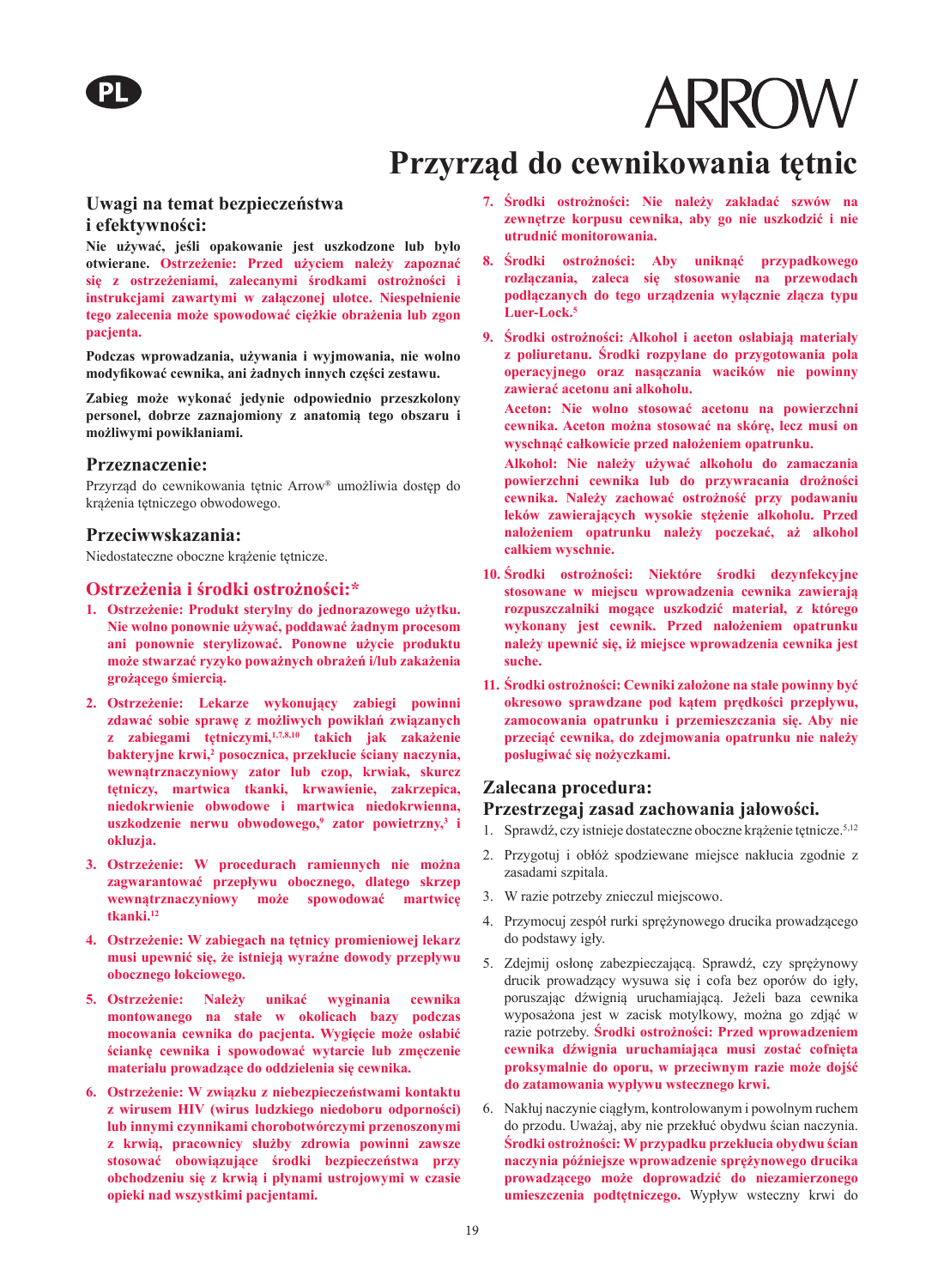PL

ARROW

# Przyrząd do cewnikowania tętnic

## Uwagi na temat bezpieczeństwa i efektywności:

**Nie używać, jeśli opakowanie jest uszkodzone lub było otwierane. Ostrzeżenie: Przed użyciem należy zapoznać się z ostrzeżeniami, zalecanymi środkami ostrożności i instrukcjami zawartymi w załączonej ulotce. Niespełnienie tego zalecenia może spowodować ciężkie obrażenia lub zgon pacjenta.**

**Podczas wprowadzania, używania i wyjmowania, nie wolno modyfikować cewnika, ani żadnych innych części zestawu.**

**Zabieg może wykonać jedynie odpowiednio przeszkolony personel, dobrze zaznajomiony z anatomią tego obszaru i możliwymi powikłaniami.**

## Przeznaczenie:

Przyrząd do cewnikowania tętnic Arrow® umożliwia dostęp do krążenia tętniczego obwodowego.

## Przeciwwskazania:

Niedostateczne oboczne krążenie tętnicze.

## Ostrzeżenia i środki ostrożności:*

1. **Ostrzeżenie: Produkt sterylny do jednorazowego użytku. Nie wolno ponownie używać, poddawać żadnym procesom ani ponownie sterylizować. Ponowne użycie produktu może stwarzać ryzyko poważnych obrażeń i/lub zakażenia grożącego śmiercią.**
2. **Ostrzeżenie: Lekarze wykonujący zabiegi powinni zdawać sobie sprawę z możliwych powikłań związanych z zabiegami tętniczymi,[1,7,8,10] takich jak zakażenie bakteryjne krwi,[2] posocznica, przekłucie ściany naczynia, wewnątrznaczyniowy zator lub czop, krwiak, skurcz tętniczy, martwica tkanki, krwawienie, zakrzepica, niedokrwienie obwodowe i martwica niedokrwienna, uszkodzenie nerwu obwodowego,[9] zator powietrzny,[3] i okluzja.**
3. **Ostrzeżenie: W procedurach ramiennych nie można zagwarantować przepływu obocznego, dlatego skrzep wewnątrznaczyniowy może spowodować martwicę tkanki.[12]**
4. **Ostrzeżenie: W zabiegach na tętnicy promieniowej lekarz musi upewnić się, że istnieją wyraźne dowody przepływu obocznego łokciowego.**
5. **Ostrzeżenie: Należy unikać wyginania cewnika montowanego na stałe w okolicach bazy podczas mocowania cewnika do pacjenta. Wygięcie może osłabić ściankę cewnika i spowodować wytarcie lub zmęczenie materiału prowadzące do oddzielenia się cewnika.**
6. **Ostrzeżenie: W związku z niebezpieczeństwami kontaktu z wirusem HIV (wirus ludzkiego niedoboru odporności) lub innymi czynnikami chorobotwórczymi przenoszonymi z krwią, pracownicy służby zdrowia powinni zawsze stosować obowiązujące środki bezpieczeństwa przy obchodzeniu się z krwią i płynami ustrojowymi w czasie opieki nad wszystkimi pacjentami.**
7. **Środki ostrożności: Nie należy zakładać szwów na zewnętrze korpusu cewnika, aby go nie uszkodzić i nie utrudnić monitorowania.**
8. **Środki ostrożności: Aby uniknąć przypadkowego rozłączania, zaleca się stosowanie na przewodach podłączanych do tego urządzenia wyłącznie złącza typu Luer-Lock.[5]**
9. **Środki ostrożności: Alkohol i aceton osłabiają materiały z poliuretanu. Środki rozpylane do przygotowania pola operacyjnego oraz nasączania wacików nie powinny zawierać acetonu ani alkoholu.**

   **Aceton: Nie wolno stosować acetonu na powierzchni cewnika. Aceton można stosować na skórę, lecz musi on wyschnąć całkowicie przed nałożeniem opatrunku.**

   **Alkohol: Nie należy używać alkoholu do zamaczania powierzchni cewnika lub do przywracania drożności cewnika. Należy zachować ostrożność przy podawaniu leków zawierających wysokie stężenie alkoholu. Przed nałożeniem opatrunku należy poczekać, aż alkohol całkiem wyschnie.**
10. **Środki ostrożności: Niektóre środki dezynfekcyjne stosowane w miejscu wprowadzenia cewnika zawierają rozpuszczalniki mogące uszkodzić materiał, z którego wykonany jest cewnik. Przed nałożeniem opatrunku należy upewnić się, iż miejsce wprowadzenia cewnika jest suche.**
11. **Środki ostrożności: Cewniki założone na stałe powinny być okresowo sprawdzane pod kątem prędkości przepływu, zamocowania opatrunku i przemieszczania się. Aby nie przeciąć cewnika, do zdejmowania opatrunku nie należy posługiwać się nożyczkami.**

## Zalecana procedura:
## Przestrzegaj zasad zachowania jałowości.

1. Sprawdź, czy istnieje dostateczne oboczne krążenie tętnicze.[5,12]
2. Przygotuj i obłóż spodziewane miejsce nakłucia zgodnie z zasadami szpitala.
3. W razie potrzeby znieczul miejscowo.
4. Przymocuj zespół rurki sprężynowego drucika prowadzącego do podstawy igły.
5. Zdejmij osłonę zabezpieczającą. Sprawdź, czy sprężynowy drucik prowadzący wysuwa się i cofa bez oporów do igły, poruszając dźwignią uruchamiającą. Jeżeli baza cewnika wyposażona jest w zacisk motylkowy, można go zdjąć w razie potrzeby. **Środki ostrożności: Przed wprowadzeniem cewnika dźwignia uruchamiająca musi zostać cofnięta proksymalnie do oporu, w przeciwnym razie może dojść do zatamowania wypływu wstecznego krwi.**
6. Nakłuj naczynie ciągłym, kontrolowanym i powolnym ruchem do przodu. Uważaj, aby nie przekłuć obydwu ścian naczynia. **Środki ostrożności: W przypadku przekłucia obydwu ścian naczynia późniejsze wprowadzenie sprężynowego drucika prowadzącego może doprowadzić do niezamierzonego umieszczenia podtętniczego.** Wypływ wsteczny krwi do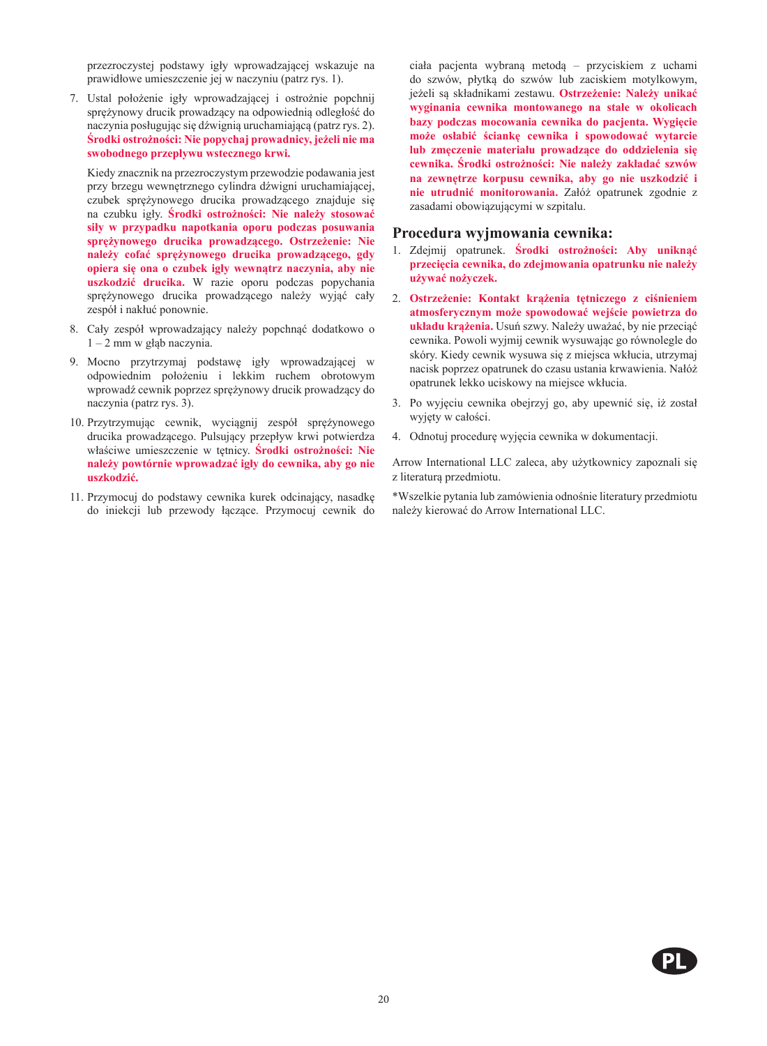przezroczystej podstawy igły wprowadzającej wskazuje na prawidłowe umieszczenie jej w naczyniu (patrz rys. 1).

7. Ustal położenie igły wprowadzającej i ostrożnie popchnij sprężynowy drucik prowadzący na odpowiednią odległość do naczynia posługując się dźwignią uruchamiającą (patrz rys. 2). **Środki ostrożności: Nie popychaj prowadnicy, jeżeli nie ma swobodnego przepływu wstecznego krwi.**

   Kiedy znacznik na przezroczystym przewodzie podawania jest przy brzegu wewnętrznego cylindra dźwigni uruchamiającej, czubek sprężynowego drucika prowadzącego znajduje się na czubku igły. **Środki ostrożności: Nie należy stosować siły w przypadku napotkania oporu podczas posuwania sprężynowego drucika prowadzącego. Ostrzeżenie: Nie należy cofać sprężynowego drucika prowadzącego, gdy opiera się ona o czubek igły wewnątrz naczynia, aby nie uszkodzić drucika.** W razie oporu podczas popychania sprężynowego drucika prowadzącego należy wyjąć cały zespół i nakłuć ponownie.

8. Cały zespół wprowadzający należy popchnąć dodatkowo o 1 – 2 mm w głąb naczynia.

9. Mocno przytrzymaj podstawę igły wprowadzającej w odpowiednim położeniu i lekkim ruchem obrotowym wprowadź cewnik poprzez sprężynowy drucik prowadzący do naczynia (patrz rys. 3).

10. Przytrzymując cewnik, wyciągnij zespół sprężynowego drucika prowadzącego. Pulsujący przepływ krwi potwierdza właściwe umieszczenie w tętnicy. **Środki ostrożności: Nie należy powtórnie wprowadzać igły do cewnika, aby go nie uszkodzić.**

11. Przymocuj do podstawy cewnika kurek odcinający, nasadkę do iniekcji lub przewody łączące. Przymocuj cewnik do ciała pacjenta wybraną metodą – przyciskiem z uchami do szwów, płytką do szwów lub zaciskiem motylkowym, jeżeli są składnikami zestawu. **Ostrzeżenie: Należy unikać wyginania cewnika montowanego na stałe w okolicach bazy podczas mocowania cewnika do pacjenta. Wygięcie może osłabić ściankę cewnika i spowodować wytarcie lub zmęczenie materiału prowadzące do oddzielenia się cewnika. Środki ostrożności: Nie należy zakładać szwów na zewnętrze korpusu cewnika, aby go nie uszkodzić i nie utrudnić monitorowania.** Załóż opatrunek zgodnie z zasadami obowiązującymi w szpitalu.

## Procedura wyjmowania cewnika:

1. Zdejmij opatrunek. **Środki ostrożności: Aby uniknąć przecięcia cewnika, do zdejmowania opatrunku nie należy używać nożyczek.**

2. **Ostrzeżenie: Kontakt krążenia tętniczego z ciśnieniem atmosferycznym może spowodować wejście powietrza do układu krążenia.** Usuń szwy. Należy uważać, by nie przeciąć cewnika. Powoli wyjmij cewnik wysuwając go równolegle do skóry. Kiedy cewnik wysuwa się z miejsca wkłucia, utrzymaj nacisk poprzez opatrunek do czasu ustania krwawienia. Nałóż opatrunek lekko uciskowy na miejsce wkłucia.

3. Po wyjęciu cewnika obejrzyj go, aby upewnić się, iż został wyjęty w całości.

4. Odnotuj procedurę wyjęcia cewnika w dokumentacji.

Arrow International LLC zaleca, aby użytkownicy zapoznali się z literaturą przedmiotu.

*Wszelkie pytania lub zamówienia odnośnie literatury przedmiotu należy kierować do Arrow International LLC.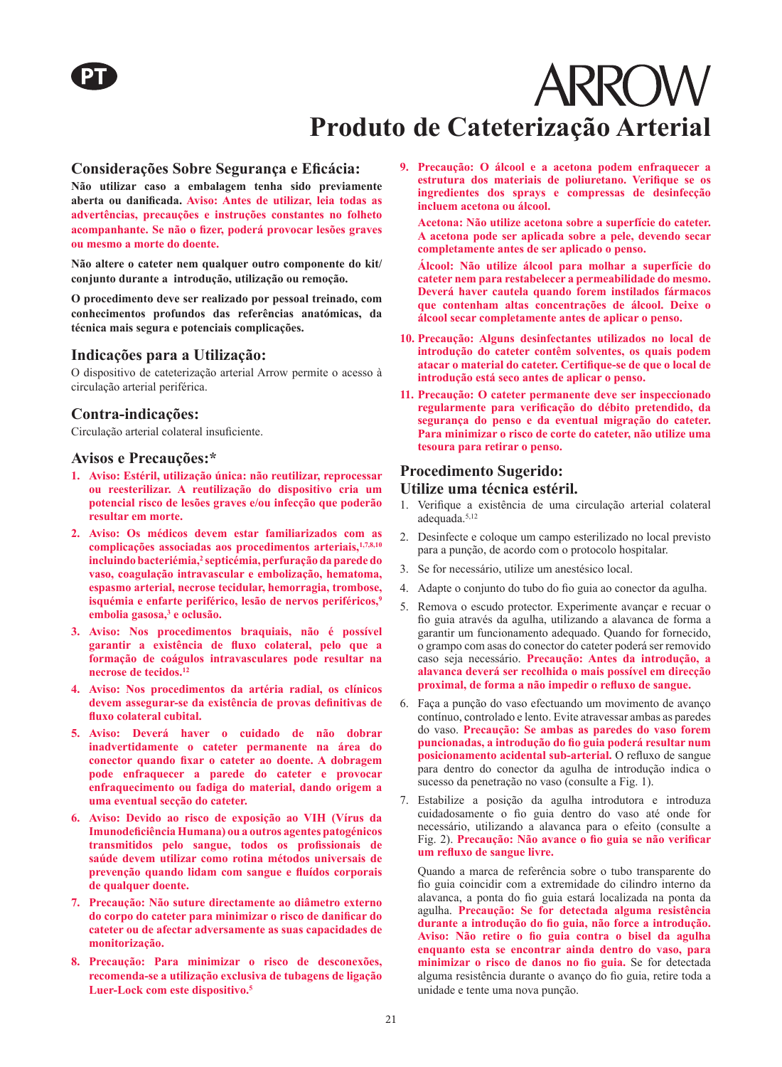PT

ARROW

# Produto de Cateterização Arterial

## Considerações Sobre Segurança e Eficácia:

**Não utilizar caso a embalagem tenha sido previamente aberta ou danificada. Aviso: Antes de utilizar, leia todas as advertências, precauções e instruções constantes no folheto acompanhante. Se não o fizer, poderá provocar lesões graves ou mesmo a morte do doente.**

**Não altere o cateter nem qualquer outro componente do kit/conjunto durante a introdução, utilização ou remoção.**

**O procedimento deve ser realizado por pessoal treinado, com conhecimentos profundos das referências anatómicas, da técnica mais segura e potenciais complicações.**

## Indicações para a Utilização:

O dispositivo de cateterização arterial Arrow permite o acesso à circulação arterial periférica.

## Contra-indicações:

Circulação arterial colateral insuficiente.

## Avisos e Precauções:*

1. **Aviso: Estéril, utilização única: não reutilizar, reprocessar ou reesterilizar. A reutilização do dispositivo cria um potencial risco de lesões graves e/ou infecção que poderão resultar em morte.**
2. **Aviso: Os médicos devem estar familiarizados com as complicações associadas aos procedimentos arteriais,[1,7,8,10] incluindo bacteriémia,[2] septicémia, perfuração da parede do vaso, coagulação intravascular e embolização, hematoma, espasmo arterial, necrose tecidular, hemorragia, trombose, isquémia e enfarte periférico, lesão de nervos periféricos,[9] embolia gasosa,[3] e oclusão.**
3. **Aviso: Nos procedimentos braquiais, não é possível garantir a existência de fluxo colateral, pelo que a formação de coágulos intravasculares pode resultar na necrose de tecidos.[12]**
4. **Aviso: Nos procedimentos da artéria radial, os clínicos devem assegurar-se da existência de provas definitivas de fluxo colateral cubital.**
5. **Aviso: Deverá haver o cuidado de não dobrar inadvertidamente o cateter permanente na área do conector quando fixar o cateter ao doente. A dobragem pode enfraquecer a parede do cateter e provocar enfraquecimento ou fadiga do material, dando origem a uma eventual secção do cateter.**
6. **Aviso: Devido ao risco de exposição ao VIH (Vírus da Imunodeficiência Humana) ou a outros agentes patogénicos transmitidos pelo sangue, todos os profissionais de saúde devem utilizar como rotina métodos universais de prevenção quando lidam com sangue e fluídos corporais de qualquer doente.**
7. **Precaução: Não suture directamente ao diâmetro externo do corpo do cateter para minimizar o risco de danificar do cateter ou de afectar adversamente as suas capacidades de monitorização.**
8. **Precaução: Para minimizar o risco de desconexões, recomenda-se a utilização exclusiva de tubagens de ligação Luer-Lock com este dispositivo.[5]**
9. **Precaução: O álcool e a acetona podem enfraquecer a estrutura dos materiais de poliuretano. Verifique se os ingredientes dos sprays e compressas de desinfecção incluem acetona ou álcool.**

   **Acetona: Não utilize acetona sobre a superfície do cateter. A acetona pode ser aplicada sobre a pele, devendo secar completamente antes de ser aplicado o penso.**

   **Álcool: Não utilize álcool para molhar a superfície do cateter nem para restabelecer a permeabilidade do mesmo. Deverá haver cautela quando forem instilados fármacos que contenham altas concentrações de álcool. Deixe o álcool secar completamente antes de aplicar o penso.**
10. **Precaução: Alguns desinfectantes utilizados no local de introdução do cateter contêm solventes, os quais podem atacar o material do cateter. Certifique-se de que o local de introdução está seco antes de aplicar o penso.**
11. **Precaução: O cateter permanente deve ser inspeccionado regularmente para verificação do débito pretendido, da segurança do penso e da eventual migração do cateter. Para minimizar o risco de corte do cateter, não utilize uma tesoura para retirar o penso.**

## Procedimento Sugerido: Utilize uma técnica estéril.

1. Verifique a existência de uma circulação arterial colateral adequada.[5,12]
2. Desinfecte e coloque um campo esterilizado no local previsto para a punção, de acordo com o protocolo hospitalar.
3. Se for necessário, utilize um anestésico local.
4. Adapte o conjunto do tubo do fio guia ao conector da agulha.
5. Remova o escudo protector. Experimente avançar e recuar o fio guia através da agulha, utilizando a alavanca de forma a garantir um funcionamento adequado. Quando for fornecido, o grampo com asas do conector do cateter poderá ser removido caso seja necessário. **Precaução: Antes da introdução, a alavanca deverá ser recolhida o mais possível em direcção proximal, de forma a não impedir o refluxo de sangue.**
6. Faça a punção do vaso efectuando um movimento de avanço contínuo, controlado e lento. Evite atravessar ambas as paredes do vaso. **Precaução: Se ambas as paredes do vaso forem puncionadas, a introdução do fio guia poderá resultar num posicionamento acidental sub-arterial.** O refluxo de sangue para dentro do conector da agulha de introdução indica o sucesso da penetração no vaso (consulte a Fig. 1).
7. Estabilize a posição da agulha introdutora e introduza cuidadosamente o fio guia dentro do vaso até onde for necessário, utilizando a alavanca para o efeito (consulte a Fig. 2). **Precaução: Não avance o fio guia se não verificar um refluxo de sangue livre.**

   Quando a marca de referência sobre o tubo transparente do fio guia coincidir com a extremidade do cilindro interno da alavanca, a ponta do fio guia estará localizada na ponta da agulha. **Precaução: Se for detectada alguma resistência durante a introdução do fio guia, não force a introdução. Aviso: Não retire o fio guia contra o bisel da agulha enquanto esta se encontrar ainda dentro do vaso, para minimizar o risco de danos no fio guia.** Se for detectada alguma resistência durante o avanço do fio guia, retire toda a unidade e tente uma nova punção.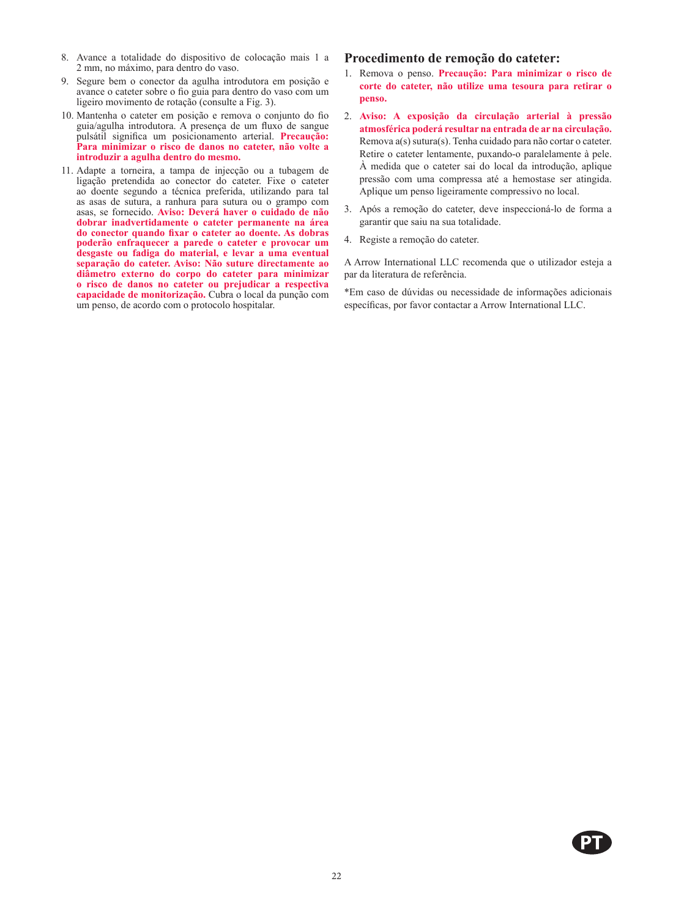8. Avance a totalidade do dispositivo de colocação mais 1 a 2 mm, no máximo, para dentro do vaso.
9. Segure bem o conector da agulha introdutora em posição e avance o cateter sobre o fio guia para dentro do vaso com um ligeiro movimento de rotação (consulte a Fig. 3).
10. Mantenha o cateter em posição e remova o conjunto do fio guia/agulha introdutora. A presença de um fluxo de sangue pulsátil significa um posicionamento arterial. **Precaução: Para minimizar o risco de danos no cateter, não volte a introduzir a agulha dentro do mesmo.**
11. Adapte a torneira, a tampa de injecção ou a tubagem de ligação pretendida ao conector do cateter. Fixe o cateter ao doente segundo a técnica preferida, utilizando para tal as asas de sutura, a ranhura para sutura ou o grampo com asas, se fornecido. **Aviso: Deverá haver o cuidado de não dobrar inadvertidamente o cateter permanente na área do conector quando fixar o cateter ao doente. As dobras poderão enfraquecer a parede o cateter e provocar um desgaste ou fadiga do material, e levar a uma eventual separação do cateter. Aviso: Não suture directamente ao diâmetro externo do corpo do cateter para minimizar o risco de danos no cateter ou prejudicar a respectiva capacidade de monitorização.** Cubra o local da punção com um penso, de acordo com o protocolo hospitalar.

## Procedimento de remoção do cateter:

1. Remova o penso. **Precaução: Para minimizar o risco de corte do cateter, não utilize uma tesoura para retirar o penso.**
2. **Aviso: A exposição da circulação arterial à pressão atmosférica poderá resultar na entrada de ar na circulação.** Remova a(s) sutura(s). Tenha cuidado para não cortar o cateter. Retire o cateter lentamente, puxando-o paralelamente à pele. À medida que o cateter sai do local da introdução, aplique pressão com uma compressa até a hemostase ser atingida. Aplique um penso ligeiramente compressivo no local.
3. Após a remoção do cateter, deve inspeccioná-lo de forma a garantir que saiu na sua totalidade.
4. Registe a remoção do cateter.

A Arrow International LLC recomenda que o utilizador esteja a par da literatura de referência.

*Em caso de dúvidas ou necessidade de informações adicionais específicas, por favor contactar a Arrow International LLC.

PT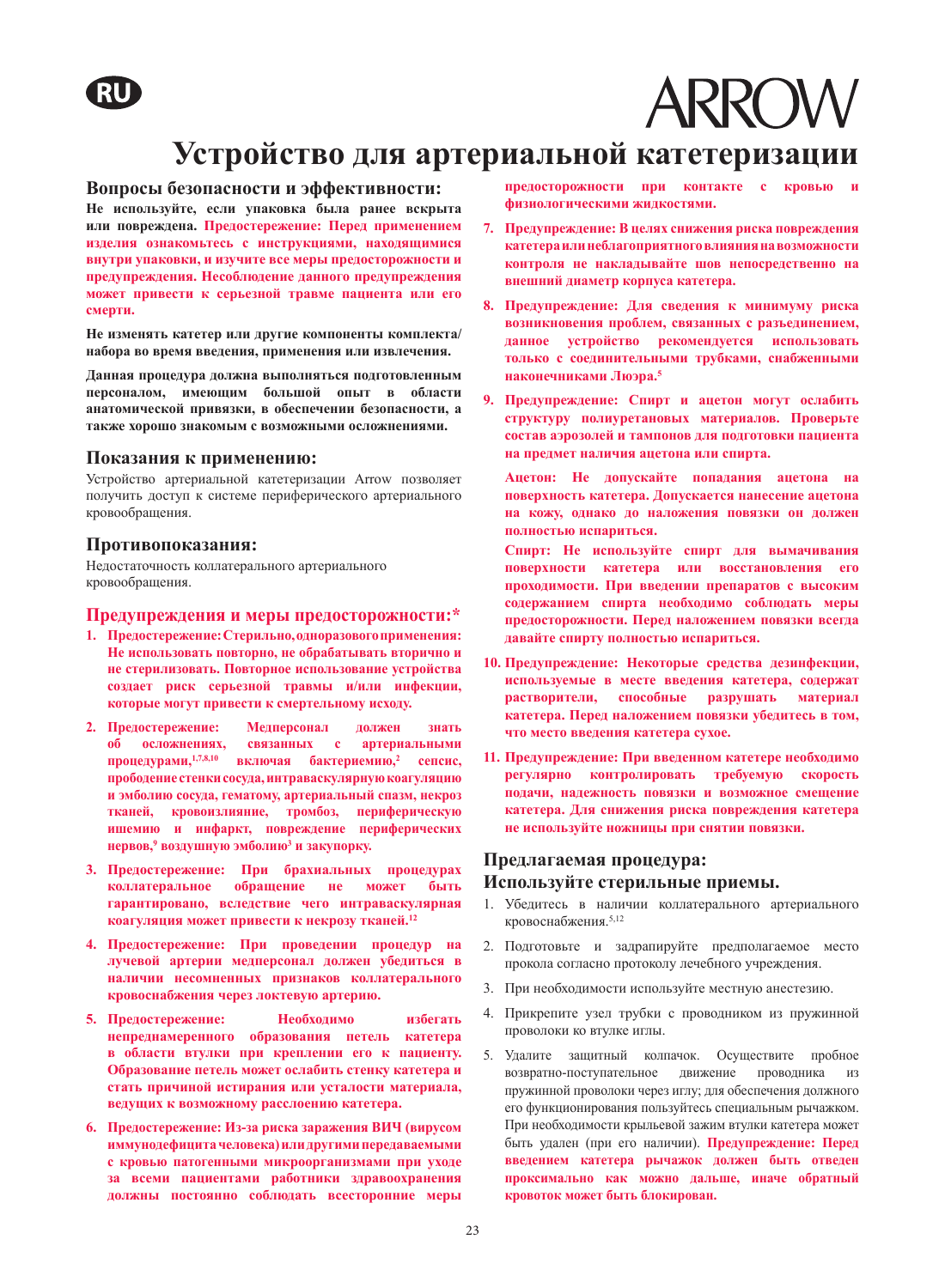RU

ARROW

# Устройство для артериальной катетеризации

## Вопросы безопасности и эффективности:

**Не используйте, если упаковка была ранее вскрыта или повреждена. Предостережение: Перед применением изделия ознакомьтесь с инструкциями, находящимися внутри упаковки, и изучите все меры предосторожности и предупреждения. Несоблюдение данного предупреждения может привести к серьезной травме пациента или его смерти.**

**Не изменять катетер или другие компоненты комплекта/набора во время введения, применения или извлечения.**

**Данная процедура должна выполняться подготовленным персоналом, имеющим большой опыт в области анатомической привязки, в обеспечении безопасности, а также хорошо знакомым с возможными осложнениями.**

## Показания к применению:

Устройство артериальной катетеризации Arrow позволяет получить доступ к системе периферического артериального кровообращения.

## Противопоказания:

Недостаточность коллатерального артериального кровообращения.

## Предупреждения и меры предосторожности:*

1. **Предостережение: Стерильно, одноразового применения: Не использовать повторно, не обрабатывать вторично и не стерилизовать. Повторное использование устройства создает риск серьезной травмы и/или инфекции, которые могут привести к смертельному исходу.**
2. **Предостережение: Медперсонал должен знать об осложнениях, связанных с артериальными процедурами,[1,7,8,10] включая бактериемию,[2] сепсис, прободение стенки сосуда, интраваскулярную коагуляцию и эмболию сосуда, гематому, артериальный спазм, некроз тканей, кровоизлияние, тромбоз, периферическую ишемию и инфаркт, повреждение периферических нервов,[9] воздушную эмболию[3] и закупорку.**
3. **Предостережение: При брахиальных процедурах коллатеральное обращение не может быть гарантировано, вследствие чего интраваскулярная коагуляция может привести к некрозу тканей.[12]**
4. **Предостережение: При проведении процедур на лучевой артерии медперсонал должен убедиться в наличии несомненных признаков коллатерального кровоснабжения через локтевую артерию.**
5. **Предостережение: Необходимо избегать непреднамеренного образования петель катетера в области втулки при креплении его к пациенту. Образование петель может ослабить стенку катетера и стать причиной истирания или усталости материала, ведущих к возможному расслоению катетера.**
6. **Предостережение: Из-за риска заражения ВИЧ (вирусом иммунодефицита человека) или другими передаваемыми с кровью патогенными микроорганизмами при уходе за всеми пациентами работники здравоохранения должны постоянно соблюдать всесторонние меры предосторожности при контакте с кровью и физиологическими жидкостями.**
7. **Предупреждение: В целях снижения риска повреждения катетера или неблагоприятного влияния на возможности контроля не накладывайте шов непосредственно на внешний диаметр корпуса катетера.**
8. **Предупреждение: Для сведения к минимуму риска возникновения проблем, связанных с разъединением, данное устройство рекомендуется использовать только с соединительными трубками, снабженными наконечниками Люэра.[5]**
9. **Предупреждение: Спирт и ацетон могут ослабить структуру полиуретановых материалов. Проверьте состав аэрозолей и тампонов для подготовки пациента на предмет наличия ацетона или спирта.**

   **Ацетон: Не допускайте попадания ацетона на поверхность катетера. Допускается нанесение ацетона на кожу, однако до наложения повязки он должен полностью испариться.**

   **Спирт: Не используйте спирт для вымачивания поверхности катетера или восстановления его проходимости. При введении препаратов с высоким содержанием спирта необходимо соблюдать меры предосторожности. Перед наложением повязки всегда давайте спирту полностью испариться.**
10. **Предупреждение: Некоторые средства дезинфекции, используемые в месте введения катетера, содержат растворители, способные разрушать материал катетера. Перед наложением повязки убедитесь в том, что место введения катетера сухое.**
11. **Предупреждение: При введенном катетере необходимо регулярно контролировать требуемую скорость подачи, надежность повязки и возможное смещение катетера. Для снижения риска повреждения катетера не используйте ножницы при снятии повязки.**

## Предлагаемая процедура:
## Используйте стерильные приемы.

1. Убедитесь в наличии коллатерального артериального кровоснабжения.[5,12]
2. Подготовьте и задрапируйте предполагаемое место прокола согласно протоколу лечебного учреждения.
3. При необходимости используйте местную анестезию.
4. Прикрепите узел трубки с проводником из пружинной проволоки ко втулке иглы.
5. Удалите защитный колпачок. Осуществите пробное возвратно-поступательное движение проводника из пружинной проволоки через иглу; для обеспечения должного его функционирования пользуйтесь специальным рычажком. При необходимости крыльевой зажим втулки катетера может быть удален (при его наличии). **Предупреждение: Перед введением катетера рычажок должен быть отведен проксимально как можно дальше, иначе обратный кровоток может быть блокирован.**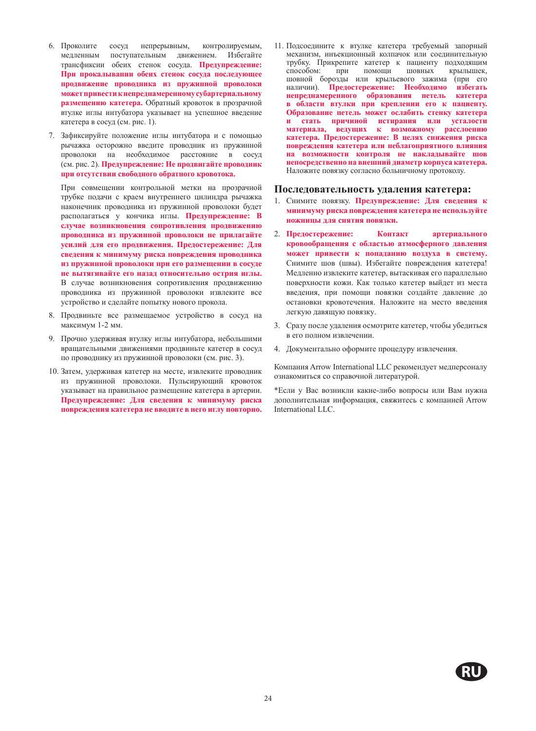6. Проколите сосуд непрерывным, контролируемым, медленным поступательным движением. Избегайте трансфиксии обеих стенок сосуда. **Предупреждение: При прокалывании обеих стенок сосуда последующее продвижение проводника из пружинной проволоки может привести к непреднамеренному субартериальному размещению катетера.** Обратный кровоток в прозрачной втулке иглы интубатора указывает на успешное введение катетера в сосуд (см. рис. 1).

7. Зафиксируйте положение иглы интубатора и с помощью рычажка осторожно введите проводник из пружинной проволоки на необходимое расстояние в сосуд (см. рис. 2). **Предупреждение: Не продвигайте проводник при отсутствии свободного обратного кровотока.**

   При совмещении контрольной метки на прозрачной трубке подачи с краем внутреннего цилиндра рычажка наконечник проводника из пружинной проволоки будет располагаться у кончика иглы. **Предупреждение: В случае возникновения сопротивления продвижению проводника из пружинной проволоки не прилагайте усилий для его продвижения. Предостережение: Для сведения к минимуму риска повреждения проводника из пружинной проволоки при его размещении в сосуде не вытягивайте его назад относительно острия иглы.** В случае возникновения сопротивления продвижению проводника из пружинной проволоки извлеките все устройство и сделайте попытку нового прокола.

8. Продвиньте все размещаемое устройство в сосуд на максимум 1-2 мм.

9. Прочно удерживая втулку иглы интубатора, небольшими вращательными движениями продвиньте катетер в сосуд по проводнику из пружинной проволоки (см. рис. 3).

10. Затем, удерживая катетер на месте, извлеките проводник из пружинной проволоки. Пульсирующий кровоток указывает на правильное размещение катетера в артерии. **Предупреждение: Для сведения к минимуму риска повреждения катетера не вводите в него иглу повторно.**

11. Подсоедините к втулке катетера требуемый запорный механизм, инъекционный колпачок или соединительную трубку. Прикрепите катетер к пациенту подходящим способом: при помощи шовных крылышек, шовной борозды или крыльевого зажима (при его наличии). **Предостережение: Необходимо избегать непреднамеренного образования петель катетера в области втулки при креплении его к пациенту. Образование петель может ослабить стенку катетера и стать причиной истирания или усталости материала, ведущих к возможному расслоению катетера. Предостережение: В целях снижения риска повреждения катетера или неблагоприятного влияния на возможности контроля не накладывайте шов непосредственно на внешний диаметр корпуса катетера.** Наложите повязку согласно больничному протоколу.

## Последовательность удаления катетера:

1. Снимите повязку. **Предупреждение: Для сведения к минимуму риска повреждения катетера не используйте ножницы для снятия повязки.**

2. **Предостережение: Контакт артериального кровообращения с областью атмосферного давления может привести к попаданию воздуха в систему.** Снимите шов (швы). Избегайте повреждения катетера! Медленно извлеките катетер, вытаскивая его параллельно поверхности кожи. Как только катетер выйдет из места введения, при помощи повязки создайте давление до остановки кровотечения. Наложите на место введения легкую давящую повязку.

3. Сразу после удаления осмотрите катетер, чтобы убедиться в его полном извлечении.

4. Документально оформите процедуру извлечения.

Компания Arrow International LLC рекомендует медперсоналу ознакомиться со справочной литературой.

*Если у Вас возникли какие-либо вопросы или Вам нужна дополнительная информация, свяжитесь с компанией Arrow International LLC.

RU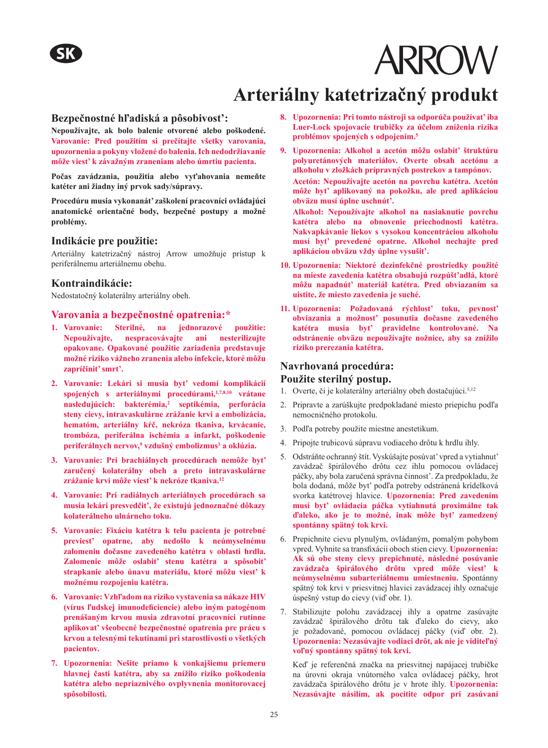SK

ARROW

# Arteriálny katetrizačný produkt

## Bezpečnostné hľadiská a pôsobivosť:

**Nepoužívajte, ak bolo balenie otvorené alebo poškodené. Varovanie: Pred použitím si prečítajte všetky varovania, upozornenia a pokyny vložené do balenia. Ich nedodržiavanie môže viesť k závažným zraneniam alebo úmrtiu pacienta.**

**Počas zavádzania, použitia alebo vyťahovania nemeňte katéter ani žiadny iný prvok sady/súpravy.**

**Procedúru musia vykonať zaškolení pracovníci ovládajúci anatomické orientačné body, bezpečné postupy a možné problémy.**

## Indikácie pre použitie:

Arteriálny katetrizačný nástroj Arrow umožňuje prístup k periferálnemu arteriálnemu obehu.

## Kontraindikácie:

Nedostatočný kolaterálny arteriálny obeh.

## Varovania a bezpečnostné opatrenia:*

1. **Varovanie: Sterilné, na jednorazové použitie: Nepoužívajte, nespracovávajte ani nesterilizujte opakovane. Opakované použitie zariadenia predstavuje možné riziko vážneho zranenia alebo infekcie, ktoré môžu zapríčiniť smrť.**

2. **Varovanie: Lekári si musia byť vedomí komplikácií spojených s arteriálnymi procedúrami,[1,7,8,10] vrátane nasledujúcich: bakterémia,[2] septikémia, perforácia steny cievy, intravaskulárne zrážanie krvi a embolizácia, hematóm, arteriálny kŕč, nekróza tkaniva, krvácanie, trombóza, periferálna ischémia a infarkt, poškodenie periferálnych nervov,[9] vzdušný embolizmus[3] a oklúzia.**

3. **Varovanie: Pri brachiálnych procedúrach nemôže byť zaručený kolaterálny obeh a preto intravaskulárne zrážanie krvi môže viesť k nekróze tkaniva.[12]**

4. **Varovanie: Pri radiálnych arteriálnych procedúrach sa musia lekári presvedčiť, že existujú jednoznačné dôkazy kolaterálneho ulnárneho toku.**

5. **Varovanie: Fixáciu katétra k telu pacienta je potrebné previesť opatrne, aby nedošlo k neúmyselnému zalomeniu dočasne zavedeného katétra v oblasti hrdla. Zalomenie môže oslabiť stenu katétra a spôsobiť strapkanie alebo únavu materiálu, ktoré môžu viesť k možnému rozpojeniu katétra.**

6. **Varovanie: Vzhľadom na riziko vystavenia sa nákaze HIV (vírus ľudskej imunodeficiencie) alebo iným patogénom prenášaným krvou musia zdravotní pracovníci rutinne aplikovať všeobecné bezpečnostné opatrenia pre prácu s krvou a telesnými tekutinami pri starostlivosti o všetkých pacientov.**

7. **Upozornenia: Nešite priamo k vonkajšiemu priemeru hlavnej časti katétra, aby sa znížilo riziko poškodenia katétra alebo nepriaznivého ovplyvnenia monitorovacej spôsobilosti.**

8. **Upozornenia: Pri tomto nástroji sa odporúča používať iba Luer-Lock spojovacie trubičky za účelom zníženia rizika problémov spojených s odpojením.[5]**

9. **Upozornenia: Alkohol a acetón môžu oslabiť štruktúru polyuretánových materiálov. Overte obsah acetónu a alkoholu v zložkách prípravných postrekov a tampónov.**

   **Acetón: Nepoužívajte acetón na povrchu katétra. Acetón môže byť aplikovaný na pokožku, ale pred aplikáciou obväzu musí úplne uschnúť.**

   **Alkohol: Nepoužívajte alkohol na nasiaknutie povrchu katétra alebo na obnovenie priechodnosti katétra. Nakvapkávanie liekov s vysokou koncentráciou alkoholu musí byť prevedené opatrne. Alkohol nechajte pred aplikáciou obväzu vždy úplne vysušiť.**

10. **Upozornenia: Niektoré dezinfekčné prostriedky použité na mieste zavedenia katétra obsahujú rozpúšťadlá, ktoré môžu napadnúť materiál katétra. Pred obviazaním sa uistite, že miesto zavedenia je suché.**

11. **Upozornenia: Požadovaná rýchlosť toku, pevnosť obviazania a možnosť posunutia dočasne zavedeného katétra musia byť pravidelne kontrolované. Na odstránenie obväzu nepoužívajte nožnice, aby sa znížilo riziko prerezania katétra.**

## Navrhovaná procedúra:
## Použite sterilný postup.

1. Overte, či je kolaterálny arteriálny obeh dostačujúci.[5,12]
2. Pripravte a zarúškujte predpokladané miesto priepichu podľa nemocničného protokolu.
3. Podľa potreby použite miestne anestetikum.
4. Pripojte trubicovú súpravu vodiaceho drôtu k hrdlu ihly.
5. Odstráňte ochranný štít. Vyskúšajte posúvať vpred a vytiahnuť zavádzač špirálového drôtu cez ihlu pomocou ovládacej páčky, aby bola zaručená správna činnosť. Za predpokladu, že bola dodaná, môže byť podľa potreby odstránená krídelková svorka katétrovej hlavice. **Upozornenia: Pred zavedením musí byť ovládacia páčka vytiahnutá proximálne tak ďaleko, ako je to možné, inak môže byť zamedzený spontánny spätný tok krvi.**
6. Prepichnite cievu plynulým, ovládaným, pomalým pohybom vpred. Vyhnite sa transfixácii oboch stien cievy. **Upozornenia: Ak sú obe steny cievy prepichnuté, následné posúvanie zavádzača špirálového drôtu vpred môže viesť k neúmyselnému subarteriálnemu umiestneniu.** Spontánny spätný tok krvi v priesvitnej hlavici zavádzacej ihly označuje úspešný vstup do cievy (viď obr. 1).
7. Stabilizujte polohu zavádzacej ihly a opatrne zasúvajte zavádzač špirálového drôtu tak ďaleko do cievy, ako je požadované, pomocou ovládacej páčky (viď obr. 2). **Upozornenia: Nezasúvajte vodiaci drôt, ak nie je viditeľný voľný spontánny spätný tok krvi.**

   Keď je referenčná značka na priesvitnej napájacej trubičke na úrovni okraja vnútorného valca ovládacej páčky, hrot zavádzača špirálového drôtu je v hrote ihly. **Upozornenia: Nezasúvajte násilím, ak pocítite odpor pri zasúvaní**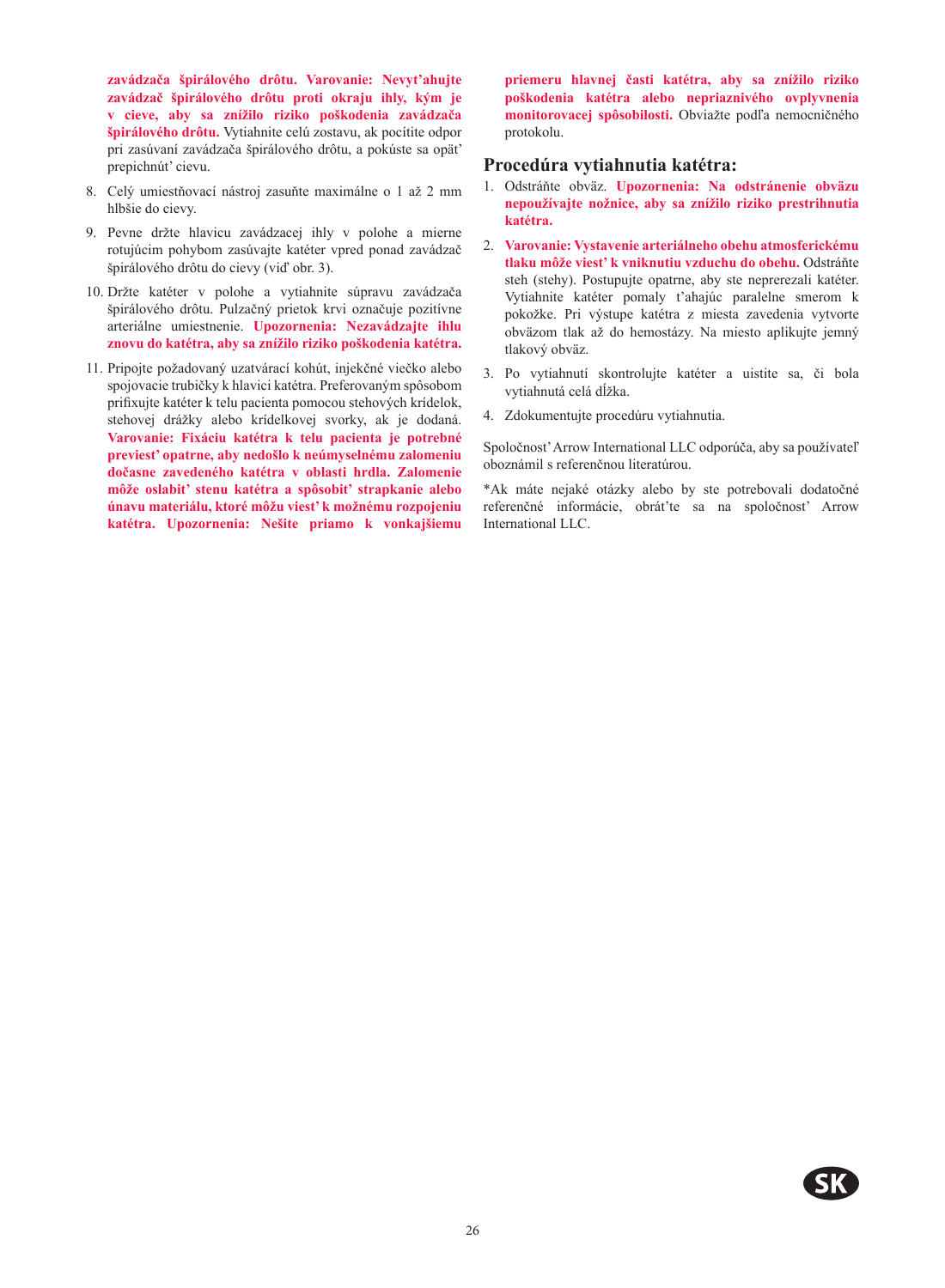**zavádzača špirálového drôtu. Varovanie: Nevyťahujte zavádzač špirálového drôtu proti okraju ihly, kým je v cieve, aby sa znížilo riziko poškodenia zavádzača špirálového drôtu.** Vytiahnite celú zostavu, ak pocítite odpor pri zasúvaní zavádzača špirálového drôtu, a pokúste sa opäť prepichnúť cievu.

8. Celý umiestňovací nástroj zasuňte maximálne o 1 až 2 mm hlbšie do cievy.

9. Pevne držte hlavicu zavádzacej ihly v polohe a mierne rotujúcim pohybom zasúvajte katéter vpred ponad zavádzač špirálového drôtu do cievy (viď obr. 3).

10. Držte katéter v polohe a vytiahnite súpravu zavádzača špirálového drôtu. Pulzačný prietok krvi označuje pozitívne arteriálne umiestnenie. **Upozornenia: Nezavádzajte ihlu znovu do katétra, aby sa znížilo riziko poškodenia katétra.**

11. Pripojte požadovaný uzatvárací kohút, injekčné viečko alebo spojovacie trubičky k hlavici katétra. Preferovaným spôsobom prifixujte katéter k telu pacienta pomocou stehových krídelok, stehovej drážky alebo krídelkovej svorky, ak je dodaná. **Varovanie: Fixáciu katétra k telu pacienta je potrebné previesť opatrne, aby nedošlo k neúmyselnému zalomeniu dočasne zavedeného katétra v oblasti hrdla. Zalomenie môže oslabiť stenu katétra a spôsobiť strapkanie alebo únavu materiálu, ktoré môžu viesť k možnému rozpojeniu katétra. Upozornenia: Nešite priamo k vonkajšiemu priemeru hlavnej časti katétra, aby sa znížilo riziko poškodenia katétra alebo nepriaznivého ovplyvnenia monitorovacej spôsobilosti.** Obviažte podľa nemocničného protokolu.

## Procedúra vytiahnutia katétra:

1. Odstráňte obväz. **Upozornenia: Na odstránenie obväzu nepoužívajte nožnice, aby sa znížilo riziko prestrihnutia katétra.**

2. **Varovanie: Vystavenie arteriálneho obehu atmosferickému tlaku môže viesť k vniknutiu vzduchu do obehu.** Odstráňte steh (stehy). Postupujte opatrne, aby ste neprerezali katéter. Vytiahnite katéter pomaly ťahajúc paralelne smerom k pokožke. Pri výstupe katétra z miesta zavedenia vytvorte obväzom tlak až do hemostázy. Na miesto aplikujte jemný tlakový obväz.

3. Po vytiahnutí skontrolujte katéter a uistite sa, či bola vytiahnutá celá dĺžka.

4. Zdokumentujte procedúru vytiahnutia.

Spoločnosť Arrow International LLC odporúča, aby sa používateľ oboznámil s referenčnou literatúrou.

*Ak máte nejaké otázky alebo by ste potrebovali dodatočné referenčné informácie, obráťte sa na spoločnosť Arrow International LLC.

SK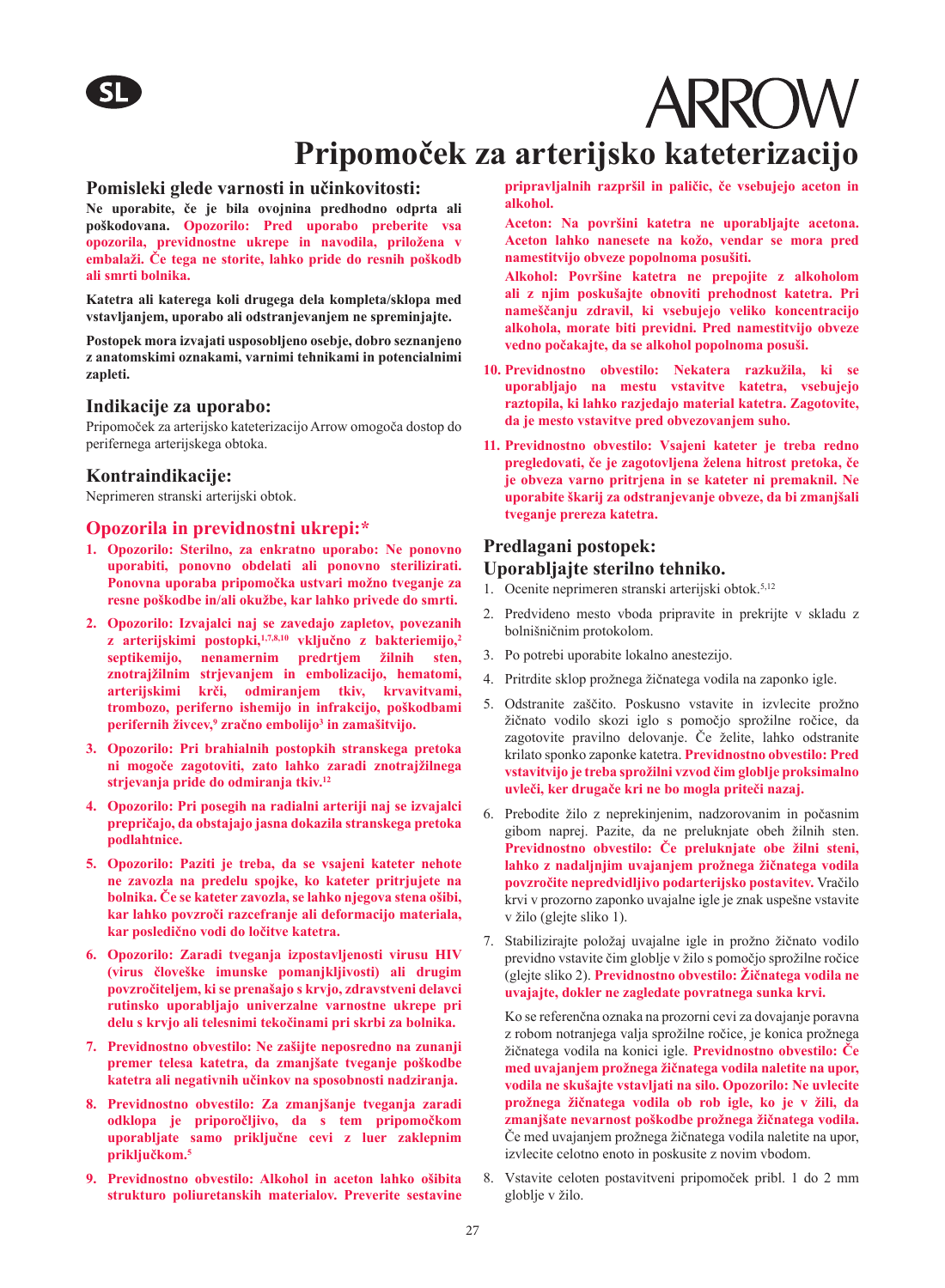SL

ARROW

# Pripomoček za arterijsko kateterizacijo

## Pomisleki glede varnosti in učinkovitosti:

**Ne uporabite, če je bila ovojnina predhodno odprta ali poškodovana. Opozorilo: Pred uporabo preberite vsa opozorila, previdnostne ukrepe in navodila, priložena v embalaži. Če tega ne storite, lahko pride do resnih poškodb ali smrti bolnika.**

**Katetra ali katerega koli drugega dela kompleta/sklopa med vstavljanjem, uporabo ali odstranjevanjem ne spreminjajte.**

**Postopek mora izvajati usposobljeno osebje, dobro seznanjeno z anatomskimi oznakami, varnimi tehnikami in potencialnimi zapleti.**

## Indikacije za uporabo:

Pripomoček za arterijsko kateterizacijo Arrow omogoča dostop do perifernega arterijskega obtoka.

## Kontraindikacije:

Neprimeren stranski arterijski obtok.

## Opozorila in previdnostni ukrepi:*

1. **Opozorilo: Sterilno, za enkratno uporabo: Ne ponovno uporabiti, ponovno obdelati ali ponovno sterilizirati. Ponovna uporaba pripomočka ustvari možno tveganje za resne poškodbe in/ali okužbe, kar lahko privede do smrti.**

2. **Opozorilo: Izvajalci naj se zavedajo zapletov, povezanih z arterijskimi postopki,[1,7,8,10] vključno z bakteriemijo,[2] septikemijo, nenamernim predrtjem žilnih sten, znotrajžilnim strjevanjem in embolizacijo, hematomi, arterijskimi krči, odmiranjem tkiv, krvavitvami, trombozo, periferno ishemijo in infrakcijo, poškodbami perifernih živcev,[9] zračno embolijo[3] in zamašitvijo.**

3. **Opozorilo: Pri brahialnih postopkih stranskega pretoka ni mogoče zagotoviti, zato lahko zaradi znotrajžilnega strjevanja pride do odmiranja tkiv.[12]**

4. **Opozorilo: Pri posegih na radialni arteriji naj se izvajalci prepričajo, da obstajajo jasna dokazila stranskega pretoka podlahtnice.**

5. **Opozorilo: Paziti je treba, da se vsajeni kateter nehote ne zavozla na predelu spojke, ko kateter pritrjujete na bolnika. Če se kateter zavozla, se lahko njegova stena ošibi, kar lahko povzroči razcefranje ali deformacijo materiala, kar posledično vodi do ločitve katetra.**

6. **Opozorilo: Zaradi tveganja izpostavljenosti virusu HIV (virus človeške imunske pomanjkljivosti) ali drugim povzročiteljem, ki se prenašajo s krvjo, zdravstveni delavci rutinsko uporabljajo univerzalne varnostne ukrepe pri delu s krvjo ali telesnimi tekočinami pri skrbi za bolnika.**

7. **Previdnostno obvestilo: Ne zašijte neposredno na zunanji premer telesa katetra, da zmanjšate tveganje poškodbe katetra ali negativnih učinkov na sposobnosti nadziranja.**

8. **Previdnostno obvestilo: Za zmanjšanje tveganja zaradi odklopa je priporočljivo, da s tem pripomočkom uporabljate samo priključne cevi z luer zaklepnim priključkom.[5]**

9. **Previdnostno obvestilo: Alkohol in aceton lahko ošibita strukturo poliuretanskih materialov. Preverite sestavine pripravljalnih razpršil in paličic, če vsebujejo aceton in alkohol.**

   **Aceton: Na površini katetra ne uporabljajte acetona. Aceton lahko nanesete na kožo, vendar se mora pred namestitvijo obveze popolnoma posušiti.**

   **Alkohol: Površine katetra ne prepojite z alkoholom ali z njim poskušajte obnoviti prehodnost katetra. Pri nameščanju zdravil, ki vsebujejo veliko koncentracijo alkohola, morate biti previdni. Pred namestitvijo obveze vedno počakajte, da se alkohol popolnoma posuši.**

10. **Previdnostno obvestilo: Nekatera razkužila, ki se uporabljajo na mestu vstavitve katetra, vsebujejo raztopila, ki lahko razjedajo material katetra. Zagotovite, da je mesto vstavitve pred obvezovanjem suho.**

11. **Previdnostno obvestilo: Vsajeni kateter je treba redno pregledovati, če je zagotovljena želena hitrost pretoka, če je obveza varno pritrjena in se kateter ni premaknil. Ne uporabite škarij za odstranjevanje obveze, da bi zmanjšali tveganje prereza katetra.**

## Predlagani postopek:
## Uporabljajte sterilno tehniko.

1. Ocenite neprimeren stranski arterijski obtok.[5,12]

2. Predvideno mesto vboda pripravite in prekrijte v skladu z bolnišničnim protokolom.

3. Po potrebi uporabite lokalno anestezijo.

4. Pritrdite sklop prožnega žičnatega vodila na zaponko igle.

5. Odstranite zaščito. Poskusno vstavite in izvlecite prožno žičnato vodilo skozi iglo s pomočjo sprožilne ročice, da zagotovite pravilno delovanje. Če želite, lahko odstranite krilato sponko zaponke katetra. **Previdnostno obvestilo: Pred vstavitvijo je treba sprožilni vzvod čim globlje proksimalno uvleči, ker drugače kri ne bo mogla priteči nazaj.**

6. Prebodite žilo z neprekinjenim, nadzorovanim in počasnim gibom naprej. Pazite, da ne preluknjate obeh žilnih sten. **Previdnostno obvestilo: Če preluknjate obe žilni steni, lahko z nadaljnjim uvajanjem prožnega žičnatega vodila povzročite nepredvidljivo podarterijsko postavitev.** Vračilo krvi v prozorno zaponko uvajalne igle je znak uspešne vstavitve v žilo (glejte sliko 1).

7. Stabilizirajte položaj uvajalne igle in prožno žičnato vodilo previdno vstavite čim globlje v žilo s pomočjo sprožilne ročice (glejte sliko 2). **Previdnostno obvestilo: Žičnatega vodila ne uvajajte, dokler ne zagledate povratnega sunka krvi.**

   Ko se referenčna oznaka na prozorni cevi za dovajanje poravna z robom notranjega valja sprožilne ročice, je konica prožnega žičnatega vodila na konici igle. **Previdnostno obvestilo: Če med uvajanjem prožnega žičnatega vodila naletite na upor, vodila ne skušajte vstavljati na silo. Opozorilo: Ne uvlecite prožnega žičnatega vodila ob rob igle, ko je v žili, da zmanjšate nevarnost poškodbe prožnega žičnatega vodila.** Če med uvajanjem prožnega žičnatega vodila naletite na upor, izvlecite celotno enoto in poskusite z novim vbodom.

8. Vstavite celoten postavitveni pripomoček pribl. 1 do 2 mm globlje v žilo.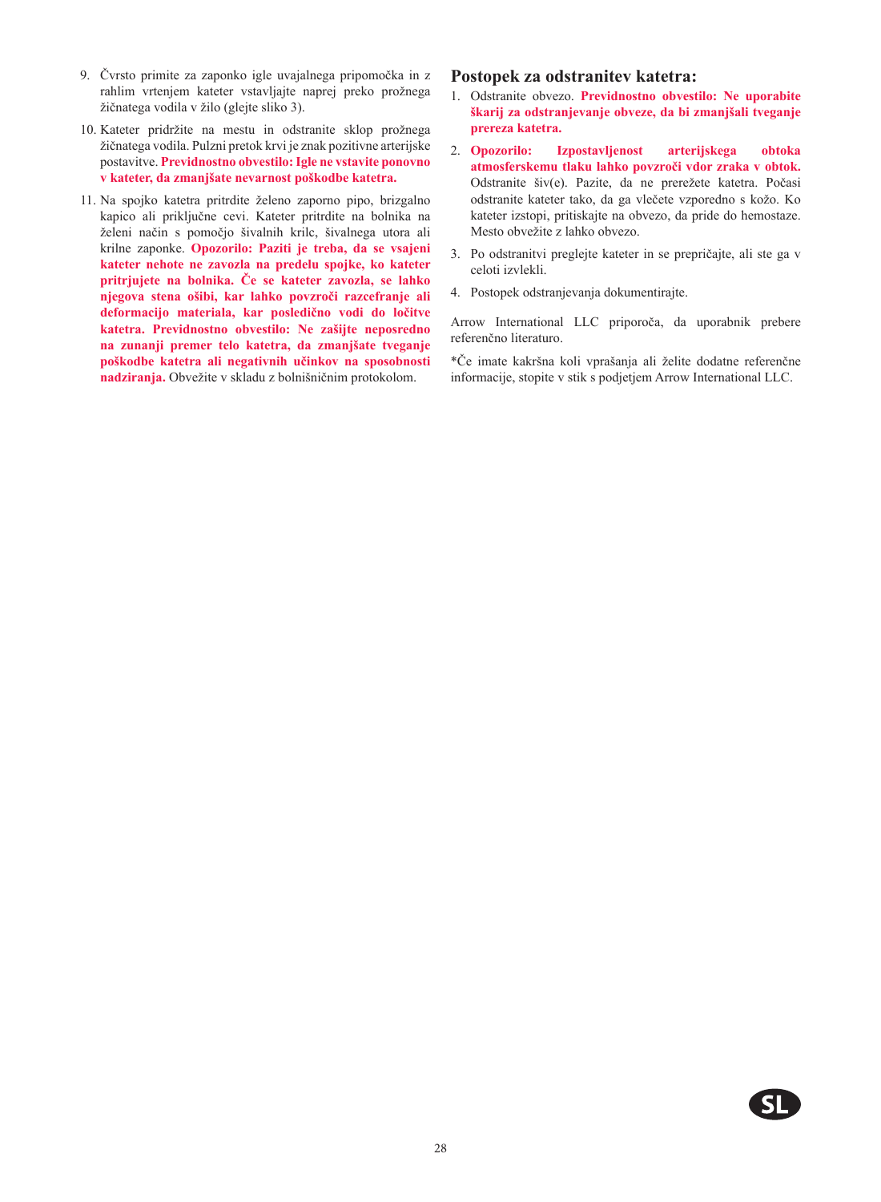9. Čvrsto primite za zaponko igle uvajalnega pripomočka in z rahlim vrtenjem kateter vstavljajte naprej preko prožnega žičnatega vodila v žilo (glejte sliko 3).

10. Kateter pridržite na mestu in odstranite sklop prožnega žičnatega vodila. Pulzni pretok krvi je znak pozitivne arterijske postavitve. **Previdnostno obvestilo: Igle ne vstavite ponovno v kateter, da zmanjšate nevarnost poškodbe katetra.**

11. Na spojko katetra pritrdite želeno zaporno pipo, brizgalno kapico ali priključne cevi. Kateter pritrdite na bolnika na želeni način s pomočjo šivalnih krilc, šivalnega utora ali krilne zaponke. **Opozorilo: Paziti je treba, da se vsajeni kateter nehote ne zavozla na predelu spojke, ko kateter pritrjujete na bolnika. Če se kateter zavozla, se lahko njegova stena ošibi, kar lahko povzroči razcefranje ali deformacijo materiala, kar posledično vodi do ločitve katetra. Previdnostno obvestilo: Ne zašijte neposredno na zunanji premer telo katetra, da zmanjšate tveganje poškodbe katetra ali negativnih učinkov na sposobnosti nadziranja.** Obvežite v skladu z bolnišničnim protokolom.

## Postopek za odstranitev katetra:

1. Odstranite obvezo. **Previdnostno obvestilo: Ne uporabite škarij za odstranjevanje obveze, da bi zmanjšali tveganje prereza katetra.**

2. **Opozorilo: Izpostavljenost arterijskega obtoka atmosferskemu tlaku lahko povzroči vdor zraka v obtok.** Odstranite šiv(e). Pazite, da ne prerežete katetra. Počasi odstranite kateter tako, da ga vlečete vzporedno s kožo. Ko kateter izstopi, pritiskajte na obvezo, da pride do hemostaze. Mesto obvežite z lahko obvezo.

3. Po odstranitvi preglejte kateter in se prepričajte, ali ste ga v celoti izvlekli.

4. Postopek odstranjevanja dokumentirajte.

Arrow International LLC priporoča, da uporabnik prebere referenčno literaturo.

*Če imate kakršna koli vprašanja ali želite dodatne referenčne informacije, stopite v stik s podjetjem Arrow International LLC.

SL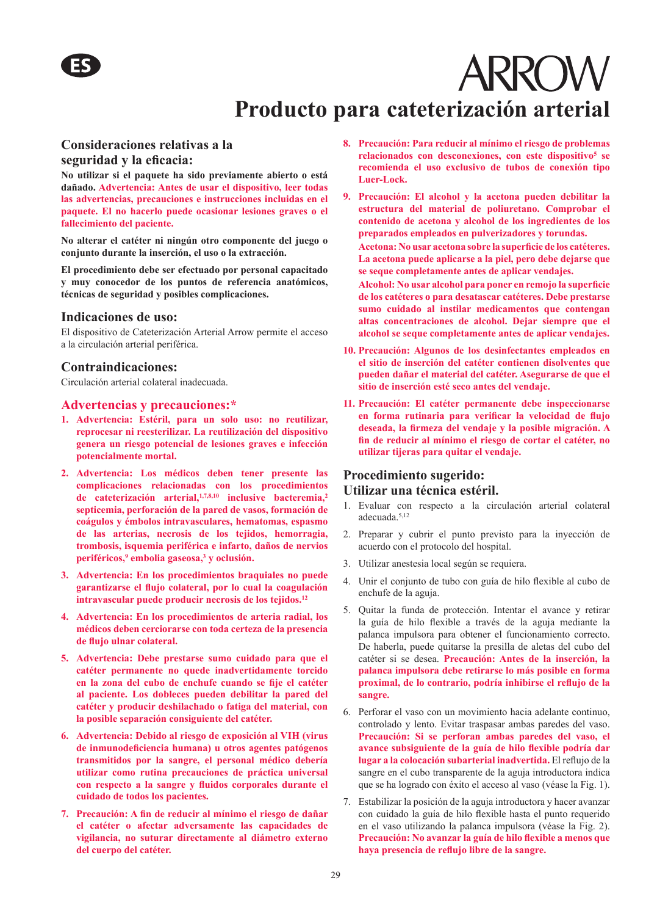ES

ARROW

# Producto para cateterización arterial

## Consideraciones relativas a la seguridad y la eficacia:

**No utilizar si el paquete ha sido previamente abierto o está dañado. Advertencia: Antes de usar el dispositivo, leer todas las advertencias, precauciones e instrucciones incluidas en el paquete. El no hacerlo puede ocasionar lesiones graves o el fallecimiento del paciente.**

**No alterar el catéter ni ningún otro componente del juego o conjunto durante la inserción, el uso o la extracción.**

**El procedimiento debe ser efectuado por personal capacitado y muy conocedor de los puntos de referencia anatómicos, técnicas de seguridad y posibles complicaciones.**

## Indicaciones de uso:

El dispositivo de Cateterización Arterial Arrow permite el acceso a la circulación arterial periférica.

## Contraindicaciones:

Circulación arterial colateral inadecuada.

## Advertencias y precauciones:*

1. **Advertencia: Estéril, para un solo uso: no reutilizar, reprocesar ni reesterilizar. La reutilización del dispositivo genera un riesgo potencial de lesiones graves e infección potencialmente mortal.**

2. **Advertencia: Los médicos deben tener presente las complicaciones relacionadas con los procedimientos de cateterización arterial,[1,7,8,10] inclusive bacteremia,[2] septicemia, perforación de la pared de vasos, formación de coágulos y émbolos intravasculares, hematomas, espasmo de las arterias, necrosis de los tejidos, hemorragia, trombosis, isquemia periférica e infarto, daños de nervios periféricos,[9] embolia gaseosa,[3] y oclusión.**

3. **Advertencia: En los procedimientos braquiales no puede garantizarse el flujo colateral, por lo cual la coagulación intravascular puede producir necrosis de los tejidos.[12]**

4. **Advertencia: En los procedimientos de arteria radial, los médicos deben cerciorarse con toda certeza de la presencia de flujo ulnar colateral.**

5. **Advertencia: Debe prestarse sumo cuidado para que el catéter permanente no quede inadvertidamente torcido en la zona del cubo de enchufe cuando se fije el catéter al paciente. Los dobleces pueden debilitar la pared del catéter y producir deshilachado o fatiga del material, con la posible separación consiguiente del catéter.**

6. **Advertencia: Debido al riesgo de exposición al VIH (virus de inmunodeficiencia humana) u otros agentes patógenos transmitidos por la sangre, el personal médico debería utilizar como rutina precauciones de práctica universal con respecto a la sangre y fluidos corporales durante el cuidado de todos los pacientes.**

7. **Precaución: A fin de reducir al mínimo el riesgo de dañar el catéter o afectar adversamente las capacidades de vigilancia, no suturar directamente al diámetro externo del cuerpo del catéter.**

8. **Precaución: Para reducir al mínimo el riesgo de problemas relacionados con desconexiones, con este dispositivo[5] se recomienda el uso exclusivo de tubos de conexión tipo Luer-Lock.**

9. **Precaución: El alcohol y la acetona pueden debilitar la estructura del material de poliuretano. Comprobar el contenido de acetona y alcohol de los ingredientes de los preparados empleados en pulverizadores y torundas.**
   **Acetona: No usar acetona sobre la superficie de los catéteres. La acetona puede aplicarse a la piel, pero debe dejarse que se seque completamente antes de aplicar vendajes.**
   **Alcohol: No usar alcohol para poner en remojo la superficie de los catéteres o para desatascar catéteres. Debe prestarse sumo cuidado al instilar medicamentos que contengan altas concentraciones de alcohol. Dejar siempre que el alcohol se seque completamente antes de aplicar vendajes.**

10. **Precaución: Algunos de los desinfectantes empleados en el sitio de inserción del catéter contienen disolventes que pueden dañar el material del catéter. Asegurarse de que el sitio de inserción esté seco antes del vendaje.**

11. **Precaución: El catéter permanente debe inspeccionarse en forma rutinaria para verificar la velocidad de flujo deseada, la firmeza del vendaje y la posible migración. A fin de reducir al mínimo el riesgo de cortar el catéter, no utilizar tijeras para quitar el vendaje.**

## Procedimiento sugerido: Utilizar una técnica estéril.

1. Evaluar con respecto a la circulación arterial colateral adecuada.[5,12]

2. Preparar y cubrir el punto previsto para la inyección de acuerdo con el protocolo del hospital.

3. Utilizar anestesia local según se requiera.

4. Unir el conjunto de tubo con guía de hilo flexible al cubo de enchufe de la aguja.

5. Quitar la funda de protección. Intentar el avance y retirar la guía de hilo flexible a través de la aguja mediante la palanca impulsora para obtener el funcionamiento correcto. De haberla, puede quitarse la presilla de aletas del cubo del catéter si se desea. **Precaución: Antes de la inserción, la palanca impulsora debe retirarse lo más posible en forma proximal, de lo contrario, podría inhibirse el reflujo de la sangre.**

6. Perforar el vaso con un movimiento hacia adelante continuo, controlado y lento. Evitar traspasar ambas paredes del vaso. **Precaución: Si se perforan ambas paredes del vaso, el avance subsiguiente de la guía de hilo flexible podría dar lugar a la colocación subarterial inadvertida.** El reflujo de la sangre en el cubo transparente de la aguja introductora indica que se ha logrado con éxito el acceso al vaso (véase la Fig. 1).

7. Estabilizar la posición de la aguja introductora y hacer avanzar con cuidado la guía de hilo flexible hasta el punto requerido en el vaso utilizando la palanca impulsora (véase la Fig. 2). **Precaución: No avanzar la guía de hilo flexible a menos que haya presencia de reflujo libre de la sangre.**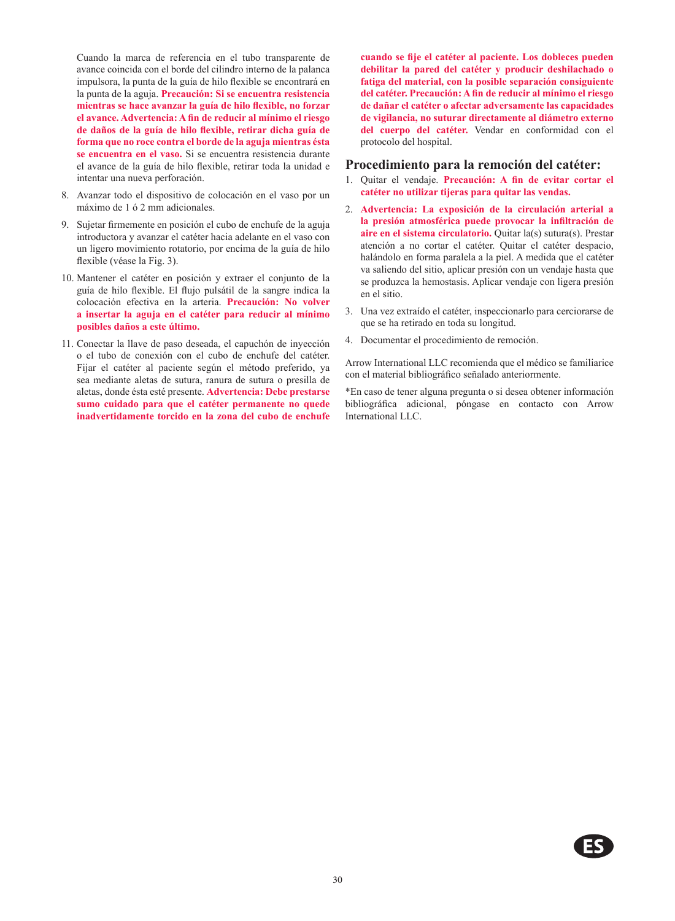Cuando la marca de referencia en el tubo transparente de avance coincida con el borde del cilindro interno de la palanca impulsora, la punta de la guía de hilo flexible se encontrará en la punta de la aguja. **Precaución: Si se encuentra resistencia mientras se hace avanzar la guía de hilo flexible, no forzar el avance. Advertencia: A fin de reducir al mínimo el riesgo de daños de la guía de hilo flexible, retirar dicha guía de forma que no roce contra el borde de la aguja mientras ésta se encuentra en el vaso.** Si se encuentra resistencia durante el avance de la guía de hilo flexible, retirar toda la unidad e intentar una nueva perforación.

8. Avanzar todo el dispositivo de colocación en el vaso por un máximo de 1 ó 2 mm adicionales.
9. Sujetar firmemente en posición el cubo de enchufe de la aguja introductora y avanzar el catéter hacia adelante en el vaso con un ligero movimiento rotatorio, por encima de la guía de hilo flexible (véase la Fig. 3).
10. Mantener el catéter en posición y extraer el conjunto de la guía de hilo flexible. El flujo pulsátil de la sangre indica la colocación efectiva en la arteria. **Precaución: No volver a insertar la aguja en el catéter para reducir al mínimo posibles daños a este último.**
11. Conectar la llave de paso deseada, el capuchón de inyección o el tubo de conexión con el cubo de enchufe del catéter. Fijar el catéter al paciente según el método preferido, ya sea mediante aletas de sutura, ranura de sutura o presilla de aletas, donde ésta esté presente. **Advertencia: Debe prestarse sumo cuidado para que el catéter permanente no quede inadvertidamente torcido en la zona del cubo de enchufe cuando se fije el catéter al paciente. Los dobleces pueden debilitar la pared del catéter y producir deshilachado o fatiga del material, con la posible separación consiguiente del catéter. Precaución: A fin de reducir al mínimo el riesgo de dañar el catéter o afectar adversamente las capacidades de vigilancia, no suturar directamente al diámetro externo del cuerpo del catéter.** Vendar en conformidad con el protocolo del hospital.

## Procedimiento para la remoción del catéter:

1. Quitar el vendaje. **Precaución: A fin de evitar cortar el catéter no utilizar tijeras para quitar las vendas.**
2. **Advertencia: La exposición de la circulación arterial a la presión atmosférica puede provocar la infiltración de aire en el sistema circulatorio.** Quitar la(s) sutura(s). Prestar atención a no cortar el catéter. Quitar el catéter despacio, halándolo en forma paralela a la piel. A medida que el catéter va saliendo del sitio, aplicar presión con un vendaje hasta que se produzca la hemostasis. Aplicar vendaje con ligera presión en el sitio.
3. Una vez extraído el catéter, inspeccionarlo para cerciorarse de que se ha retirado en toda su longitud.
4. Documentar el procedimiento de remoción.

Arrow International LLC recomienda que el médico se familiarice con el material bibliográfico señalado anteriormente.

*En caso de tener alguna pregunta o si desea obtener información bibliográfica adicional, póngase en contacto con Arrow International LLC.

ES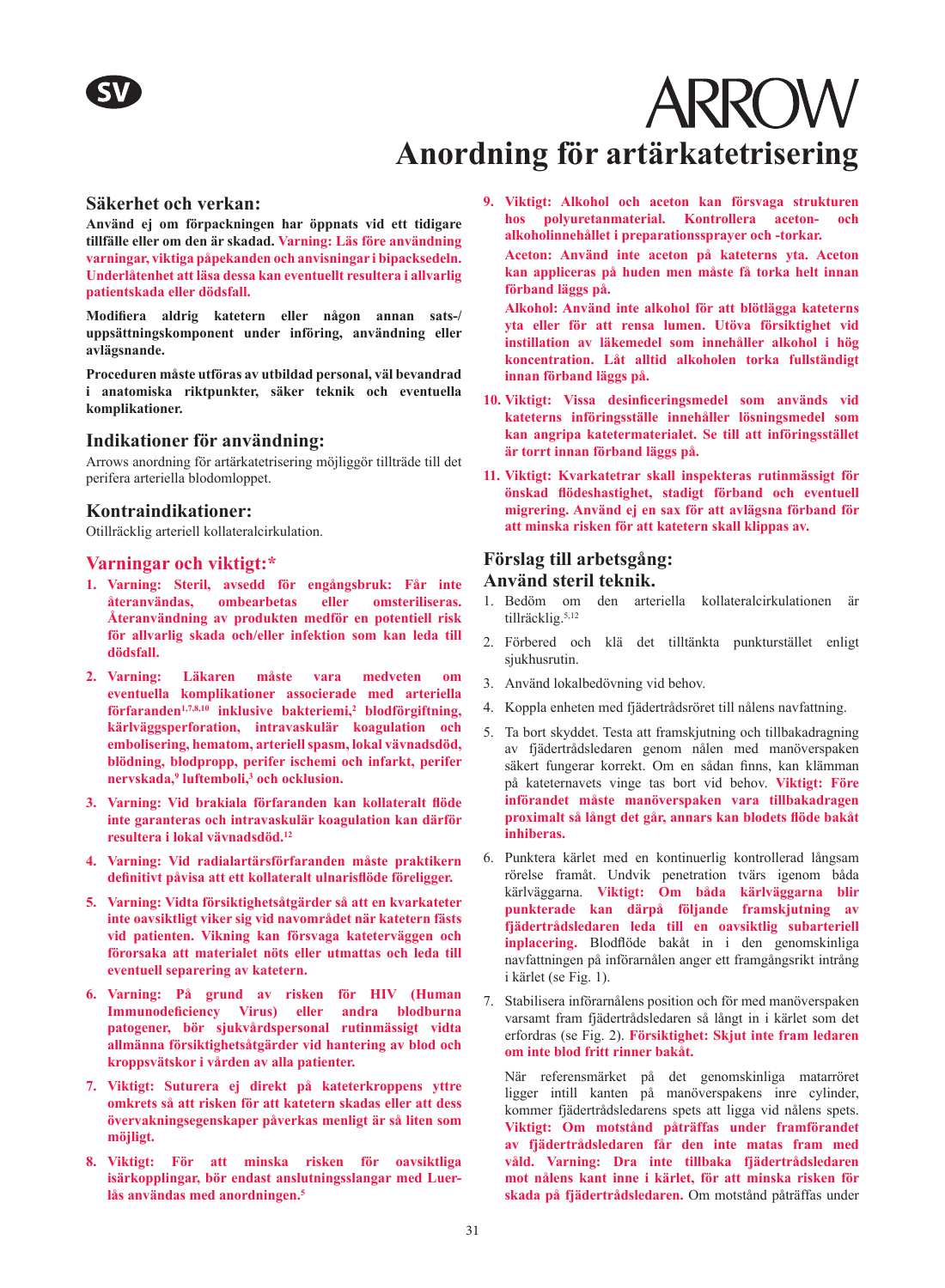SV

ARROW

# Anordning för artärkatetrisering

## Säkerhet och verkan:

**Använd ej om förpackningen har öppnats vid ett tidigare tillfälle eller om den är skadad. Varning: Läs före användning varningar, viktiga påpekanden och anvisningar i bipacksedeln. Underlåtenhet att läsa dessa kan eventuellt resultera i allvarlig patientskada eller dödsfall.**

**Modifiera aldrig katetern eller någon annan sats-/uppsättningskomponent under införing, användning eller avlägsnande.**

**Proceduren måste utföras av utbildad personal, väl bevandrad i anatomiska riktpunkter, säker teknik och eventuella komplikationer.**

## Indikationer för användning:

Arrows anordning för artärkatetrisering möjliggör tillträde till det perifera arteriella blodomloppet.

## Kontraindikationer:

Otillräcklig arteriell kollateralcirkulation.

## Varningar och viktigt:*

1. **Varning: Steril, avsedd för engångsbruk: Får inte återanvändas, ombearbetas eller omsteriliseras. Återanvändning av produkten medför en potentiell risk för allvarlig skada och/eller infektion som kan leda till dödsfall.**
2. **Varning: Läkaren måste vara medveten om eventuella komplikationer associerade med arteriella förfaranden[1,7,8,10] inklusive bakteriemi,[2] blodförgiftning, kärlväggsperforation, intravaskulär koagulation och embolisering, hematom, arteriell spasm, lokal vävnadsdöd, blödning, blodpropp, perifer ischemi och infarkt, perifer nervskada,[9] luftemboli,[3] och ocklusion.**
3. **Varning: Vid brakiala förfaranden kan kollateralt flöde inte garanteras och intravaskulär koagulation kan därför resultera i lokal vävnadsdöd.[12]**
4. **Varning: Vid radialartärsförfaranden måste praktikern definitivt påvisa att ett kollateralt ulnarisflöde föreligger.**
5. **Varning: Vidta försiktighetsåtgärder så att en kvarkateter inte oavsiktligt viker sig vid navområdet när katetern fästs vid patienten. Vikning kan försvaga kateterväggen och förorsaka att materialet nöts eller utmattas och leda till eventuell separering av katetern.**
6. **Varning: På grund av risken för HIV (Human Immunodeficiency Virus) eller andra blodburna patogener, bör sjukvårdspersonal rutinmässigt vidta allmänna försiktighetsåtgärder vid hantering av blod och kroppsvätskor i vården av alla patienter.**
7. **Viktigt: Suturera ej direkt på kateterkroppens yttre omkrets så att risken för att katetern skadas eller att dess övervakningsegenskaper påverkas menligt är så liten som möjligt.**
8. **Viktigt: För att minska risken för oavsiktliga isärkopplingar, bör endast anslutningsslangar med Luer-lås användas med anordningen.[5]**
9. **Viktigt: Alkohol och aceton kan försvaga strukturen hos polyuretanmaterial. Kontrollera aceton- och alkoholinnehållet i preparationssprayer och -torkar.**

   **Aceton: Använd inte aceton på kateterns yta. Aceton kan appliceras på huden men måste få torka helt innan förband läggs på.**

   **Alkohol: Använd inte alkohol för att blötlägga kateterns yta eller för att rensa lumen. Utöva försiktighet vid instillation av läkemedel som innehåller alkohol i hög koncentration. Låt alltid alkoholen torka fullständigt innan förband läggs på.**
10. **Viktigt: Vissa desinficeringsmedel som används vid kateterns införingsställe innehåller lösningsmedel som kan angripa katetermaterialet. Se till att införingsstället är torrt innan förband läggs på.**
11. **Viktigt: Kvarkatetrar skall inspekteras rutinmässigt för önskad flödeshastighet, stadigt förband och eventuell migrering. Använd ej en sax för att avlägsna förband för att minska risken för att katetern skall klippas av.**

## Förslag till arbetsgång:
## Använd steril teknik.

1. Bedöm om den arteriella kollateralcirkulationen är tillräcklig.[5,12]
2. Förbered och klä det tilltänkta punkturstället enligt sjukhusrutin.
3. Använd lokalbedövning vid behov.
4. Koppla enheten med fjädertrådsröret till nålens navfattning.
5. Ta bort skyddet. Testa att framskjutning och tillbakadragning av fjädertrådsledaren genom nålen med manöverspaken säkert fungerar korrekt. Om en sådan finns, kan klämman på kateternavets vinge tas bort vid behov. **Viktigt: Före införandet måste manöverspaken vara tillbakadragen proximalt så långt det går, annars kan blodets flöde bakåt inhiberas.**
6. Punktera kärlet med en kontinuerlig kontrollerad långsam rörelse framåt. Undvik penetration tvärs igenom båda kärlväggarna. **Viktigt: Om båda kärlväggarna blir punkterade kan därpå följande framskjutning av fjädertrådsledaren leda till en oavsiktlig subarteriell inplacering.** Blodflöde bakåt in i den genomskinliga navfattningen på införarnålen anger ett framgångsrikt intrång i kärlet (se Fig. 1).
7. Stabilisera införarnålens position och för med manöverspaken varsamt fram fjädertrådsledaren så långt in i kärlet som det erfordras (se Fig. 2). **Försiktighet: Skjut inte fram ledaren om inte blod fritt rinner bakåt.**

   När referensmärket på det genomskinliga matarröret ligger intill kanten på manöverspakens inre cylinder, kommer fjädertrådsledarens spets att ligga vid nålens spets. **Viktigt: Om motstånd påträffas under framförandet av fjädertrådsledaren får den inte matas fram med våld. Varning: Dra inte tillbaka fjädertrådsledaren mot nålens kant inne i kärlet, för att minska risken för skada på fjädertrådsledaren.** Om motstånd påträffas under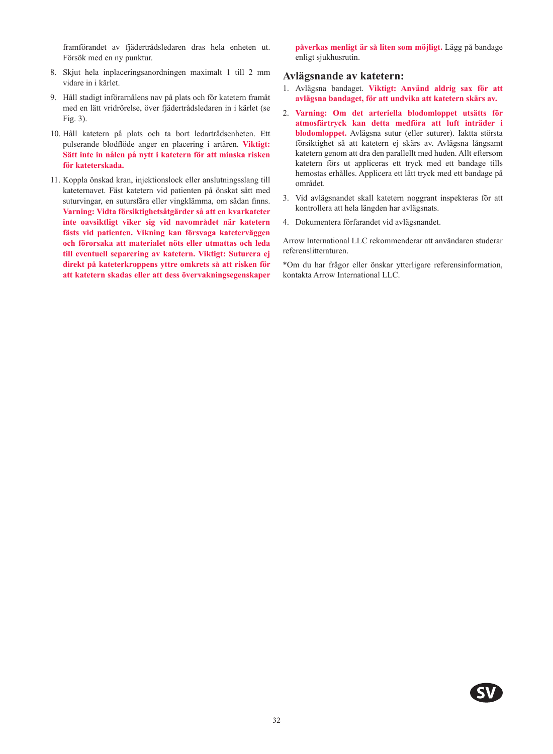framförandet av fjädertrådsledaren dras hela enheten ut. Försök med en ny punktur.

8. Skjut hela inplaceringsanordningen maximalt 1 till 2 mm vidare in i kärlet.

9. Håll stadigt införarnålens nav på plats och för katetern framåt med en lätt vridrörelse, över fjädertrådsledaren in i kärlet (se Fig. 3).

10. Håll katetern på plats och ta bort ledartrådsenheten. Ett pulserande blodflöde anger en placering i artären. **Viktigt: Sätt inte in nålen på nytt i katetern för att minska risken för kateterskada.**

11. Koppla önskad kran, injektionslock eller anslutningsslang till kateternavet. Fäst katetern vid patienten på önskat sätt med suturvingar, en sutursfåra eller vingklämma, om sådan finns. **Varning: Vidta försiktighetsåtgärder så att en kvarkateter inte oavsiktligt viker sig vid navområdet när katetern fästs vid patienten. Vikning kan försvaga kateterväggen och förorsaka att materialet nöts eller utmattas och leda till eventuell separering av katetern. Viktigt: Suturera ej direkt på kateterkroppens yttre omkrets så att risken för att katetern skadas eller att dess övervakningsegenskaper påverkas menligt är så liten som möjligt.** Lägg på bandage enligt sjukhusrutin.

## Avlägsnande av katetern:

1. Avlägsna bandaget. **Viktigt: Använd aldrig sax för att avlägsna bandaget, för att undvika att katetern skärs av.**

2. **Varning: Om det arteriella blodomloppet utsätts för atmosfärtryck kan detta medföra att luft inträder i blodomloppet.** Avlägsna sutur (eller suturer). Iaktta största försiktighet så att katetern ej skärs av. Avlägsna långsamt katetern genom att dra den parallellt med huden. Allt eftersom katetern förs ut appliceras ett tryck med ett bandage tills hemostas erhålles. Applicera ett lätt tryck med ett bandage på området.

3. Vid avlägsnandet skall katetern noggrant inspekteras för att kontrollera att hela längden har avlägsnats.

4. Dokumentera förfarandet vid avlägsnandet.

Arrow International LLC rekommenderar att användaren studerar referenslitteraturen.

*Om du har frågor eller önskar ytterligare referensinformation, kontakta Arrow International LLC.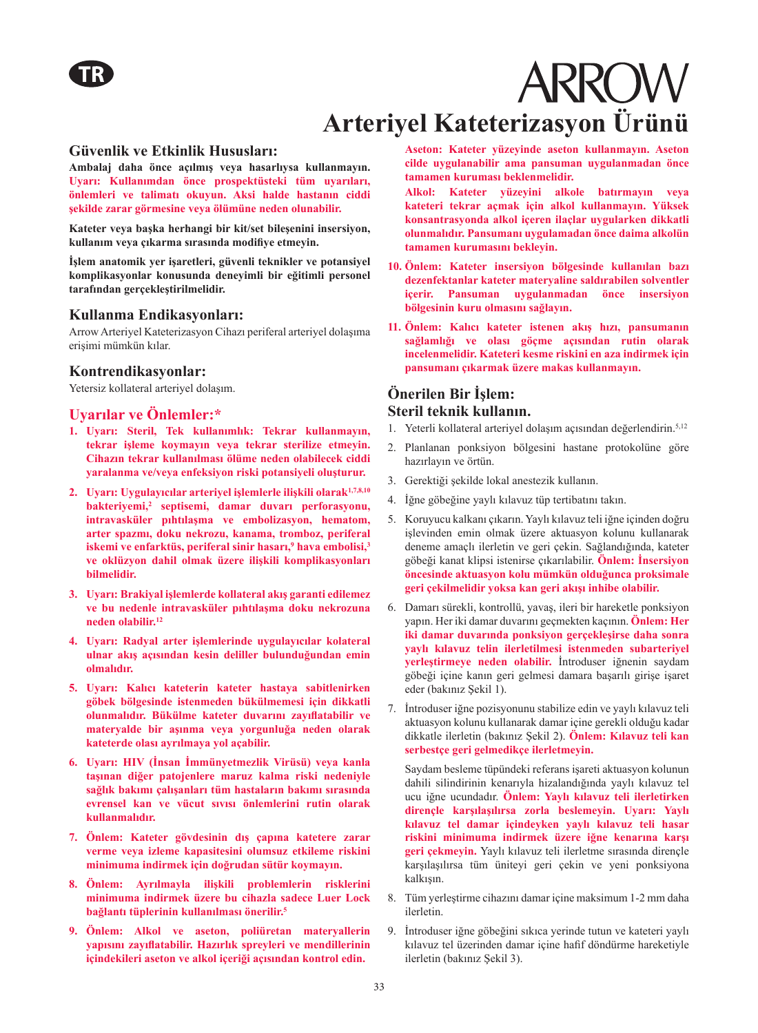# Arteriyel Kateterizasyon Ürünü

## Güvenlik ve Etkinlik Hususları:

**Ambalaj daha önce açılmış veya hasarlıysa kullanmayın. Uyarı: Kullanımdan önce prospektüsteki tüm uyarıları, önlemleri ve talimatı okuyun. Aksi halde hastanın ciddi şekilde zarar görmesine veya ölümüne neden olunabilir.**

**Kateter veya başka herhangi bir kit/set bileşenini insersiyon, kullanım veya çıkarma sırasında modifiye etmeyin.**

**İşlem anatomik yer işaretleri, güvenli teknikler ve potansiyel komplikasyonlar konusunda deneyimli bir eğitimli personel tarafından gerçekleştirilmelidir.**

## Kullanma Endikasyonları:

Arrow Arteriyel Kateterizasyon Cihazı periferal arteriyel dolaşıma erişimi mümkün kılar.

## Kontrendikasyonlar:

Yetersiz kollateral arteriyel dolaşım.

## Uyarılar ve Önlemler:*

1. **Uyarı: Steril, Tek kullanımlık: Tekrar kullanmayın, tekrar işleme koymayın veya tekrar sterilize etmeyin. Cihazın tekrar kullanılması ölüme neden olabilecek ciddi yaralanma ve/veya enfeksiyon riski potansiyeli oluşturur.**
2. **Uyarı: Uygulayıcılar arteriyel işlemlerle ilişkili olarak[1,7,8,10] bakteriyemi,[2] septisemi, damar duvarı perforasyonu, intravasküler pıhtılaşma ve embolizasyon, hematom, arter spazmı, doku nekrozu, kanama, tromboz, periferal iskemi ve enfarktüs, periferal sinir hasarı,[9] hava embolisi,[3] ve oklüzyon dahil olmak üzere ilişkili komplikasyonları bilmelidir.**
3. **Uyarı: Brakiyal işlemlerde kollateral akış garanti edilemez ve bu nedenle intravasküler pıhtılaşma doku nekrozuna neden olabilir.[12]**
4. **Uyarı: Radyal arter işlemlerinde uygulayıcılar kolateral ulnar akış açısından kesin deliller bulunduğundan emin olmalıdır.**
5. **Uyarı: Kalıcı kateterin kateter hastaya sabitlenirken göbek bölgesinde istenmeden bükülmemesi için dikkatli olunmalıdır. Bükülme kateter duvarını zayıflatabilir ve materyalde bir aşınma veya yorgunluğa neden olarak kateterde olası ayrılmaya yol açabilir.**
6. **Uyarı: HIV (İnsan İmmünyetmezlik Virüsü) veya kanla taşınan diğer patojenlere maruz kalma riski nedeniyle sağlık bakımı çalışanları tüm hastaların bakımı sırasında evrensel kan ve vücut sıvısı önlemlerini rutin olarak kullanmalıdır.**
7. **Önlem: Kateter gövdesinin dış çapına katetere zarar verme veya izleme kapasitesini olumsuz etkileme riskini minimuma indirmek için doğrudan sütür koymayın.**
8. **Önlem: Ayrılmayla ilişkili problemlerin risklerini minimuma indirmek üzere bu cihazla sadece Luer Lock bağlantı tüplerinin kullanılması önerilir.[5]**
9. **Önlem: Alkol ve aseton, poliüretan materyallerin yapısını zayıflatabilir. Hazırlık spreyleri ve mendillerinin içindekileri aseton ve alkol içeriği açısından kontrol edin.**

   **Aseton: Kateter yüzeyinde aseton kullanmayın. Aseton cilde uygulanabilir ama pansuman uygulanmadan önce tamamen kuruması beklenmelidir.**

   **Alkol: Kateter yüzeyini alkole batırmayın veya kateteri tekrar açmak için alkol kullanmayın. Yüksek konsantrasyonda alkol içeren ilaçlar uygularken dikkatli olunmalıdır. Pansumanı uygulamadan önce daima alkolün tamamen kurumasını bekleyin.**
10. **Önlem: Kateter insersiyon bölgesinde kullanılan bazı dezenfektanlar kateter materyaline saldırabilen solventler içerir. Pansuman uygulanmadan önce insersiyon bölgesinin kuru olmasını sağlayın.**
11. **Önlem: Kalıcı kateter istenen akış hızı, pansumanın sağlamlığı ve olası göçme açısından rutin olarak incelenmelidir. Kateteri kesme riskini en aza indirmek için pansumanı çıkarmak üzere makas kullanmayın.**

## Önerilen Bir İşlem:
## Steril teknik kullanın.

1. Yeterli kollateral arteriyel dolaşım açısından değerlendirin.[5,12]
2. Planlanan ponksiyon bölgesini hastane protokolüne göre hazırlayın ve örtün.
3. Gerektiği şekilde lokal anestezik kullanın.
4. İğne göbeğine yaylı kılavuz tüp tertibatını takın.
5. Koruyucu kalkanı çıkarın. Yaylı kılavuz teli iğne içinden doğru işlevinden emin olmak üzere aktuasyon kolunu kullanarak deneme amaçlı ilerletin ve geri çekin. Sağlandığında, kateter göbeği kanat klipsi istenirse çıkarılabilir. **Önlem: İnsersiyon öncesinde aktuasyon kolu mümkün olduğunca proksimale geri çekilmelidir yoksa kan geri akışı inhibe olabilir.**
6. Damarı sürekli, kontrollü, yavaş, ileri bir hareketle ponksiyon yapın. Her iki damar duvarını geçmekten kaçının. **Önlem: Her iki damar duvarında ponksiyon gerçekleşirse daha sonra yaylı kılavuz telin ilerletilmesi istenmeden subarteriyel yerleştirmeye neden olabilir.** İntroduser iğnenin saydam göbeği içine kanın geri gelmesi damara başarılı girişe işaret eder (bakınız Şekil 1).
7. İntroduser iğne pozisyonunu stabilize edin ve yaylı kılavuz teli aktuasyon kolunu kullanarak damar içine gerekli olduğu kadar dikkatle ilerletin (bakınız Şekil 2). **Önlem: Kılavuz teli kan serbestçe geri gelmedikçe ilerletmeyin.**

   Saydam besleme tüpündeki referans işareti aktuasyon kolunun dahili silindirinin kenarıyla hizalandığında yaylı kılavuz tel ucu iğne ucundadır. **Önlem: Yaylı kılavuz teli ilerletirken dirençle karşılaşılırsa zorla beslemeyin. Uyarı: Yaylı kılavuz tel damar içindeyken yaylı kılavuz teli hasar riskini minimuma indirmek üzere iğne kenarına karşı geri çekmeyin.** Yaylı kılavuz teli ilerletme sırasında dirençle karşılaşılırsa tüm üniteyi geri çekin ve yeni ponksiyona kalkışın.
8. Tüm yerleştirme cihazını damar içine maksimum 1-2 mm daha ilerletin.
9. İntroduser iğne göbeğini sıkıca yerinde tutun ve kateteri yaylı kılavuz tel üzerinden damar içine hafif döndürme hareketiyle ilerletin (bakınız Şekil 3).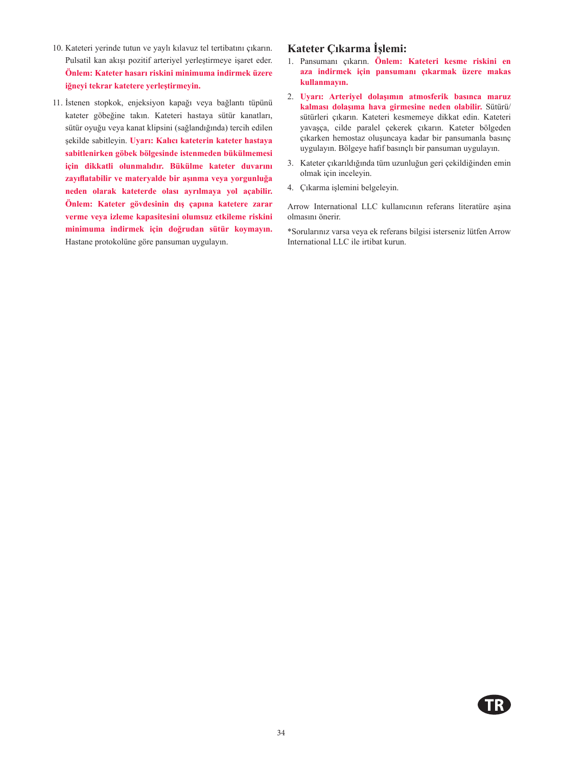10. Kateteri yerinde tutun ve yaylı kılavuz tel tertibatını çıkarın. Pulsatil kan akışı pozitif arteriyel yerleştirmeye işaret eder. **Önlem: Kateter hasarı riskini minimuma indirmek üzere iğneyi tekrar katetere yerleştirmeyin.**

11. İstenen stopkok, enjeksiyon kapağı veya bağlantı tüpünü kateter göbeğine takın. Kateteri hastaya sütür kanatları, sütür oyuğu veya kanat klipsini (sağlandığında) tercih edilen şekilde sabitleyin. **Uyarı: Kalıcı kateterin kateter hastaya sabitlenirken göbek bölgesinde istenmeden bükülmemesi için dikkatli olunmalıdır. Bükülme kateter duvarını zayıflatabilir ve materyalde bir aşınma veya yorgunluğa neden olarak kateterde olası ayrılmaya yol açabilir. Önlem: Kateter gövdesinin dış çapına katetere zarar verme veya izleme kapasitesini olumsuz etkileme riskini minimuma indirmek için doğrudan sütür koymayın.** Hastane protokolüne göre pansuman uygulayın.

## Kateter Çıkarma İşlemi:

1. Pansumanı çıkarın. **Önlem: Kateteri kesme riskini en aza indirmek için pansumanı çıkarmak üzere makas kullanmayın.**

2. **Uyarı: Arteriyel dolaşımın atmosferik basınca maruz kalması dolaşıma hava girmesine neden olabilir.** Sütürü/sütürleri çıkarın. Kateteri kesmemeye dikkat edin. Kateteri yavaşça, cilde paralel çekerek çıkarın. Kateter bölgeden çıkarken hemostaz oluşuncaya kadar bir pansumanla basınç uygulayın. Bölgeye hafif basınçlı bir pansuman uygulayın.

3. Kateter çıkarıldığında tüm uzunluğun geri çekildiğinden emin olmak için inceleyin.

4. Çıkarma işlemini belgeleyin.

Arrow International LLC kullanıcının referans literatüre aşina olmasını önerir.

*Sorularınız varsa veya ek referans bilgisi isterseniz lütfen Arrow International LLC ile irtibat kurun.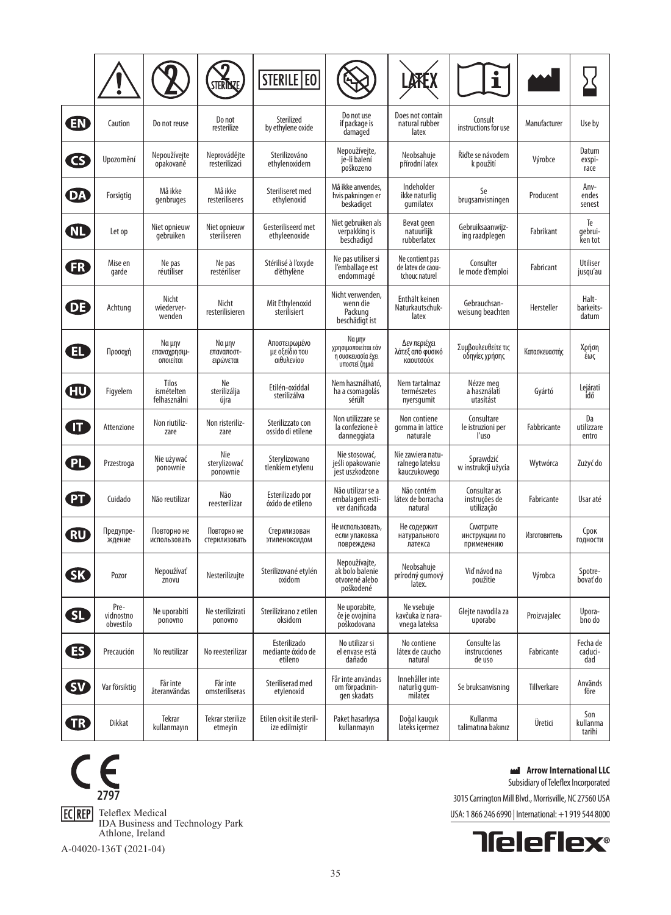| | ⚠ | ② | STERILIZE | STERILE EO | 📦 | LATEX | i | 🏭 | ⌛ |
|---|---|---|---|---|---|---|---|---|---|
| EN | Caution | Do not reuse | Do not resterilize | Sterilized by ethylene oxide | Do not use if package is damaged | Does not contain natural rubber latex | Consult instructions for use | Manufacturer | Use by |
| CS | Upozornění | Nepoužívejte opakovaně | Neprovádějte resterilizaci | Sterilizováno ethylenoxidem | Nepoužívejte, je-li balení poškozeno | Neobsahuje přírodní latex | Řiďte se návodem k použití | Výrobce | Datum exspi-race |
| DA | Forsigtig | Må ikke genbruges | Må ikke resteriliseres | Steriliseret med ethylenoxid | Må ikke anvendes, hvis pakningen er beskadiget | Indeholder ikke naturlig gumilatex | Se brugsanvisningen | Producent | Anv-endes senest |
| NL | Let op | Niet opnieuw gebruiken | Niet opnieuw steriliseren | Gesteriliseerd met ethyleenoxide | Niet gebruiken als verpakking is beschadigd | Bevat geen natuurlijk rubberlatex | Gebruiksaanwijz-ing raadplegen | Fabrikant | Te gebrui-ken tot |
| FR | Mise en garde | Ne pas réutiliser | Ne pas restériliser | Stérilisé à l'oxyde d'éthylène | Ne pas utiliser si l'emballage est endommagé | Ne contient pas de latex de caou-tchouc naturel | Consulter le mode d'emploi | Fabricant | Utiliser jusqu'au |
| DE | Achtung | Nicht wiederver-wenden | Nicht resterilisieren | Mit Ethylenoxid sterilisiert | Nicht verwenden, wenn die Packung beschädigt ist | Enthält keinen Naturkautschuk-latex | Gebrauchsan-weisung beachten | Hersteller | Halt-barkeits-datum |
| EL | Προσοχή | Να μην επαναχρησιμ-οποιείται | Να μην επαναποστ-ειρώνεται | Αποστειρωμένο με οξείδιο του αιθυλενίου | Να μην χρησιμοποιείται εάν η συσκευασία έχει υποστεί ζημιά | Δεν περιέχει λάτεξ από φυσικό καουτσούκ | Συμβουλευθείτε τις οδηγίες χρήσης | Κατασκευαστής | Χρήση έως |
| HU | Figyelem | Tilos ismételten felhasználni | Ne sterilizálja újra | Etilén-oxiddal sterilizálva | Nem használható, ha a csomagolás sérült | Nem tartalmaz természetes nyersgumit | Nézze meg a használati utasítást | Gyártó | Lejárati idő |
| IT | Attenzione | Non riutiliz-zare | Non risteriliz-zare | Sterilizzato con ossido di etilene | Non utilizzare se la confezione è danneggiata | Non contiene gomma in lattice naturale | Consultare le istruzioni per l'uso | Fabbricante | Da utilizzare entro |
| PL | Przestroga | Nie używać ponownie | Nie sterylizować ponownie | Sterylizowano tlenkiem etylenu | Nie stosować, jeśli opakowanie jest uszkodzone | Nie zawiera natu-ralnego lateksu kauczukowego | Sprawdzić w instrukcji użycia | Wytwórca | Zużyć do |
| PT | Cuidado | Não reutilizar | Não reesterilizar | Esterilizado por óxido de etileno | Não utilizar se a embalagem esti-ver danificada | Não contém látex de borracha natural | Consultar as instruções de utilização | Fabricante | Usar até |
| RU | Предупре-ждение | Повторно не использовать | Повторно не стерилизовать | Стерилизован этиленоксидом | Не использовать, если упаковка повреждена | Не содержит натурального латекса | Смотрите инструкции по применению | Изготовитель | Срок годности |
| SK | Pozor | Nepoužívať znovu | Nesterilizujte | Sterilizované etylén oxidom | Nepoužívajte, ak bolo balenie otvorené alebo poškodené | Neobsahuje prírodný gumový latex. | Viď návod na použitie | Výrobca | Spotre-bovať do |
| SL | Pre-vidnostno obvestilo | Ne uporabiti ponovno | Ne sterilizirati ponovno | Sterilizirano z etilen oksidom | Ne uporabite, če je ovojnina poškodovana | Ne vsebuje kavčuka iz nara-vnega lateksa | Glejte navodila za uporabo | Proizvajalec | Upora-bno do |
| ES | Precaución | No reutilizar | No reesterilizar | Esterilizado mediante óxido de etileno | No utilizar si el envase está dañado | No contiene látex de caucho natural | Consulte las instrucciones de uso | Fabricante | Fecha de caduci-dad |
| SV | Var försiktig | Får inte återanvändas | Får inte omsteriliseras | Steriliserad med etylenoxid | Får inte användas om förpacknin-gen skadats | Innehåller inte naturlig gum-milatex | Se bruksanvisning | Tillverkare | Används före |
| TR | Dikkat | Tekrar kullanmayın | Tekrar sterilize etmeyin | Etilen oksit ile steril-ize edilmiştir | Paket hasarlıysa kullanmayın | Doğal kauçuk lateks içermez | Kullanma talimatına bakınız | Üretici | Son kullanma tarihi |

CE 2797

EC REP Teleflex Medical
IDA Business and Technology Park
Athlone, Ireland

A-04020-136T (2021-04)

**Arrow International LLC**
Subsidiary of Teleflex Incorporated
3015 Carrington Mill Blvd., Morrisville, NC 27560 USA
USA: 1 866 246 6990 | International: +1 919 544 8000

Teleflex®